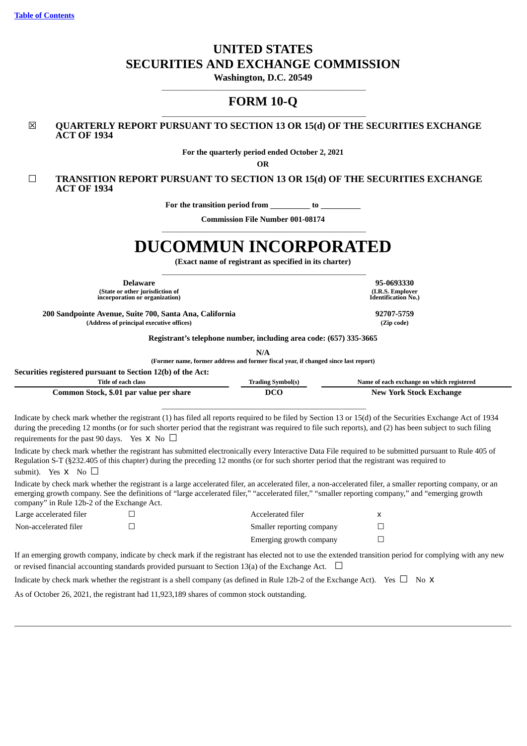[Table of Contents](#)

# UNITED STATES
# SECURITIES AND EXCHANGE COMMISSION

**Washington, D.C. 20549**

## FORM 10-Q

☒ **QUARTERLY REPORT PURSUANT TO SECTION 13 OR 15(d) OF THE SECURITIES EXCHANGE ACT OF 1934**

**For the quarterly period ended October 2, 2021**

**OR**

☐ **TRANSITION REPORT PURSUANT TO SECTION 13 OR 15(d) OF THE SECURITIES EXCHANGE ACT OF 1934**

**For the transition period from \_\_\_\_\_\_\_\_\_\_ to \_\_\_\_\_\_\_\_\_\_**

**Commission File Number 001-08174**

# DUCOMMUN INCORPORATED

**(Exact name of registrant as specified in its charter)**

| **Delaware** | **95-0693330** |
|---|---|
| **(State or other jurisdiction of incorporation or organization)** | **(I.R.S. Employer Identification No.)** |
| **200 Sandpointe Avenue, Suite 700, Santa Ana, California** | **92707-5759** |
| **(Address of principal executive offices)** | **(Zip code)** |

**Registrant's telephone number, including area code: (657) 335-3665**

**N/A**

**(Former name, former address and former fiscal year, if changed since last report)**

**Securities registered pursuant to Section 12(b) of the Act:**

| Title of each class | Trading Symbol(s) | Name of each exchange on which registered |
|---|---|---|
| **Common Stock, $.01 par value per share** | **DCO** | **New York Stock Exchange** |

Indicate by check mark whether the registrant (1) has filed all reports required to be filed by Section 13 or 15(d) of the Securities Exchange Act of 1934 during the preceding 12 months (or for such shorter period that the registrant was required to file such reports), and (2) has been subject to such filing requirements for the past 90 days. Yes x No ☐

Indicate by check mark whether the registrant has submitted electronically every Interactive Data File required to be submitted pursuant to Rule 405 of Regulation S-T (§232.405 of this chapter) during the preceding 12 months (or for such shorter period that the registrant was required to submit). Yes x No ☐

Indicate by check mark whether the registrant is a large accelerated filer, an accelerated filer, a non-accelerated filer, a smaller reporting company, or an emerging growth company. See the definitions of "large accelerated filer," "accelerated filer," "smaller reporting company," and "emerging growth company" in Rule 12b-2 of the Exchange Act.

| | | | |
|---|---|---|---|
| Large accelerated filer | ☐ | Accelerated filer | x |
| Non-accelerated filer | ☐ | Smaller reporting company | ☐ |
| | | Emerging growth company | ☐ |

If an emerging growth company, indicate by check mark if the registrant has elected not to use the extended transition period for complying with any new or revised financial accounting standards provided pursuant to Section 13(a) of the Exchange Act. ☐

Indicate by check mark whether the registrant is a shell company (as defined in Rule 12b-2 of the Exchange Act). Yes ☐ No x

As of October 26, 2021, the registrant had 11,923,189 shares of common stock outstanding.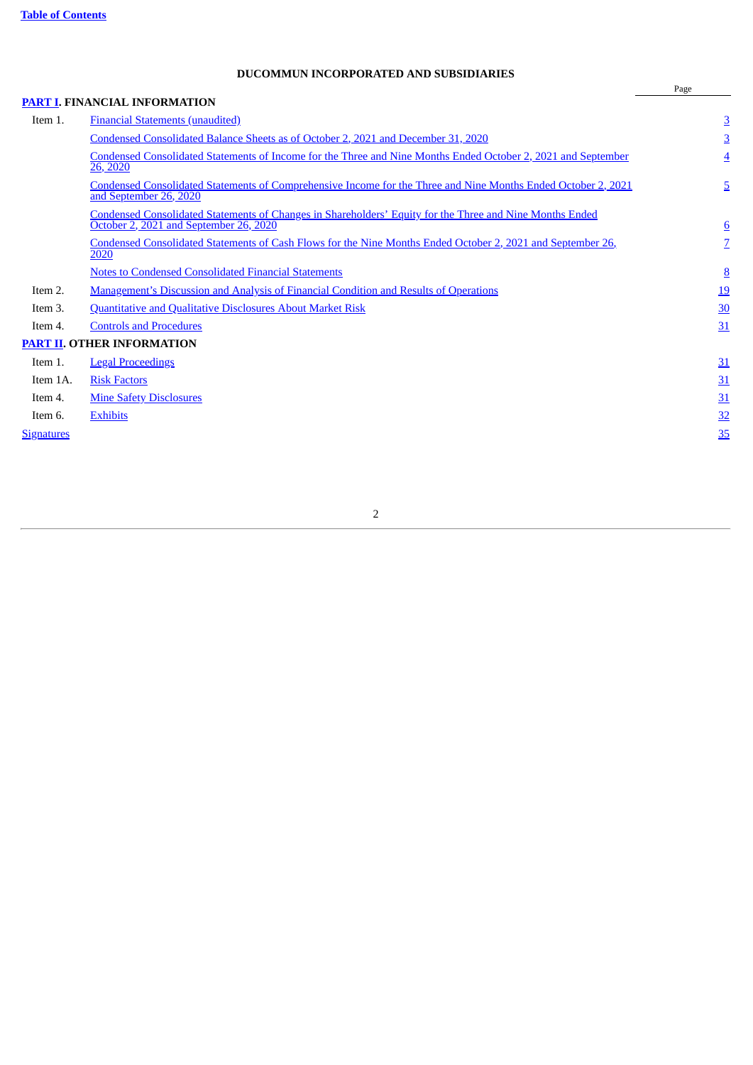Table of Contents

**DUCOMMUN INCORPORATED AND SUBSIDIARIES**

| | | Page |
|---|---|---|
| **PART I. FINANCIAL INFORMATION** | | |
| Item 1. | Financial Statements (unaudited) | 3 |
| | Condensed Consolidated Balance Sheets as of October 2, 2021 and December 31, 2020 | 3 |
| | Condensed Consolidated Statements of Income for the Three and Nine Months Ended October 2, 2021 and September 26, 2020 | 4 |
| | Condensed Consolidated Statements of Comprehensive Income for the Three and Nine Months Ended October 2, 2021 and September 26, 2020 | 5 |
| | Condensed Consolidated Statements of Changes in Shareholders' Equity for the Three and Nine Months Ended October 2, 2021 and September 26, 2020 | 6 |
| | Condensed Consolidated Statements of Cash Flows for the Nine Months Ended October 2, 2021 and September 26, 2020 | 7 |
| | Notes to Condensed Consolidated Financial Statements | 8 |
| Item 2. | Management's Discussion and Analysis of Financial Condition and Results of Operations | 19 |
| Item 3. | Quantitative and Qualitative Disclosures About Market Risk | 30 |
| Item 4. | Controls and Procedures | 31 |
| **PART II. OTHER INFORMATION** | | |
| Item 1. | Legal Proceedings | 31 |
| Item 1A. | Risk Factors | 31 |
| Item 4. | Mine Safety Disclosures | 31 |
| Item 6. | Exhibits | 32 |
| Signatures | | 35 |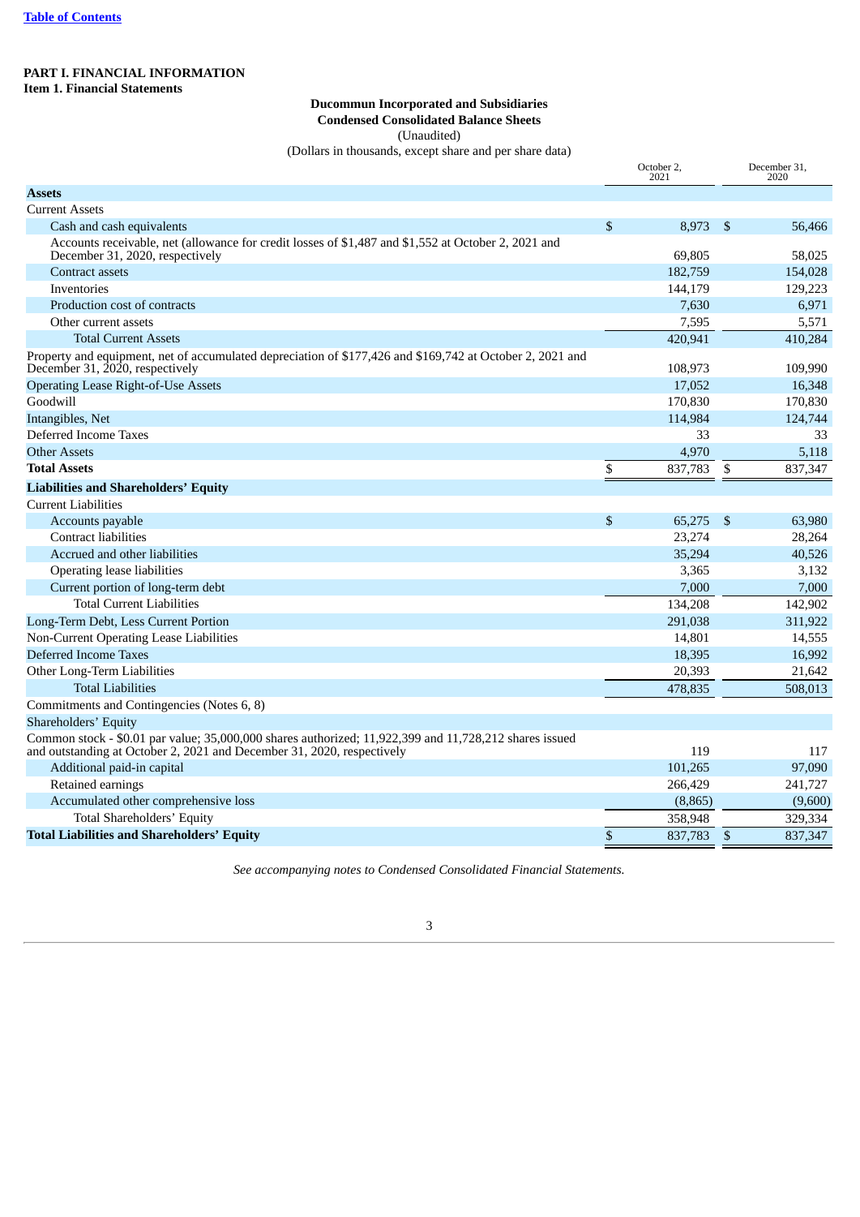**Table of Contents**

# PART I. FINANCIAL INFORMATION

## Item 1. Financial Statements

**Ducommun Incorporated and Subsidiaries**
**Condensed Consolidated Balance Sheets**
(Unaudited)
(Dollars in thousands, except share and per share data)

| | October 2, 2021 | December 31, 2020 |
|---|---|---|
| **Assets** | | |
| Current Assets | | |
| Cash and cash equivalents | $ 8,973 | $ 56,466 |
| Accounts receivable, net (allowance for credit losses of $1,487 and $1,552 at October 2, 2021 and December 31, 2020, respectively | 69,805 | 58,025 |
| Contract assets | 182,759 | 154,028 |
| Inventories | 144,179 | 129,223 |
| Production cost of contracts | 7,630 | 6,971 |
| Other current assets | 7,595 | 5,571 |
| Total Current Assets | 420,941 | 410,284 |
| Property and equipment, net of accumulated depreciation of $177,426 and $169,742 at October 2, 2021 and December 31, 2020, respectively | 108,973 | 109,990 |
| Operating Lease Right-of-Use Assets | 17,052 | 16,348 |
| Goodwill | 170,830 | 170,830 |
| Intangibles, Net | 114,984 | 124,744 |
| Deferred Income Taxes | 33 | 33 |
| Other Assets | 4,970 | 5,118 |
| **Total Assets** | $ 837,783 | $ 837,347 |
| **Liabilities and Shareholders' Equity** | | |
| Current Liabilities | | |
| Accounts payable | $ 65,275 | $ 63,980 |
| Contract liabilities | 23,274 | 28,264 |
| Accrued and other liabilities | 35,294 | 40,526 |
| Operating lease liabilities | 3,365 | 3,132 |
| Current portion of long-term debt | 7,000 | 7,000 |
| Total Current Liabilities | 134,208 | 142,902 |
| Long-Term Debt, Less Current Portion | 291,038 | 311,922 |
| Non-Current Operating Lease Liabilities | 14,801 | 14,555 |
| Deferred Income Taxes | 18,395 | 16,992 |
| Other Long-Term Liabilities | 20,393 | 21,642 |
| Total Liabilities | 478,835 | 508,013 |
| Commitments and Contingencies (Notes 6, 8) | | |
| Shareholders' Equity | | |
| Common stock - $0.01 par value; 35,000,000 shares authorized; 11,922,399 and 11,728,212 shares issued and outstanding at October 2, 2021 and December 31, 2020, respectively | 119 | 117 |
| Additional paid-in capital | 101,265 | 97,090 |
| Retained earnings | 266,429 | 241,727 |
| Accumulated other comprehensive loss | (8,865) | (9,600) |
| Total Shareholders' Equity | 358,948 | 329,334 |
| **Total Liabilities and Shareholders' Equity** | $ 837,783 | $ 837,347 |

*See accompanying notes to Condensed Consolidated Financial Statements.*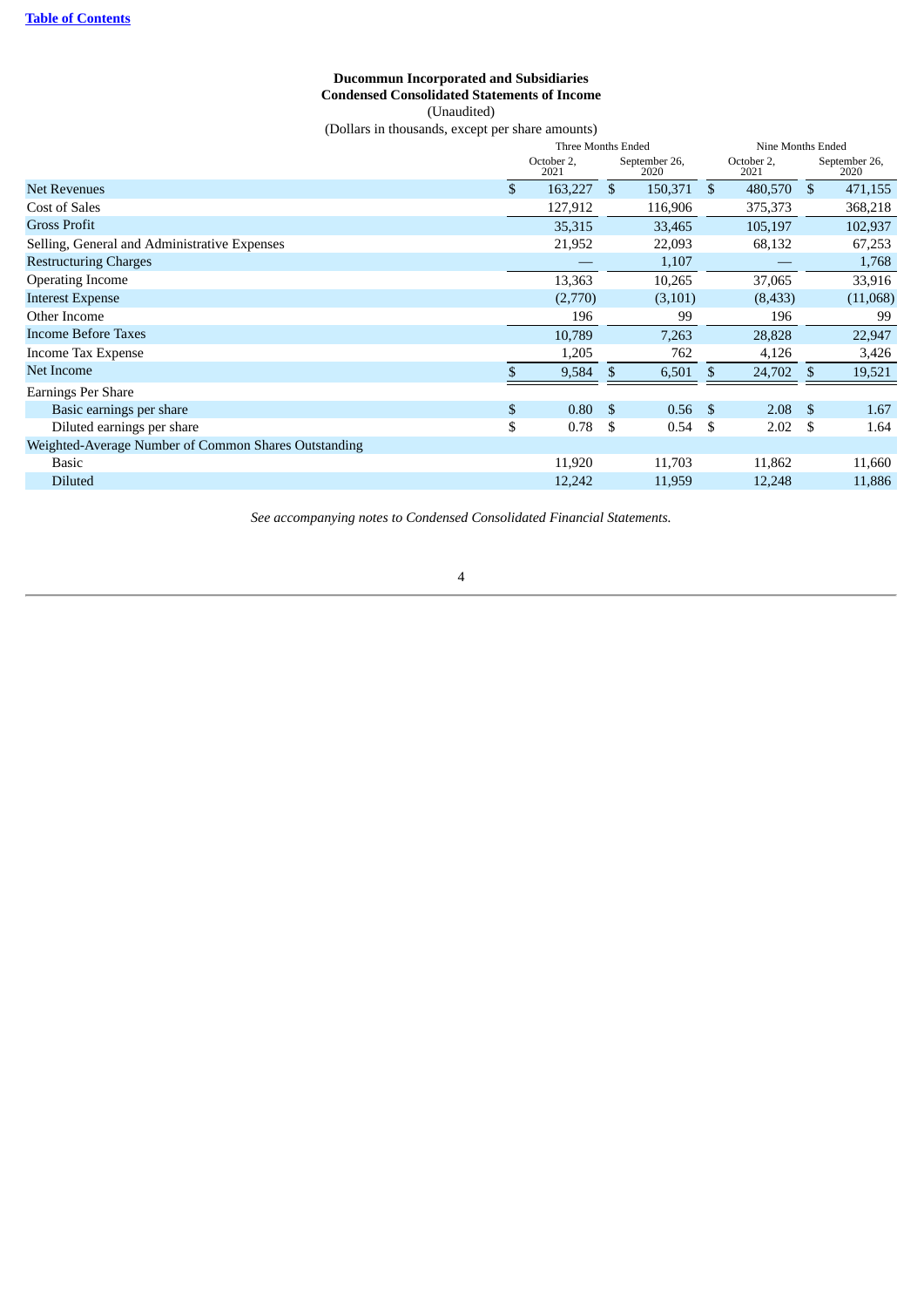**Ducommun Incorporated and Subsidiaries**
**Condensed Consolidated Statements of Income**
(Unaudited)
(Dollars in thousands, except per share amounts)

| | Three Months Ended | | Nine Months Ended | |
|---|---|---|---|---|
| | October 2, 2021 | September 26, 2020 | October 2, 2021 | September 26, 2020 |
| Net Revenues | $ 163,227 | $ 150,371 | $ 480,570 | $ 471,155 |
| Cost of Sales | 127,912 | 116,906 | 375,373 | 368,218 |
| Gross Profit | 35,315 | 33,465 | 105,197 | 102,937 |
| Selling, General and Administrative Expenses | 21,952 | 22,093 | 68,132 | 67,253 |
| Restructuring Charges | — | 1,107 | — | 1,768 |
| Operating Income | 13,363 | 10,265 | 37,065 | 33,916 |
| Interest Expense | (2,770) | (3,101) | (8,433) | (11,068) |
| Other Income | 196 | 99 | 196 | 99 |
| Income Before Taxes | 10,789 | 7,263 | 28,828 | 22,947 |
| Income Tax Expense | 1,205 | 762 | 4,126 | 3,426 |
| Net Income | $ 9,584 | $ 6,501 | $ 24,702 | $ 19,521 |
| Earnings Per Share | | | | |
| Basic earnings per share | $ 0.80 | $ 0.56 | $ 2.08 | $ 1.67 |
| Diluted earnings per share | $ 0.78 | $ 0.54 | $ 2.02 | $ 1.64 |
| Weighted-Average Number of Common Shares Outstanding | | | | |
| Basic | 11,920 | 11,703 | 11,862 | 11,660 |
| Diluted | 12,242 | 11,959 | 12,248 | 11,886 |

*See accompanying notes to Condensed Consolidated Financial Statements.*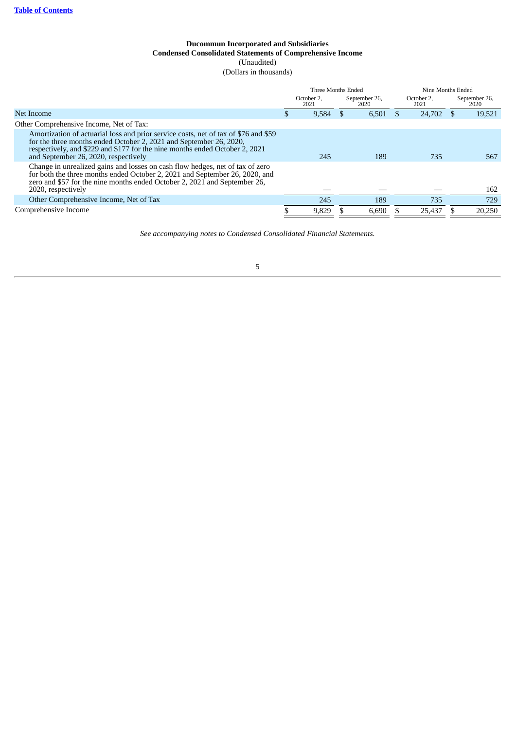**Ducommun Incorporated and Subsidiaries**
**Condensed Consolidated Statements of Comprehensive Income**
(Unaudited)
(Dollars in thousands)

| | Three Months Ended | | Nine Months Ended | |
|---|---|---|---|---|
| | October 2, 2021 | September 26, 2020 | October 2, 2021 | September 26, 2020 |
| Net Income | $ 9,584 | $ 6,501 | $ 24,702 | $ 19,521 |
| Other Comprehensive Income, Net of Tax: | | | | |
| Amortization of actuarial loss and prior service costs, net of tax of $76 and $59 for the three months ended October 2, 2021 and September 26, 2020, respectively, and $229 and $177 for the nine months ended October 2, 2021 and September 26, 2020, respectively | 245 | 189 | 735 | 567 |
| Change in unrealized gains and losses on cash flow hedges, net of tax of zero for both the three months ended October 2, 2021 and September 26, 2020, and zero and $57 for the nine months ended October 2, 2021 and September 26, 2020, respectively | — | — | — | 162 |
| Other Comprehensive Income, Net of Tax | 245 | 189 | 735 | 729 |
| Comprehensive Income | $ 9,829 | $ 6,690 | $ 25,437 | $ 20,250 |

*See accompanying notes to Condensed Consolidated Financial Statements.*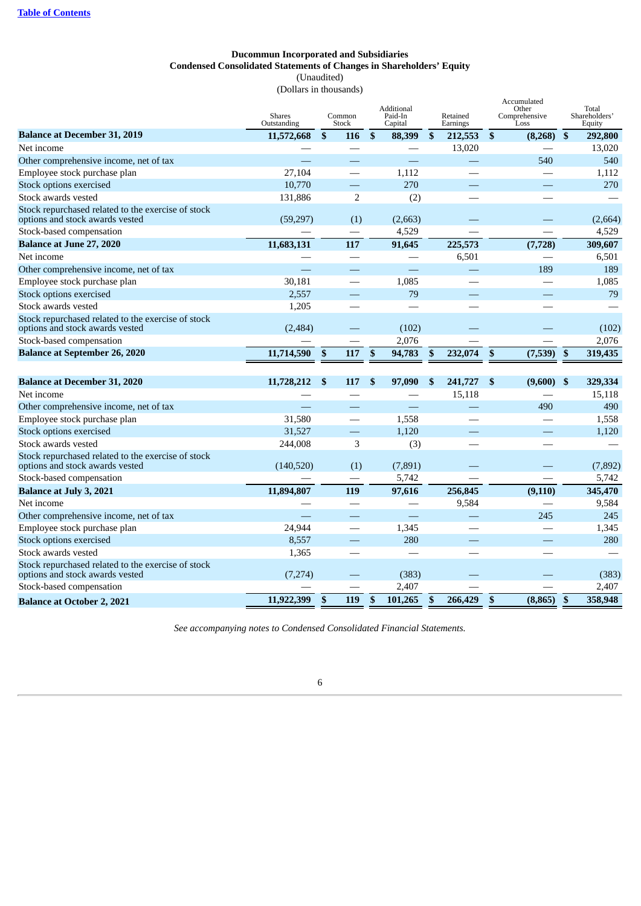[Table of Contents](#)

**Ducommun Incorporated and Subsidiaries**
**Condensed Consolidated Statements of Changes in Shareholders' Equity**
(Unaudited)
(Dollars in thousands)

| | Shares Outstanding | Common Stock | Additional Paid-In Capital | Retained Earnings | Accumulated Other Comprehensive Loss | Total Shareholders' Equity |
|---|---|---|---|---|---|---|
| **Balance at December 31, 2019** | **11,572,668** | **$ 116** | **$ 88,399** | **$ 212,553** | **$ (8,268)** | **$ 292,800** |
| Net income | — | — | — | 13,020 | — | 13,020 |
| Other comprehensive income, net of tax | — | — | — | — | 540 | 540 |
| Employee stock purchase plan | 27,104 | — | 1,112 | — | — | 1,112 |
| Stock options exercised | 10,770 | — | 270 | — | — | 270 |
| Stock awards vested | 131,886 | 2 | (2) | — | — | — |
| Stock repurchased related to the exercise of stock options and stock awards vested | (59,297) | (1) | (2,663) | — | — | (2,664) |
| Stock-based compensation | — | — | 4,529 | — | — | 4,529 |
| **Balance at June 27, 2020** | **11,683,131** | **117** | **91,645** | **225,573** | **(7,728)** | **309,607** |
| Net income | — | — | — | 6,501 | — | 6,501 |
| Other comprehensive income, net of tax | — | — | — | — | 189 | 189 |
| Employee stock purchase plan | 30,181 | — | 1,085 | — | — | 1,085 |
| Stock options exercised | 2,557 | — | 79 | — | — | 79 |
| Stock awards vested | 1,205 | — | — | — | — | — |
| Stock repurchased related to the exercise of stock options and stock awards vested | (2,484) | — | (102) | — | — | (102) |
| Stock-based compensation | — | — | 2,076 | — | — | 2,076 |
| **Balance at September 26, 2020** | **11,714,590** | **$ 117** | **$ 94,783** | **$ 232,074** | **$ (7,539)** | **$ 319,435** |
| | | | | | | |
| **Balance at December 31, 2020** | **11,728,212** | **$ 117** | **$ 97,090** | **$ 241,727** | **$ (9,600)** | **$ 329,334** |
| Net income | — | — | — | 15,118 | — | 15,118 |
| Other comprehensive income, net of tax | — | — | — | — | 490 | 490 |
| Employee stock purchase plan | 31,580 | — | 1,558 | — | — | 1,558 |
| Stock options exercised | 31,527 | — | 1,120 | — | — | 1,120 |
| Stock awards vested | 244,008 | 3 | (3) | — | — | — |
| Stock repurchased related to the exercise of stock options and stock awards vested | (140,520) | (1) | (7,891) | — | — | (7,892) |
| Stock-based compensation | — | — | 5,742 | — | — | 5,742 |
| **Balance at July 3, 2021** | **11,894,807** | **119** | **97,616** | **256,845** | **(9,110)** | **345,470** |
| Net income | — | — | — | 9,584 | — | 9,584 |
| Other comprehensive income, net of tax | — | — | — | — | 245 | 245 |
| Employee stock purchase plan | 24,944 | — | 1,345 | — | — | 1,345 |
| Stock options exercised | 8,557 | — | 280 | — | — | 280 |
| Stock awards vested | 1,365 | — | — | — | — | — |
| Stock repurchased related to the exercise of stock options and stock awards vested | (7,274) | — | (383) | — | — | (383) |
| Stock-based compensation | — | — | 2,407 | — | — | 2,407 |
| **Balance at October 2, 2021** | **11,922,399** | **$ 119** | **$ 101,265** | **$ 266,429** | **$ (8,865)** | **$ 358,948** |

*See accompanying notes to Condensed Consolidated Financial Statements.*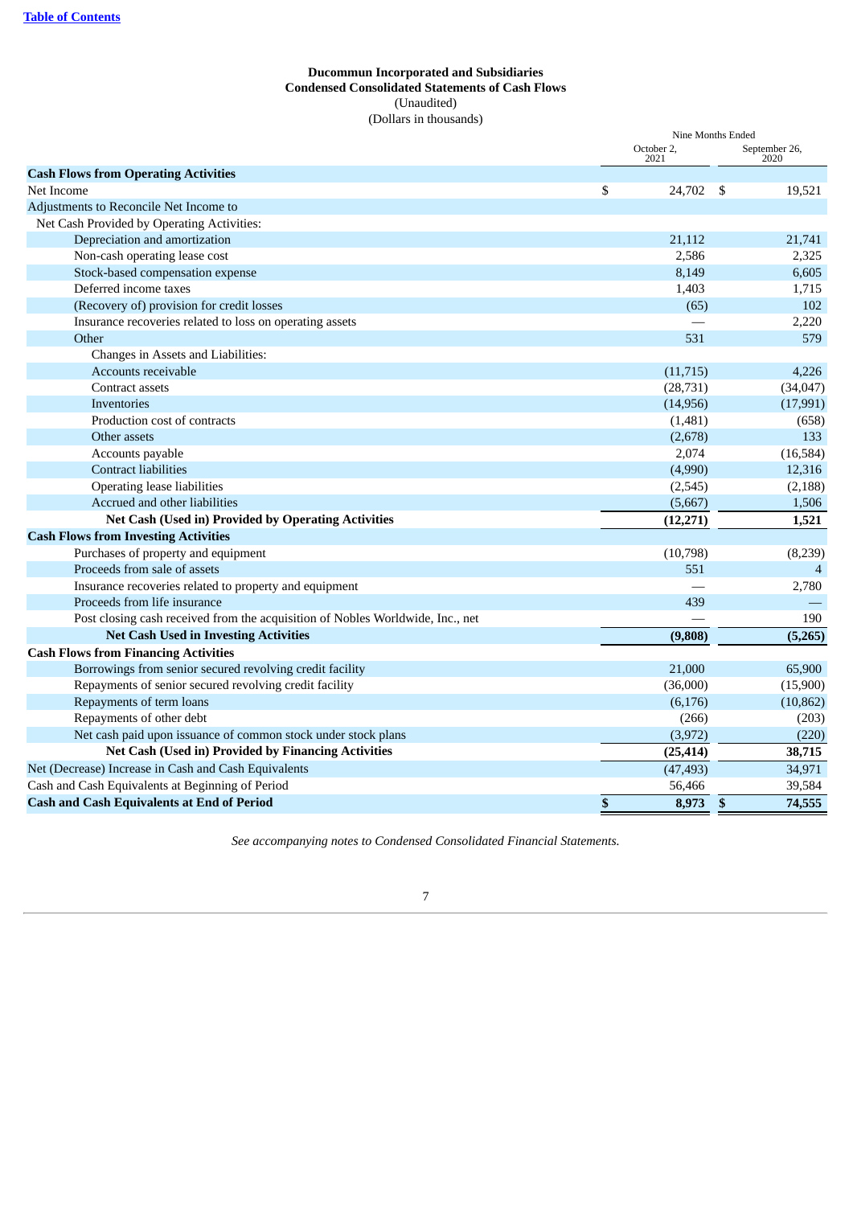**Ducommun Incorporated and Subsidiaries**
**Condensed Consolidated Statements of Cash Flows**
(Unaudited)
(Dollars in thousands)

| | Nine Months Ended | |
|---|---|---|
| | October 2, 2021 | September 26, 2020 |
| **Cash Flows from Operating Activities** | | |
| Net Income | $ 24,702 | $ 19,521 |
| Adjustments to Reconcile Net Income to | | |
| Net Cash Provided by Operating Activities: | | |
| Depreciation and amortization | 21,112 | 21,741 |
| Non-cash operating lease cost | 2,586 | 2,325 |
| Stock-based compensation expense | 8,149 | 6,605 |
| Deferred income taxes | 1,403 | 1,715 |
| (Recovery of) provision for credit losses | (65) | 102 |
| Insurance recoveries related to loss on operating assets | — | 2,220 |
| Other | 531 | 579 |
| Changes in Assets and Liabilities: | | |
| Accounts receivable | (11,715) | 4,226 |
| Contract assets | (28,731) | (34,047) |
| Inventories | (14,956) | (17,991) |
| Production cost of contracts | (1,481) | (658) |
| Other assets | (2,678) | 133 |
| Accounts payable | 2,074 | (16,584) |
| Contract liabilities | (4,990) | 12,316 |
| Operating lease liabilities | (2,545) | (2,188) |
| Accrued and other liabilities | (5,667) | 1,506 |
| **Net Cash (Used in) Provided by Operating Activities** | **(12,271)** | **1,521** |
| **Cash Flows from Investing Activities** | | |
| Purchases of property and equipment | (10,798) | (8,239) |
| Proceeds from sale of assets | 551 | 4 |
| Insurance recoveries related to property and equipment | — | 2,780 |
| Proceeds from life insurance | 439 | — |
| Post closing cash received from the acquisition of Nobles Worldwide, Inc., net | — | 190 |
| **Net Cash Used in Investing Activities** | **(9,808)** | **(5,265)** |
| **Cash Flows from Financing Activities** | | |
| Borrowings from senior secured revolving credit facility | 21,000 | 65,900 |
| Repayments of senior secured revolving credit facility | (36,000) | (15,900) |
| Repayments of term loans | (6,176) | (10,862) |
| Repayments of other debt | (266) | (203) |
| Net cash paid upon issuance of common stock under stock plans | (3,972) | (220) |
| **Net Cash (Used in) Provided by Financing Activities** | **(25,414)** | **38,715** |
| Net (Decrease) Increase in Cash and Cash Equivalents | (47,493) | 34,971 |
| Cash and Cash Equivalents at Beginning of Period | 56,466 | 39,584 |
| **Cash and Cash Equivalents at End of Period** | **$ 8,973** | **$ 74,555** |

*See accompanying notes to Condensed Consolidated Financial Statements.*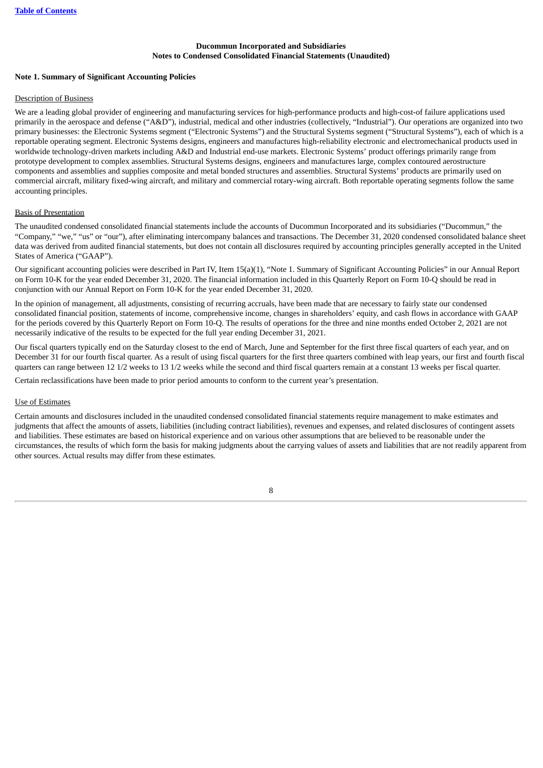**Ducommun Incorporated and Subsidiaries**
**Notes to Condensed Consolidated Financial Statements (Unaudited)**

**Note 1. Summary of Significant Accounting Policies**

Description of Business

We are a leading global provider of engineering and manufacturing services for high-performance products and high-cost-of failure applications used primarily in the aerospace and defense ("A&D"), industrial, medical and other industries (collectively, "Industrial"). Our operations are organized into two primary businesses: the Electronic Systems segment ("Electronic Systems") and the Structural Systems segment ("Structural Systems"), each of which is a reportable operating segment. Electronic Systems designs, engineers and manufactures high-reliability electronic and electromechanical products used in worldwide technology-driven markets including A&D and Industrial end-use markets. Electronic Systems' product offerings primarily range from prototype development to complex assemblies. Structural Systems designs, engineers and manufactures large, complex contoured aerostructure components and assemblies and supplies composite and metal bonded structures and assemblies. Structural Systems' products are primarily used on commercial aircraft, military fixed-wing aircraft, and military and commercial rotary-wing aircraft. Both reportable operating segments follow the same accounting principles.

Basis of Presentation

The unaudited condensed consolidated financial statements include the accounts of Ducommun Incorporated and its subsidiaries ("Ducommun," the "Company," "we," "us" or "our"), after eliminating intercompany balances and transactions. The December 31, 2020 condensed consolidated balance sheet data was derived from audited financial statements, but does not contain all disclosures required by accounting principles generally accepted in the United States of America ("GAAP").

Our significant accounting policies were described in Part IV, Item 15(a)(1), "Note 1. Summary of Significant Accounting Policies" in our Annual Report on Form 10-K for the year ended December 31, 2020. The financial information included in this Quarterly Report on Form 10-Q should be read in conjunction with our Annual Report on Form 10-K for the year ended December 31, 2020.

In the opinion of management, all adjustments, consisting of recurring accruals, have been made that are necessary to fairly state our condensed consolidated financial position, statements of income, comprehensive income, changes in shareholders' equity, and cash flows in accordance with GAAP for the periods covered by this Quarterly Report on Form 10-Q. The results of operations for the three and nine months ended October 2, 2021 are not necessarily indicative of the results to be expected for the full year ending December 31, 2021.

Our fiscal quarters typically end on the Saturday closest to the end of March, June and September for the first three fiscal quarters of each year, and on December 31 for our fourth fiscal quarter. As a result of using fiscal quarters for the first three quarters combined with leap years, our first and fourth fiscal quarters can range between 12 1/2 weeks to 13 1/2 weeks while the second and third fiscal quarters remain at a constant 13 weeks per fiscal quarter.

Certain reclassifications have been made to prior period amounts to conform to the current year's presentation.

Use of Estimates

Certain amounts and disclosures included in the unaudited condensed consolidated financial statements require management to make estimates and judgments that affect the amounts of assets, liabilities (including contract liabilities), revenues and expenses, and related disclosures of contingent assets and liabilities. These estimates are based on historical experience and on various other assumptions that are believed to be reasonable under the circumstances, the results of which form the basis for making judgments about the carrying values of assets and liabilities that are not readily apparent from other sources. Actual results may differ from these estimates.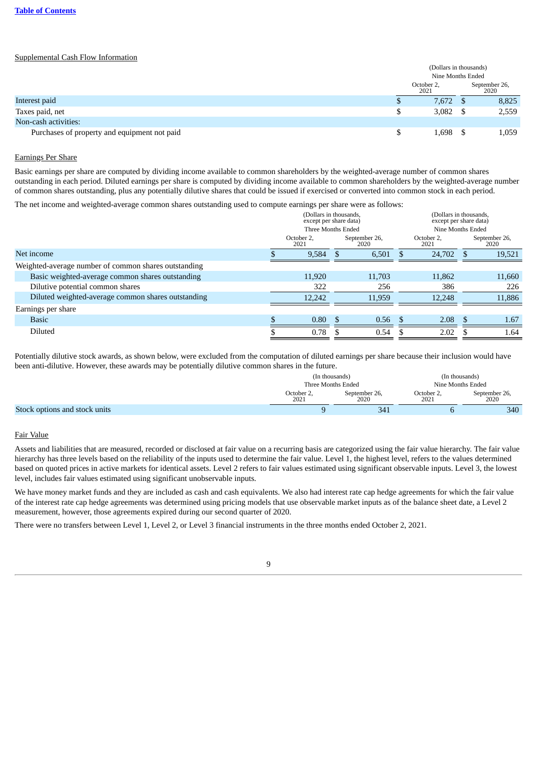[Table of Contents](#)

Supplemental Cash Flow Information

| | (Dollars in thousands) Nine Months Ended | |
|---|---|---|
| | October 2, 2021 | September 26, 2020 |
| Interest paid | $ 7,672 | $ 8,825 |
| Taxes paid, net | $ 3,082 | $ 2,559 |
| Non-cash activities: | | |
| Purchases of property and equipment not paid | $ 1,698 | $ 1,059 |

Earnings Per Share

Basic earnings per share are computed by dividing income available to common shareholders by the weighted-average number of common shares outstanding in each period. Diluted earnings per share is computed by dividing income available to common shareholders by the weighted-average number of common shares outstanding, plus any potentially dilutive shares that could be issued if exercised or converted into common stock in each period.

The net income and weighted-average common shares outstanding used to compute earnings per share were as follows:

| | (Dollars in thousands, except per share data) Three Months Ended | | (Dollars in thousands, except per share data) Nine Months Ended | |
|---|---|---|---|---|
| | October 2, 2021 | September 26, 2020 | October 2, 2021 | September 26, 2020 |
| Net income | $ 9,584 | $ 6,501 | $ 24,702 | $ 19,521 |
| Weighted-average number of common shares outstanding | | | | |
| Basic weighted-average common shares outstanding | 11,920 | 11,703 | 11,862 | 11,660 |
| Dilutive potential common shares | 322 | 256 | 386 | 226 |
| Diluted weighted-average common shares outstanding | 12,242 | 11,959 | 12,248 | 11,886 |
| Earnings per share | | | | |
| Basic | $ 0.80 | $ 0.56 | $ 2.08 | $ 1.67 |
| Diluted | $ 0.78 | $ 0.54 | $ 2.02 | $ 1.64 |

Potentially dilutive stock awards, as shown below, were excluded from the computation of diluted earnings per share because their inclusion would have been anti-dilutive. However, these awards may be potentially dilutive common shares in the future.

| | (In thousands) Three Months Ended | | (In thousands) Nine Months Ended | |
|---|---|---|---|---|
| | October 2, 2021 | September 26, 2020 | October 2, 2021 | September 26, 2020 |
| Stock options and stock units | 9 | 341 | 6 | 340 |

Fair Value

Assets and liabilities that are measured, recorded or disclosed at fair value on a recurring basis are categorized using the fair value hierarchy. The fair value hierarchy has three levels based on the reliability of the inputs used to determine the fair value. Level 1, the highest level, refers to the values determined based on quoted prices in active markets for identical assets. Level 2 refers to fair values estimated using significant observable inputs. Level 3, the lowest level, includes fair values estimated using significant unobservable inputs.

We have money market funds and they are included as cash and cash equivalents. We also had interest rate cap hedge agreements for which the fair value of the interest rate cap hedge agreements was determined using pricing models that use observable market inputs as of the balance sheet date, a Level 2 measurement, however, those agreements expired during our second quarter of 2020.

There were no transfers between Level 1, Level 2, or Level 3 financial instruments in the three months ended October 2, 2021.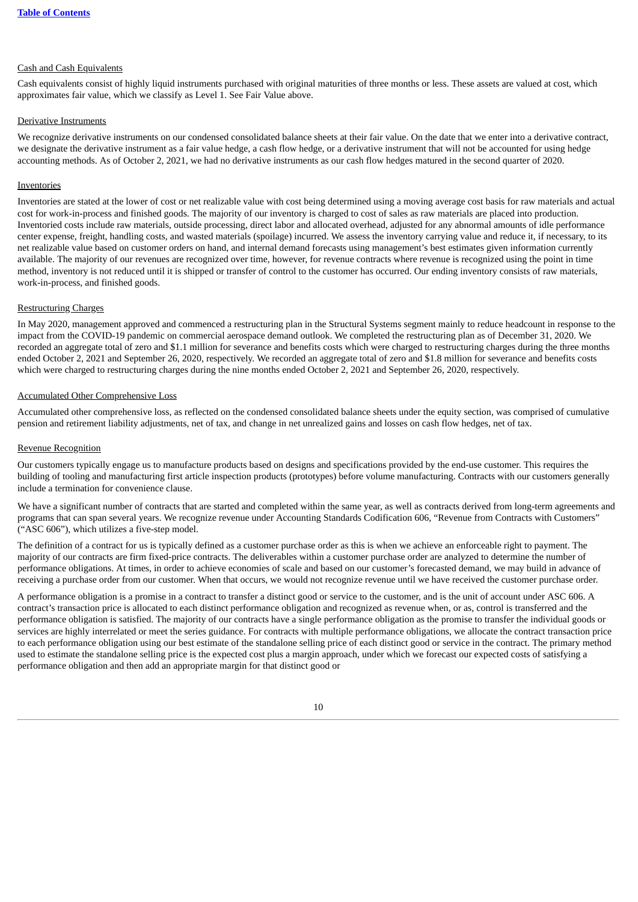Cash and Cash Equivalents

Cash equivalents consist of highly liquid instruments purchased with original maturities of three months or less. These assets are valued at cost, which approximates fair value, which we classify as Level 1. See Fair Value above.

Derivative Instruments

We recognize derivative instruments on our condensed consolidated balance sheets at their fair value. On the date that we enter into a derivative contract, we designate the derivative instrument as a fair value hedge, a cash flow hedge, or a derivative instrument that will not be accounted for using hedge accounting methods. As of October 2, 2021, we had no derivative instruments as our cash flow hedges matured in the second quarter of 2020.

Inventories

Inventories are stated at the lower of cost or net realizable value with cost being determined using a moving average cost basis for raw materials and actual cost for work-in-process and finished goods. The majority of our inventory is charged to cost of sales as raw materials are placed into production. Inventoried costs include raw materials, outside processing, direct labor and allocated overhead, adjusted for any abnormal amounts of idle performance center expense, freight, handling costs, and wasted materials (spoilage) incurred. We assess the inventory carrying value and reduce it, if necessary, to its net realizable value based on customer orders on hand, and internal demand forecasts using management's best estimates given information currently available. The majority of our revenues are recognized over time, however, for revenue contracts where revenue is recognized using the point in time method, inventory is not reduced until it is shipped or transfer of control to the customer has occurred. Our ending inventory consists of raw materials, work-in-process, and finished goods.

Restructuring Charges

In May 2020, management approved and commenced a restructuring plan in the Structural Systems segment mainly to reduce headcount in response to the impact from the COVID-19 pandemic on commercial aerospace demand outlook. We completed the restructuring plan as of December 31, 2020. We recorded an aggregate total of zero and $1.1 million for severance and benefits costs which were charged to restructuring charges during the three months ended October 2, 2021 and September 26, 2020, respectively. We recorded an aggregate total of zero and $1.8 million for severance and benefits costs which were charged to restructuring charges during the nine months ended October 2, 2021 and September 26, 2020, respectively.

Accumulated Other Comprehensive Loss

Accumulated other comprehensive loss, as reflected on the condensed consolidated balance sheets under the equity section, was comprised of cumulative pension and retirement liability adjustments, net of tax, and change in net unrealized gains and losses on cash flow hedges, net of tax.

Revenue Recognition

Our customers typically engage us to manufacture products based on designs and specifications provided by the end-use customer. This requires the building of tooling and manufacturing first article inspection products (prototypes) before volume manufacturing. Contracts with our customers generally include a termination for convenience clause.

We have a significant number of contracts that are started and completed within the same year, as well as contracts derived from long-term agreements and programs that can span several years. We recognize revenue under Accounting Standards Codification 606, "Revenue from Contracts with Customers" ("ASC 606"), which utilizes a five-step model.

The definition of a contract for us is typically defined as a customer purchase order as this is when we achieve an enforceable right to payment. The majority of our contracts are firm fixed-price contracts. The deliverables within a customer purchase order are analyzed to determine the number of performance obligations. At times, in order to achieve economies of scale and based on our customer's forecasted demand, we may build in advance of receiving a purchase order from our customer. When that occurs, we would not recognize revenue until we have received the customer purchase order.

A performance obligation is a promise in a contract to transfer a distinct good or service to the customer, and is the unit of account under ASC 606. A contract's transaction price is allocated to each distinct performance obligation and recognized as revenue when, or as, control is transferred and the performance obligation is satisfied. The majority of our contracts have a single performance obligation as the promise to transfer the individual goods or services are highly interrelated or meet the series guidance. For contracts with multiple performance obligations, we allocate the contract transaction price to each performance obligation using our best estimate of the standalone selling price of each distinct good or service in the contract. The primary method used to estimate the standalone selling price is the expected cost plus a margin approach, under which we forecast our expected costs of satisfying a performance obligation and then add an appropriate margin for that distinct good or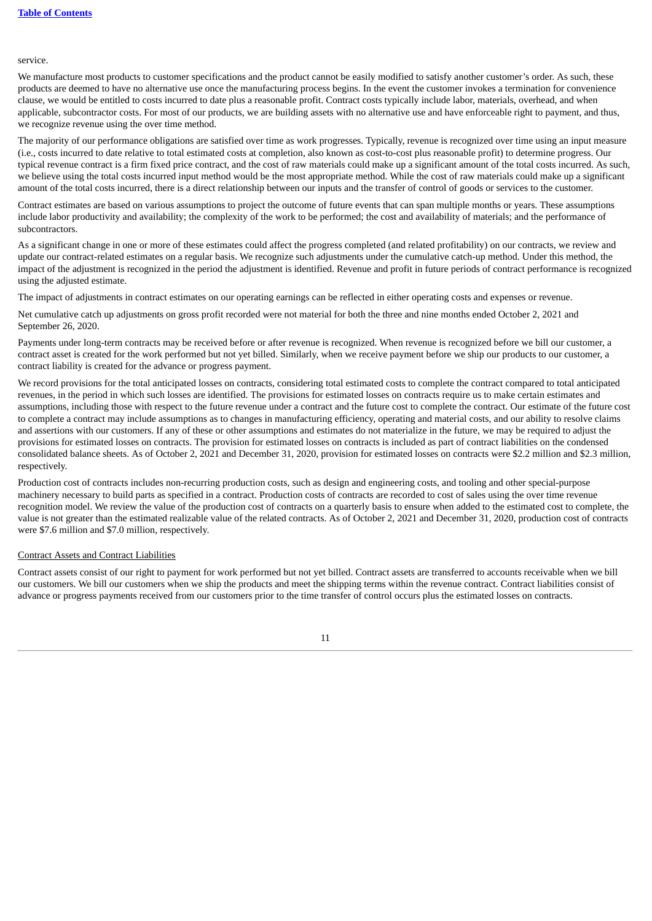service.

We manufacture most products to customer specifications and the product cannot be easily modified to satisfy another customer's order. As such, these products are deemed to have no alternative use once the manufacturing process begins. In the event the customer invokes a termination for convenience clause, we would be entitled to costs incurred to date plus a reasonable profit. Contract costs typically include labor, materials, overhead, and when applicable, subcontractor costs. For most of our products, we are building assets with no alternative use and have enforceable right to payment, and thus, we recognize revenue using the over time method.

The majority of our performance obligations are satisfied over time as work progresses. Typically, revenue is recognized over time using an input measure (i.e., costs incurred to date relative to total estimated costs at completion, also known as cost-to-cost plus reasonable profit) to determine progress. Our typical revenue contract is a firm fixed price contract, and the cost of raw materials could make up a significant amount of the total costs incurred. As such, we believe using the total costs incurred input method would be the most appropriate method. While the cost of raw materials could make up a significant amount of the total costs incurred, there is a direct relationship between our inputs and the transfer of control of goods or services to the customer.

Contract estimates are based on various assumptions to project the outcome of future events that can span multiple months or years. These assumptions include labor productivity and availability; the complexity of the work to be performed; the cost and availability of materials; and the performance of subcontractors.

As a significant change in one or more of these estimates could affect the progress completed (and related profitability) on our contracts, we review and update our contract-related estimates on a regular basis. We recognize such adjustments under the cumulative catch-up method. Under this method, the impact of the adjustment is recognized in the period the adjustment is identified. Revenue and profit in future periods of contract performance is recognized using the adjusted estimate.

The impact of adjustments in contract estimates on our operating earnings can be reflected in either operating costs and expenses or revenue.

Net cumulative catch up adjustments on gross profit recorded were not material for both the three and nine months ended October 2, 2021 and September 26, 2020.

Payments under long-term contracts may be received before or after revenue is recognized. When revenue is recognized before we bill our customer, a contract asset is created for the work performed but not yet billed. Similarly, when we receive payment before we ship our products to our customer, a contract liability is created for the advance or progress payment.

We record provisions for the total anticipated losses on contracts, considering total estimated costs to complete the contract compared to total anticipated revenues, in the period in which such losses are identified. The provisions for estimated losses on contracts require us to make certain estimates and assumptions, including those with respect to the future revenue under a contract and the future cost to complete the contract. Our estimate of the future cost to complete a contract may include assumptions as to changes in manufacturing efficiency, operating and material costs, and our ability to resolve claims and assertions with our customers. If any of these or other assumptions and estimates do not materialize in the future, we may be required to adjust the provisions for estimated losses on contracts. The provision for estimated losses on contracts is included as part of contract liabilities on the condensed consolidated balance sheets. As of October 2, 2021 and December 31, 2020, provision for estimated losses on contracts were $2.2 million and $2.3 million, respectively.

Production cost of contracts includes non-recurring production costs, such as design and engineering costs, and tooling and other special-purpose machinery necessary to build parts as specified in a contract. Production costs of contracts are recorded to cost of sales using the over time revenue recognition model. We review the value of the production cost of contracts on a quarterly basis to ensure when added to the estimated cost to complete, the value is not greater than the estimated realizable value of the related contracts. As of October 2, 2021 and December 31, 2020, production cost of contracts were $7.6 million and $7.0 million, respectively.

Contract Assets and Contract Liabilities

Contract assets consist of our right to payment for work performed but not yet billed. Contract assets are transferred to accounts receivable when we bill our customers. We bill our customers when we ship the products and meet the shipping terms within the revenue contract. Contract liabilities consist of advance or progress payments received from our customers prior to the time transfer of control occurs plus the estimated losses on contracts.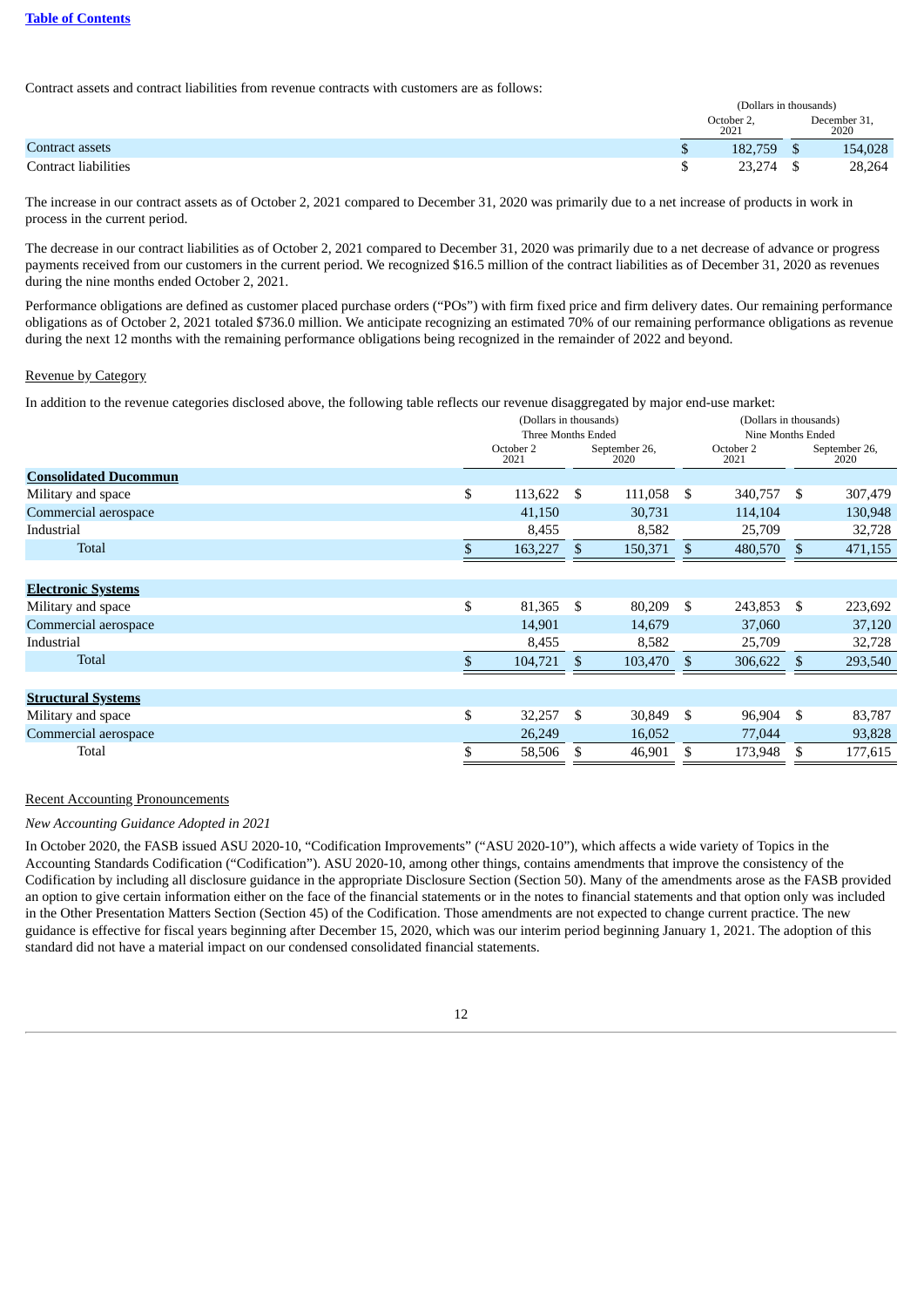Contract assets and contract liabilities from revenue contracts with customers are as follows:

| | (Dollars in thousands) | |
|---|---|---|
| | October 2, 2021 | December 31, 2020 |
| Contract assets | $ 182,759 | $ 154,028 |
| Contract liabilities | $ 23,274 | $ 28,264 |

The increase in our contract assets as of October 2, 2021 compared to December 31, 2020 was primarily due to a net increase of products in work in process in the current period.

The decrease in our contract liabilities as of October 2, 2021 compared to December 31, 2020 was primarily due to a net decrease of advance or progress payments received from our customers in the current period. We recognized $16.5 million of the contract liabilities as of December 31, 2020 as revenues during the nine months ended October 2, 2021.

Performance obligations are defined as customer placed purchase orders ("POs") with firm fixed price and firm delivery dates. Our remaining performance obligations as of October 2, 2021 totaled $736.0 million. We anticipate recognizing an estimated 70% of our remaining performance obligations as revenue during the next 12 months with the remaining performance obligations being recognized in the remainder of 2022 and beyond.

Revenue by Category

In addition to the revenue categories disclosed above, the following table reflects our revenue disaggregated by major end-use market:

| | (Dollars in thousands) Three Months Ended | | (Dollars in thousands) Nine Months Ended | |
|---|---|---|---|---|
| | October 2 2021 | September 26, 2020 | October 2 2021 | September 26, 2020 |
| **Consolidated Ducommun** | | | | |
| Military and space | $ 113,622 | $ 111,058 | $ 340,757 | $ 307,479 |
| Commercial aerospace | 41,150 | 30,731 | 114,104 | 130,948 |
| Industrial | 8,455 | 8,582 | 25,709 | 32,728 |
| Total | $ 163,227 | $ 150,371 | $ 480,570 | $ 471,155 |
| | | | | |
| **Electronic Systems** | | | | |
| Military and space | $ 81,365 | $ 80,209 | $ 243,853 | $ 223,692 |
| Commercial aerospace | 14,901 | 14,679 | 37,060 | 37,120 |
| Industrial | 8,455 | 8,582 | 25,709 | 32,728 |
| Total | $ 104,721 | $ 103,470 | $ 306,622 | $ 293,540 |
| | | | | |
| **Structural Systems** | | | | |
| Military and space | $ 32,257 | $ 30,849 | $ 96,904 | $ 83,787 |
| Commercial aerospace | 26,249 | 16,052 | 77,044 | 93,828 |
| Total | $ 58,506 | $ 46,901 | $ 173,948 | $ 177,615 |

Recent Accounting Pronouncements

*New Accounting Guidance Adopted in 2021*

In October 2020, the FASB issued ASU 2020-10, "Codification Improvements" ("ASU 2020-10"), which affects a wide variety of Topics in the Accounting Standards Codification ("Codification"). ASU 2020-10, among other things, contains amendments that improve the consistency of the Codification by including all disclosure guidance in the appropriate Disclosure Section (Section 50). Many of the amendments arose as the FASB provided an option to give certain information either on the face of the financial statements or in the notes to financial statements and that option only was included in the Other Presentation Matters Section (Section 45) of the Codification. Those amendments are not expected to change current practice. The new guidance is effective for fiscal years beginning after December 15, 2020, which was our interim period beginning January 1, 2021. The adoption of this standard did not have a material impact on our condensed consolidated financial statements.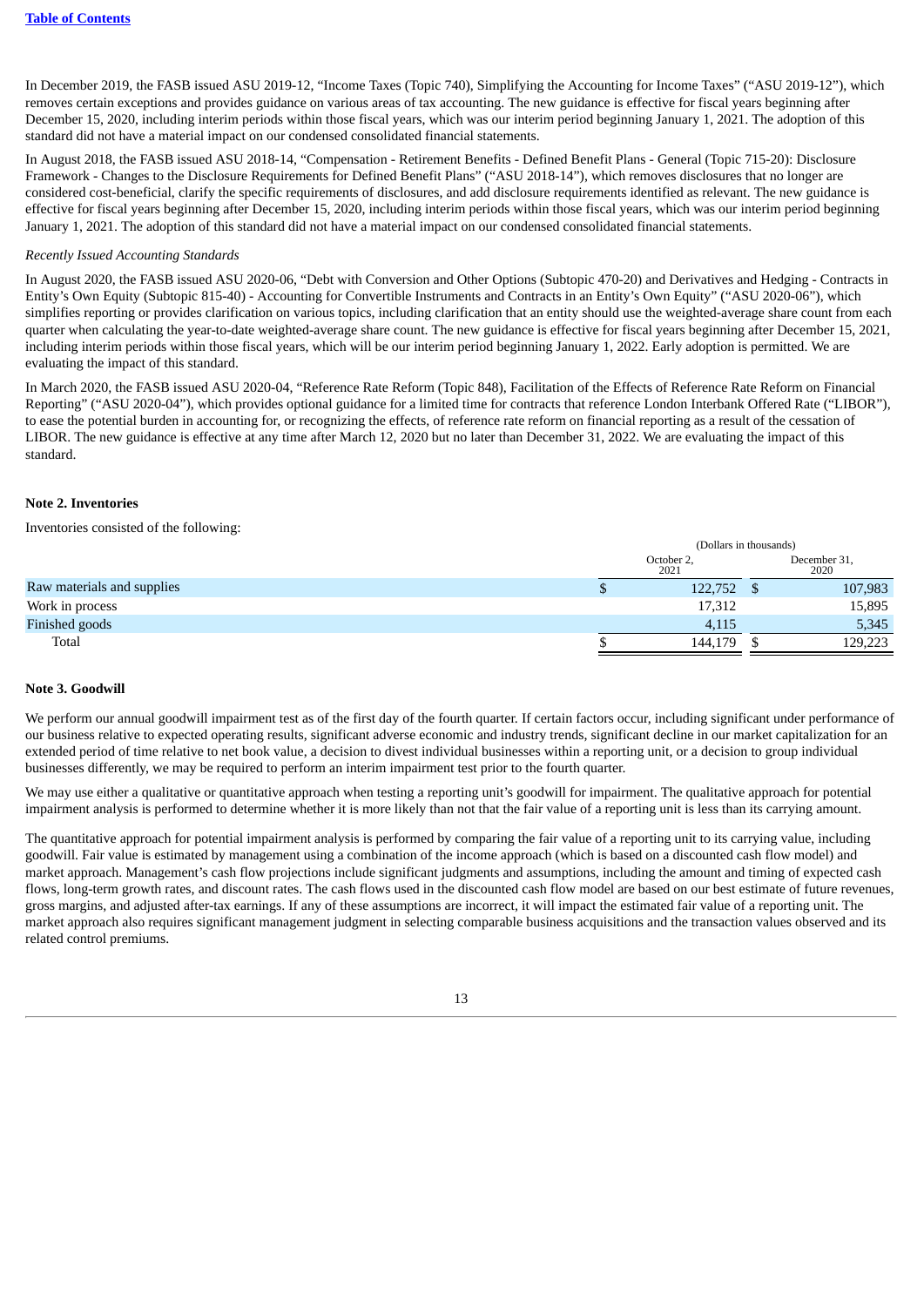In December 2019, the FASB issued ASU 2019-12, "Income Taxes (Topic 740), Simplifying the Accounting for Income Taxes" ("ASU 2019-12"), which removes certain exceptions and provides guidance on various areas of tax accounting. The new guidance is effective for fiscal years beginning after December 15, 2020, including interim periods within those fiscal years, which was our interim period beginning January 1, 2021. The adoption of this standard did not have a material impact on our condensed consolidated financial statements.

In August 2018, the FASB issued ASU 2018-14, "Compensation - Retirement Benefits - Defined Benefit Plans - General (Topic 715-20): Disclosure Framework - Changes to the Disclosure Requirements for Defined Benefit Plans" ("ASU 2018-14"), which removes disclosures that no longer are considered cost-beneficial, clarify the specific requirements of disclosures, and add disclosure requirements identified as relevant. The new guidance is effective for fiscal years beginning after December 15, 2020, including interim periods within those fiscal years, which was our interim period beginning January 1, 2021. The adoption of this standard did not have a material impact on our condensed consolidated financial statements.

*Recently Issued Accounting Standards*

In August 2020, the FASB issued ASU 2020-06, "Debt with Conversion and Other Options (Subtopic 470-20) and Derivatives and Hedging - Contracts in Entity's Own Equity (Subtopic 815-40) - Accounting for Convertible Instruments and Contracts in an Entity's Own Equity" ("ASU 2020-06"), which simplifies reporting or provides clarification on various topics, including clarification that an entity should use the weighted-average share count from each quarter when calculating the year-to-date weighted-average share count. The new guidance is effective for fiscal years beginning after December 15, 2021, including interim periods within those fiscal years, which will be our interim period beginning January 1, 2022. Early adoption is permitted. We are evaluating the impact of this standard.

In March 2020, the FASB issued ASU 2020-04, "Reference Rate Reform (Topic 848), Facilitation of the Effects of Reference Rate Reform on Financial Reporting" ("ASU 2020-04"), which provides optional guidance for a limited time for contracts that reference London Interbank Offered Rate ("LIBOR"), to ease the potential burden in accounting for, or recognizing the effects, of reference rate reform on financial reporting as a result of the cessation of LIBOR. The new guidance is effective at any time after March 12, 2020 but no later than December 31, 2022. We are evaluating the impact of this standard.

**Note 2. Inventories**

Inventories consisted of the following:

| | (Dollars in thousands) | |
|---|---|---|
| | October 2, 2021 | December 31, 2020 |
| Raw materials and supplies | $ 122,752 | $ 107,983 |
| Work in process | 17,312 | 15,895 |
| Finished goods | 4,115 | 5,345 |
| Total | $ 144,179 | $ 129,223 |

**Note 3. Goodwill**

We perform our annual goodwill impairment test as of the first day of the fourth quarter. If certain factors occur, including significant under performance of our business relative to expected operating results, significant adverse economic and industry trends, significant decline in our market capitalization for an extended period of time relative to net book value, a decision to divest individual businesses within a reporting unit, or a decision to group individual businesses differently, we may be required to perform an interim impairment test prior to the fourth quarter.

We may use either a qualitative or quantitative approach when testing a reporting unit's goodwill for impairment. The qualitative approach for potential impairment analysis is performed to determine whether it is more likely than not that the fair value of a reporting unit is less than its carrying amount.

The quantitative approach for potential impairment analysis is performed by comparing the fair value of a reporting unit to its carrying value, including goodwill. Fair value is estimated by management using a combination of the income approach (which is based on a discounted cash flow model) and market approach. Management's cash flow projections include significant judgments and assumptions, including the amount and timing of expected cash flows, long-term growth rates, and discount rates. The cash flows used in the discounted cash flow model are based on our best estimate of future revenues, gross margins, and adjusted after-tax earnings. If any of these assumptions are incorrect, it will impact the estimated fair value of a reporting unit. The market approach also requires significant management judgment in selecting comparable business acquisitions and the transaction values observed and its related control premiums.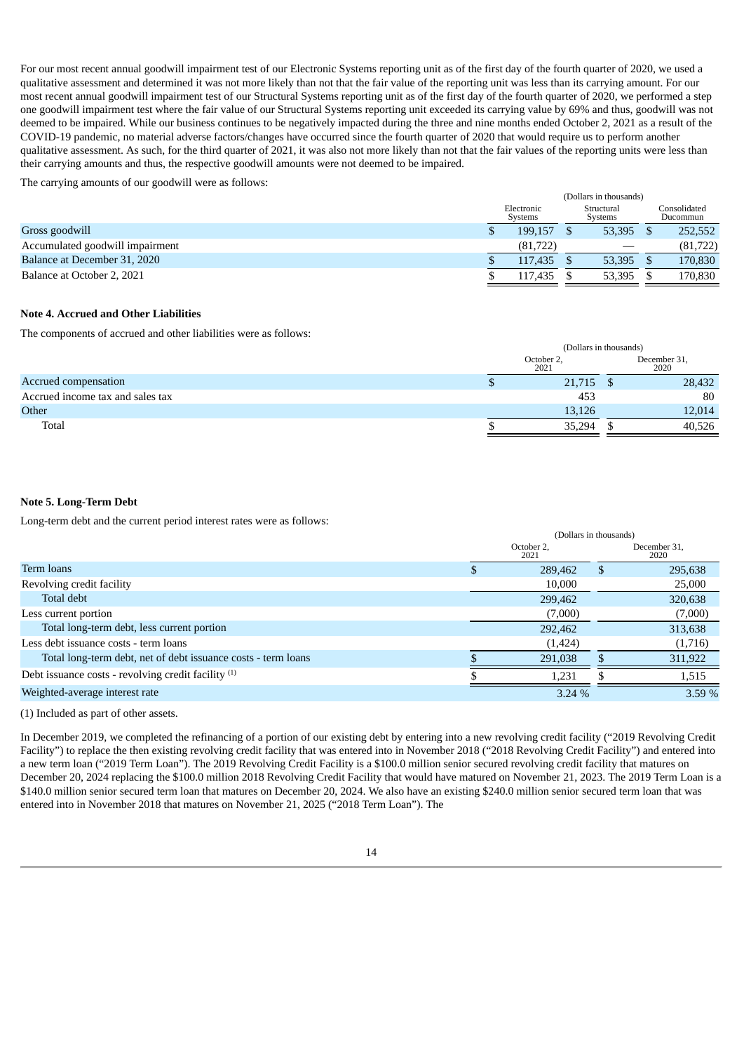For our most recent annual goodwill impairment test of our Electronic Systems reporting unit as of the first day of the fourth quarter of 2020, we used a qualitative assessment and determined it was not more likely than not that the fair value of the reporting unit was less than its carrying amount. For our most recent annual goodwill impairment test of our Structural Systems reporting unit as of the first day of the fourth quarter of 2020, we performed a step one goodwill impairment test where the fair value of our Structural Systems reporting unit exceeded its carrying value by 69% and thus, goodwill was not deemed to be impaired. While our business continues to be negatively impacted during the three and nine months ended October 2, 2021 as a result of the COVID-19 pandemic, no material adverse factors/changes have occurred since the fourth quarter of 2020 that would require us to perform another qualitative assessment. As such, for the third quarter of 2021, it was also not more likely than not that the fair values of the reporting units were less than their carrying amounts and thus, the respective goodwill amounts were not deemed to be impaired.

The carrying amounts of our goodwill were as follows:

| | (Dollars in thousands) | | |
|---|---|---|---|
| | Electronic Systems | Structural Systems | Consolidated Ducommun |
| Gross goodwill | $ 199,157 | $ 53,395 | $ 252,552 |
| Accumulated goodwill impairment | (81,722) | — | (81,722) |
| Balance at December 31, 2020 | $ 117,435 | $ 53,395 | $ 170,830 |
| Balance at October 2, 2021 | $ 117,435 | $ 53,395 | $ 170,830 |

## Note 4. Accrued and Other Liabilities

The components of accrued and other liabilities were as follows:

| | (Dollars in thousands) | |
|---|---|---|
| | October 2, 2021 | December 31, 2020 |
| Accrued compensation | $ 21,715 | $ 28,432 |
| Accrued income tax and sales tax | 453 | 80 |
| Other | 13,126 | 12,014 |
| Total | $ 35,294 | $ 40,526 |

## Note 5. Long-Term Debt

Long-term debt and the current period interest rates were as follows:

| | (Dollars in thousands) | |
|---|---|---|
| | October 2, 2021 | December 31, 2020 |
| Term loans | $ 289,462 | $ 295,638 |
| Revolving credit facility | 10,000 | 25,000 |
| Total debt | 299,462 | 320,638 |
| Less current portion | (7,000) | (7,000) |
| Total long-term debt, less current portion | 292,462 | 313,638 |
| Less debt issuance costs - term loans | (1,424) | (1,716) |
| Total long-term debt, net of debt issuance costs - term loans | $ 291,038 | $ 311,922 |
| Debt issuance costs - revolving credit facility [(1)] | $ 1,231 | $ 1,515 |
| Weighted-average interest rate | 3.24 % | 3.59 % |

(1) Included as part of other assets.

In December 2019, we completed the refinancing of a portion of our existing debt by entering into a new revolving credit facility ("2019 Revolving Credit Facility") to replace the then existing revolving credit facility that was entered into in November 2018 ("2018 Revolving Credit Facility") and entered into a new term loan ("2019 Term Loan"). The 2019 Revolving Credit Facility is a $100.0 million senior secured revolving credit facility that matures on December 20, 2024 replacing the $100.0 million 2018 Revolving Credit Facility that would have matured on November 21, 2023. The 2019 Term Loan is a $140.0 million senior secured term loan that matures on December 20, 2024. We also have an existing $240.0 million senior secured term loan that was entered into in November 2018 that matures on November 21, 2025 ("2018 Term Loan"). The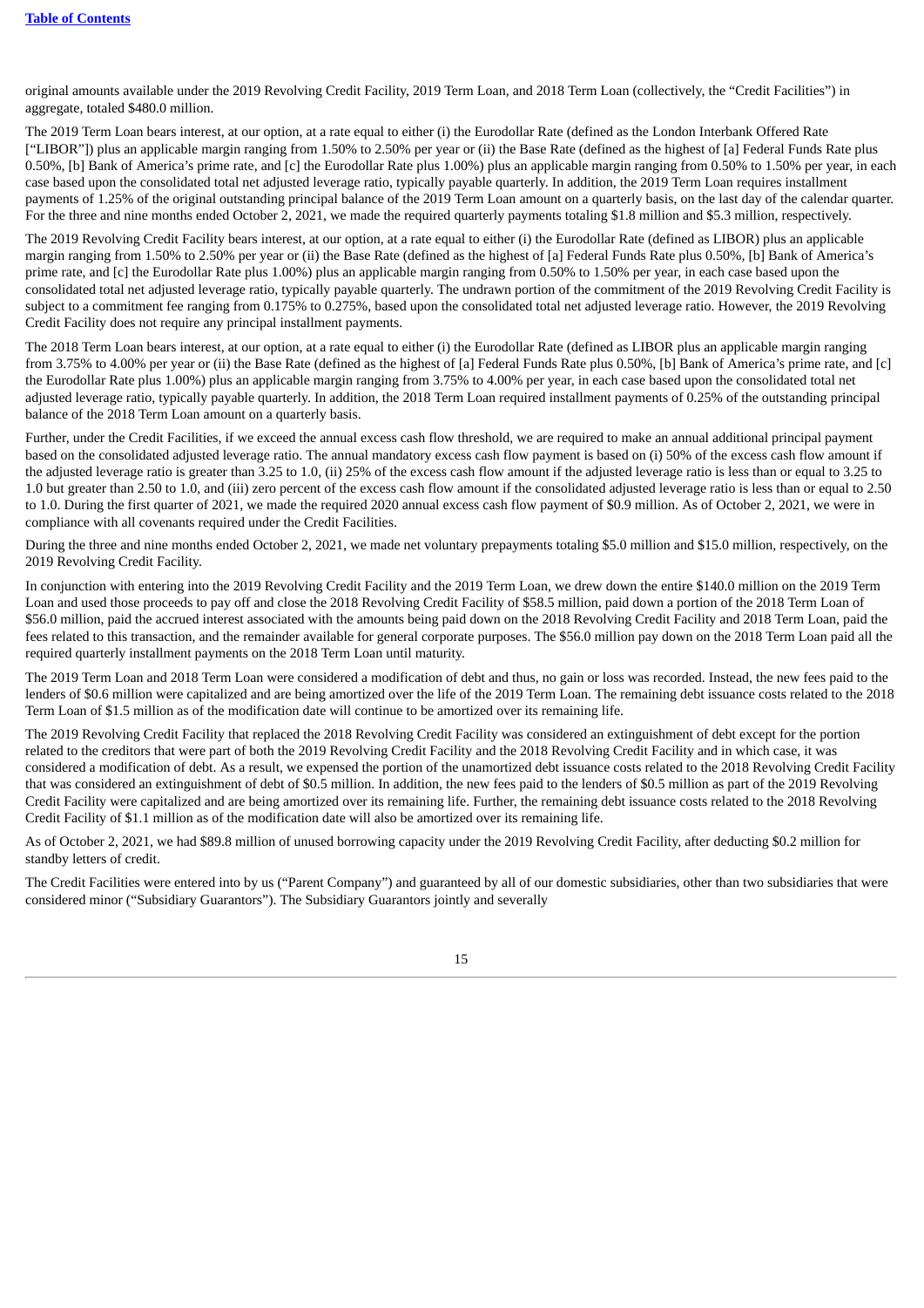original amounts available under the 2019 Revolving Credit Facility, 2019 Term Loan, and 2018 Term Loan (collectively, the "Credit Facilities") in aggregate, totaled $480.0 million.

The 2019 Term Loan bears interest, at our option, at a rate equal to either (i) the Eurodollar Rate (defined as the London Interbank Offered Rate ["LIBOR"]) plus an applicable margin ranging from 1.50% to 2.50% per year or (ii) the Base Rate (defined as the highest of [a] Federal Funds Rate plus 0.50%, [b] Bank of America's prime rate, and [c] the Eurodollar Rate plus 1.00%) plus an applicable margin ranging from 0.50% to 1.50% per year, in each case based upon the consolidated total net adjusted leverage ratio, typically payable quarterly. In addition, the 2019 Term Loan requires installment payments of 1.25% of the original outstanding principal balance of the 2019 Term Loan amount on a quarterly basis, on the last day of the calendar quarter. For the three and nine months ended October 2, 2021, we made the required quarterly payments totaling $1.8 million and $5.3 million, respectively.

The 2019 Revolving Credit Facility bears interest, at our option, at a rate equal to either (i) the Eurodollar Rate (defined as LIBOR) plus an applicable margin ranging from 1.50% to 2.50% per year or (ii) the Base Rate (defined as the highest of [a] Federal Funds Rate plus 0.50%, [b] Bank of America's prime rate, and [c] the Eurodollar Rate plus 1.00%) plus an applicable margin ranging from 0.50% to 1.50% per year, in each case based upon the consolidated total net adjusted leverage ratio, typically payable quarterly. The undrawn portion of the commitment of the 2019 Revolving Credit Facility is subject to a commitment fee ranging from 0.175% to 0.275%, based upon the consolidated total net adjusted leverage ratio. However, the 2019 Revolving Credit Facility does not require any principal installment payments.

The 2018 Term Loan bears interest, at our option, at a rate equal to either (i) the Eurodollar Rate (defined as LIBOR plus an applicable margin ranging from 3.75% to 4.00% per year or (ii) the Base Rate (defined as the highest of [a] Federal Funds Rate plus 0.50%, [b] Bank of America's prime rate, and [c] the Eurodollar Rate plus 1.00%) plus an applicable margin ranging from 3.75% to 4.00% per year, in each case based upon the consolidated total net adjusted leverage ratio, typically payable quarterly. In addition, the 2018 Term Loan required installment payments of 0.25% of the outstanding principal balance of the 2018 Term Loan amount on a quarterly basis.

Further, under the Credit Facilities, if we exceed the annual excess cash flow threshold, we are required to make an annual additional principal payment based on the consolidated adjusted leverage ratio. The annual mandatory excess cash flow payment is based on (i) 50% of the excess cash flow amount if the adjusted leverage ratio is greater than 3.25 to 1.0, (ii) 25% of the excess cash flow amount if the adjusted leverage ratio is less than or equal to 3.25 to 1.0 but greater than 2.50 to 1.0, and (iii) zero percent of the excess cash flow amount if the consolidated adjusted leverage ratio is less than or equal to 2.50 to 1.0. During the first quarter of 2021, we made the required 2020 annual excess cash flow payment of $0.9 million. As of October 2, 2021, we were in compliance with all covenants required under the Credit Facilities.

During the three and nine months ended October 2, 2021, we made net voluntary prepayments totaling $5.0 million and $15.0 million, respectively, on the 2019 Revolving Credit Facility.

In conjunction with entering into the 2019 Revolving Credit Facility and the 2019 Term Loan, we drew down the entire $140.0 million on the 2019 Term Loan and used those proceeds to pay off and close the 2018 Revolving Credit Facility of $58.5 million, paid down a portion of the 2018 Term Loan of $56.0 million, paid the accrued interest associated with the amounts being paid down on the 2018 Revolving Credit Facility and 2018 Term Loan, paid the fees related to this transaction, and the remainder available for general corporate purposes. The $56.0 million pay down on the 2018 Term Loan paid all the required quarterly installment payments on the 2018 Term Loan until maturity.

The 2019 Term Loan and 2018 Term Loan were considered a modification of debt and thus, no gain or loss was recorded. Instead, the new fees paid to the lenders of $0.6 million were capitalized and are being amortized over the life of the 2019 Term Loan. The remaining debt issuance costs related to the 2018 Term Loan of $1.5 million as of the modification date will continue to be amortized over its remaining life.

The 2019 Revolving Credit Facility that replaced the 2018 Revolving Credit Facility was considered an extinguishment of debt except for the portion related to the creditors that were part of both the 2019 Revolving Credit Facility and the 2018 Revolving Credit Facility and in which case, it was considered a modification of debt. As a result, we expensed the portion of the unamortized debt issuance costs related to the 2018 Revolving Credit Facility that was considered an extinguishment of debt of $0.5 million. In addition, the new fees paid to the lenders of $0.5 million as part of the 2019 Revolving Credit Facility were capitalized and are being amortized over its remaining life. Further, the remaining debt issuance costs related to the 2018 Revolving Credit Facility of $1.1 million as of the modification date will also be amortized over its remaining life.

As of October 2, 2021, we had $89.8 million of unused borrowing capacity under the 2019 Revolving Credit Facility, after deducting $0.2 million for standby letters of credit.

The Credit Facilities were entered into by us ("Parent Company") and guaranteed by all of our domestic subsidiaries, other than two subsidiaries that were considered minor ("Subsidiary Guarantors"). The Subsidiary Guarantors jointly and severally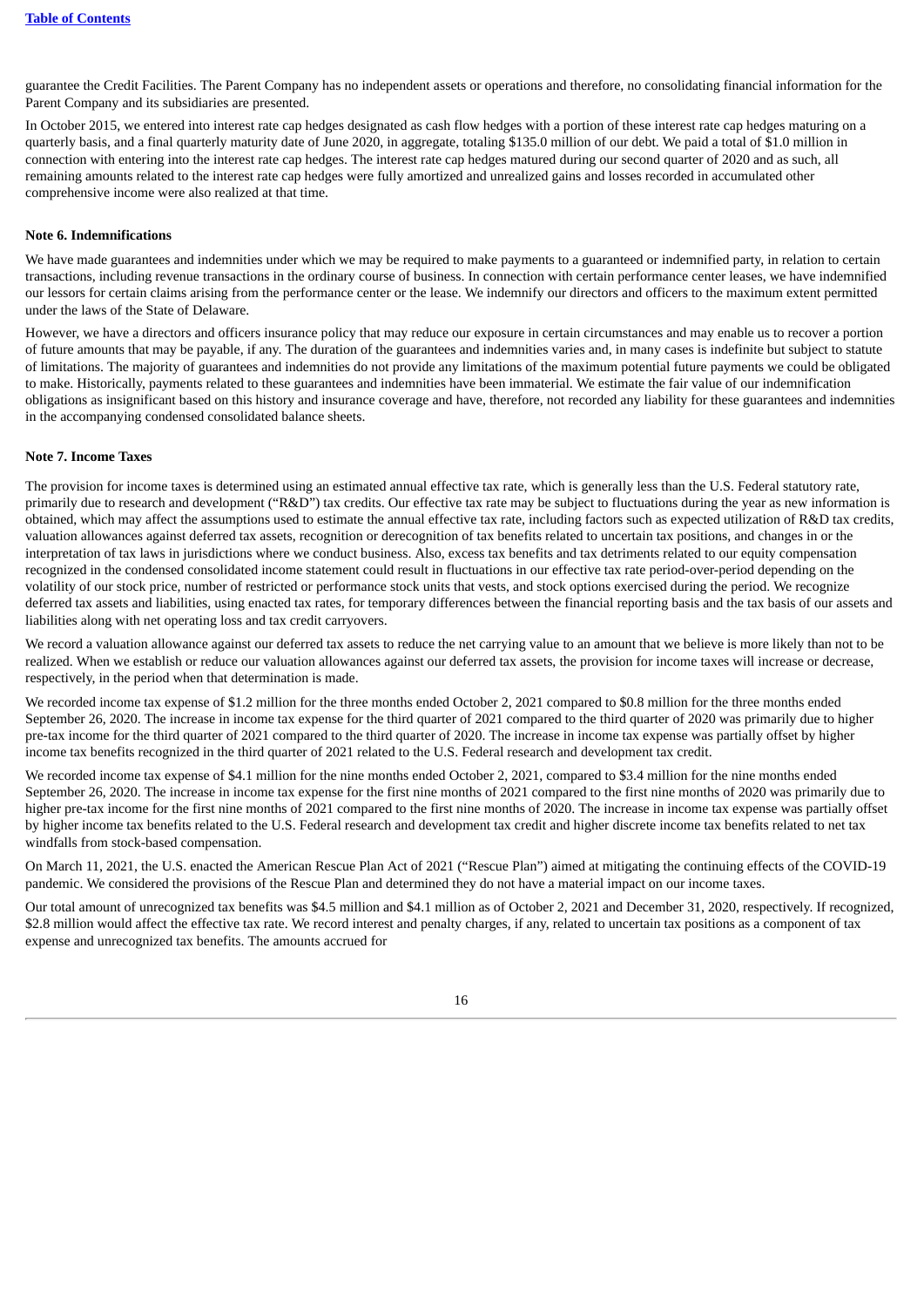guarantee the Credit Facilities. The Parent Company has no independent assets or operations and therefore, no consolidating financial information for the Parent Company and its subsidiaries are presented.

In October 2015, we entered into interest rate cap hedges designated as cash flow hedges with a portion of these interest rate cap hedges maturing on a quarterly basis, and a final quarterly maturity date of June 2020, in aggregate, totaling $135.0 million of our debt. We paid a total of $1.0 million in connection with entering into the interest rate cap hedges. The interest rate cap hedges matured during our second quarter of 2020 and as such, all remaining amounts related to the interest rate cap hedges were fully amortized and unrealized gains and losses recorded in accumulated other comprehensive income were also realized at that time.

**Note 6. Indemnifications**

We have made guarantees and indemnities under which we may be required to make payments to a guaranteed or indemnified party, in relation to certain transactions, including revenue transactions in the ordinary course of business. In connection with certain performance center leases, we have indemnified our lessors for certain claims arising from the performance center or the lease. We indemnify our directors and officers to the maximum extent permitted under the laws of the State of Delaware.

However, we have a directors and officers insurance policy that may reduce our exposure in certain circumstances and may enable us to recover a portion of future amounts that may be payable, if any. The duration of the guarantees and indemnities varies and, in many cases is indefinite but subject to statute of limitations. The majority of guarantees and indemnities do not provide any limitations of the maximum potential future payments we could be obligated to make. Historically, payments related to these guarantees and indemnities have been immaterial. We estimate the fair value of our indemnification obligations as insignificant based on this history and insurance coverage and have, therefore, not recorded any liability for these guarantees and indemnities in the accompanying condensed consolidated balance sheets.

**Note 7. Income Taxes**

The provision for income taxes is determined using an estimated annual effective tax rate, which is generally less than the U.S. Federal statutory rate, primarily due to research and development ("R&D") tax credits. Our effective tax rate may be subject to fluctuations during the year as new information is obtained, which may affect the assumptions used to estimate the annual effective tax rate, including factors such as expected utilization of R&D tax credits, valuation allowances against deferred tax assets, recognition or derecognition of tax benefits related to uncertain tax positions, and changes in or the interpretation of tax laws in jurisdictions where we conduct business. Also, excess tax benefits and tax detriments related to our equity compensation recognized in the condensed consolidated income statement could result in fluctuations in our effective tax rate period-over-period depending on the volatility of our stock price, number of restricted or performance stock units that vests, and stock options exercised during the period. We recognize deferred tax assets and liabilities, using enacted tax rates, for temporary differences between the financial reporting basis and the tax basis of our assets and liabilities along with net operating loss and tax credit carryovers.

We record a valuation allowance against our deferred tax assets to reduce the net carrying value to an amount that we believe is more likely than not to be realized. When we establish or reduce our valuation allowances against our deferred tax assets, the provision for income taxes will increase or decrease, respectively, in the period when that determination is made.

We recorded income tax expense of $1.2 million for the three months ended October 2, 2021 compared to $0.8 million for the three months ended September 26, 2020. The increase in income tax expense for the third quarter of 2021 compared to the third quarter of 2020 was primarily due to higher pre-tax income for the third quarter of 2021 compared to the third quarter of 2020. The increase in income tax expense was partially offset by higher income tax benefits recognized in the third quarter of 2021 related to the U.S. Federal research and development tax credit.

We recorded income tax expense of $4.1 million for the nine months ended October 2, 2021, compared to $3.4 million for the nine months ended September 26, 2020. The increase in income tax expense for the first nine months of 2021 compared to the first nine months of 2020 was primarily due to higher pre-tax income for the first nine months of 2021 compared to the first nine months of 2020. The increase in income tax expense was partially offset by higher income tax benefits related to the U.S. Federal research and development tax credit and higher discrete income tax benefits related to net tax windfalls from stock-based compensation.

On March 11, 2021, the U.S. enacted the American Rescue Plan Act of 2021 ("Rescue Plan") aimed at mitigating the continuing effects of the COVID-19 pandemic. We considered the provisions of the Rescue Plan and determined they do not have a material impact on our income taxes.

Our total amount of unrecognized tax benefits was $4.5 million and $4.1 million as of October 2, 2021 and December 31, 2020, respectively. If recognized, $2.8 million would affect the effective tax rate. We record interest and penalty charges, if any, related to uncertain tax positions as a component of tax expense and unrecognized tax benefits. The amounts accrued for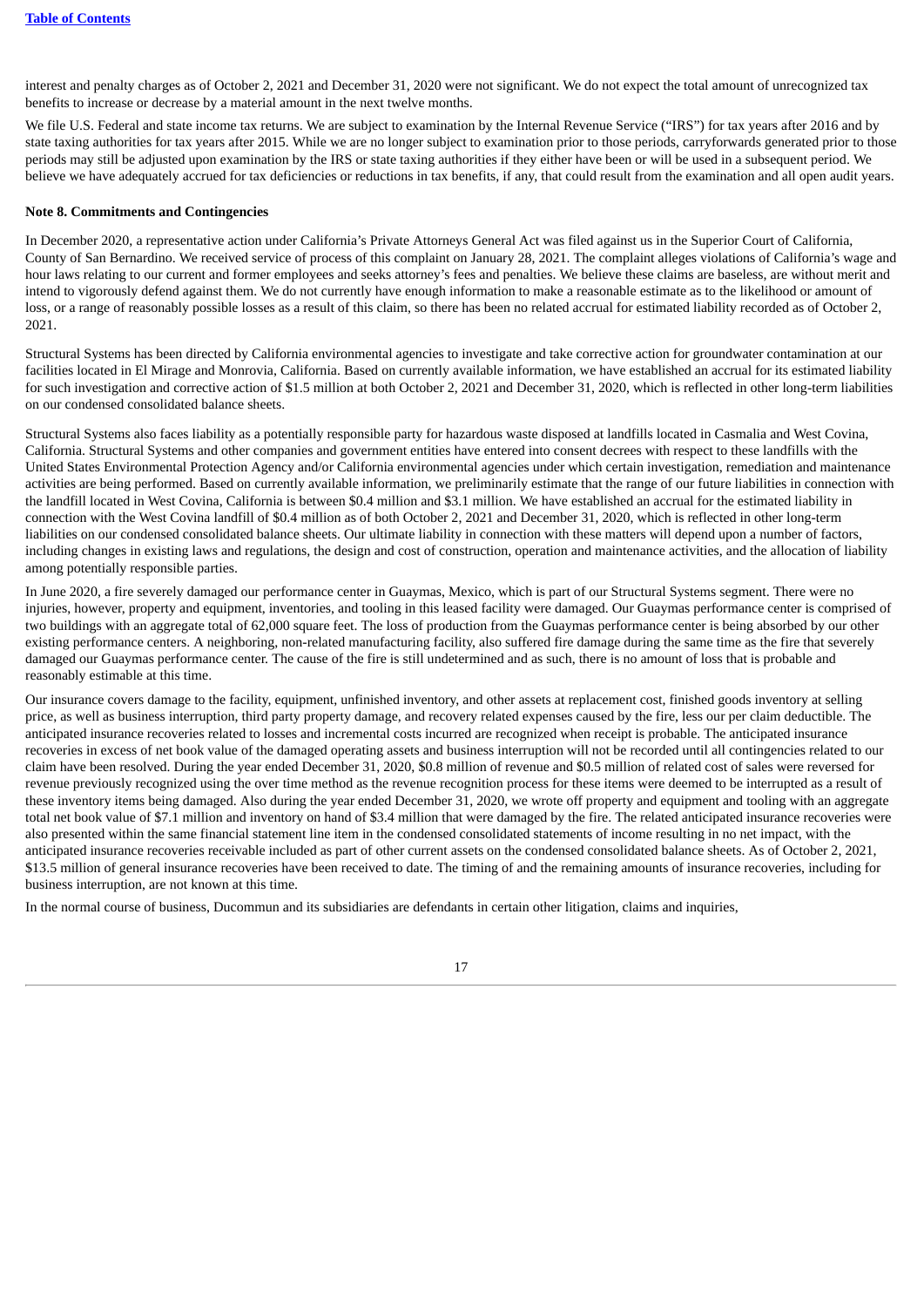interest and penalty charges as of October 2, 2021 and December 31, 2020 were not significant. We do not expect the total amount of unrecognized tax benefits to increase or decrease by a material amount in the next twelve months.

We file U.S. Federal and state income tax returns. We are subject to examination by the Internal Revenue Service ("IRS") for tax years after 2016 and by state taxing authorities for tax years after 2015. While we are no longer subject to examination prior to those periods, carryforwards generated prior to those periods may still be adjusted upon examination by the IRS or state taxing authorities if they either have been or will be used in a subsequent period. We believe we have adequately accrued for tax deficiencies or reductions in tax benefits, if any, that could result from the examination and all open audit years.

**Note 8. Commitments and Contingencies**

In December 2020, a representative action under California's Private Attorneys General Act was filed against us in the Superior Court of California, County of San Bernardino. We received service of process of this complaint on January 28, 2021. The complaint alleges violations of California's wage and hour laws relating to our current and former employees and seeks attorney's fees and penalties. We believe these claims are baseless, are without merit and intend to vigorously defend against them. We do not currently have enough information to make a reasonable estimate as to the likelihood or amount of loss, or a range of reasonably possible losses as a result of this claim, so there has been no related accrual for estimated liability recorded as of October 2, 2021.

Structural Systems has been directed by California environmental agencies to investigate and take corrective action for groundwater contamination at our facilities located in El Mirage and Monrovia, California. Based on currently available information, we have established an accrual for its estimated liability for such investigation and corrective action of $1.5 million at both October 2, 2021 and December 31, 2020, which is reflected in other long-term liabilities on our condensed consolidated balance sheets.

Structural Systems also faces liability as a potentially responsible party for hazardous waste disposed at landfills located in Casmalia and West Covina, California. Structural Systems and other companies and government entities have entered into consent decrees with respect to these landfills with the United States Environmental Protection Agency and/or California environmental agencies under which certain investigation, remediation and maintenance activities are being performed. Based on currently available information, we preliminarily estimate that the range of our future liabilities in connection with the landfill located in West Covina, California is between $0.4 million and $3.1 million. We have established an accrual for the estimated liability in connection with the West Covina landfill of $0.4 million as of both October 2, 2021 and December 31, 2020, which is reflected in other long-term liabilities on our condensed consolidated balance sheets. Our ultimate liability in connection with these matters will depend upon a number of factors, including changes in existing laws and regulations, the design and cost of construction, operation and maintenance activities, and the allocation of liability among potentially responsible parties.

In June 2020, a fire severely damaged our performance center in Guaymas, Mexico, which is part of our Structural Systems segment. There were no injuries, however, property and equipment, inventories, and tooling in this leased facility were damaged. Our Guaymas performance center is comprised of two buildings with an aggregate total of 62,000 square feet. The loss of production from the Guaymas performance center is being absorbed by our other existing performance centers. A neighboring, non-related manufacturing facility, also suffered fire damage during the same time as the fire that severely damaged our Guaymas performance center. The cause of the fire is still undetermined and as such, there is no amount of loss that is probable and reasonably estimable at this time.

Our insurance covers damage to the facility, equipment, unfinished inventory, and other assets at replacement cost, finished goods inventory at selling price, as well as business interruption, third party property damage, and recovery related expenses caused by the fire, less our per claim deductible. The anticipated insurance recoveries related to losses and incremental costs incurred are recognized when receipt is probable. The anticipated insurance recoveries in excess of net book value of the damaged operating assets and business interruption will not be recorded until all contingencies related to our claim have been resolved. During the year ended December 31, 2020, $0.8 million of revenue and $0.5 million of related cost of sales were reversed for revenue previously recognized using the over time method as the revenue recognition process for these items were deemed to be interrupted as a result of these inventory items being damaged. Also during the year ended December 31, 2020, we wrote off property and equipment and tooling with an aggregate total net book value of $7.1 million and inventory on hand of $3.4 million that were damaged by the fire. The related anticipated insurance recoveries were also presented within the same financial statement line item in the condensed consolidated statements of income resulting in no net impact, with the anticipated insurance recoveries receivable included as part of other current assets on the condensed consolidated balance sheets. As of October 2, 2021, $13.5 million of general insurance recoveries have been received to date. The timing of and the remaining amounts of insurance recoveries, including for business interruption, are not known at this time.

In the normal course of business, Ducommun and its subsidiaries are defendants in certain other litigation, claims and inquiries,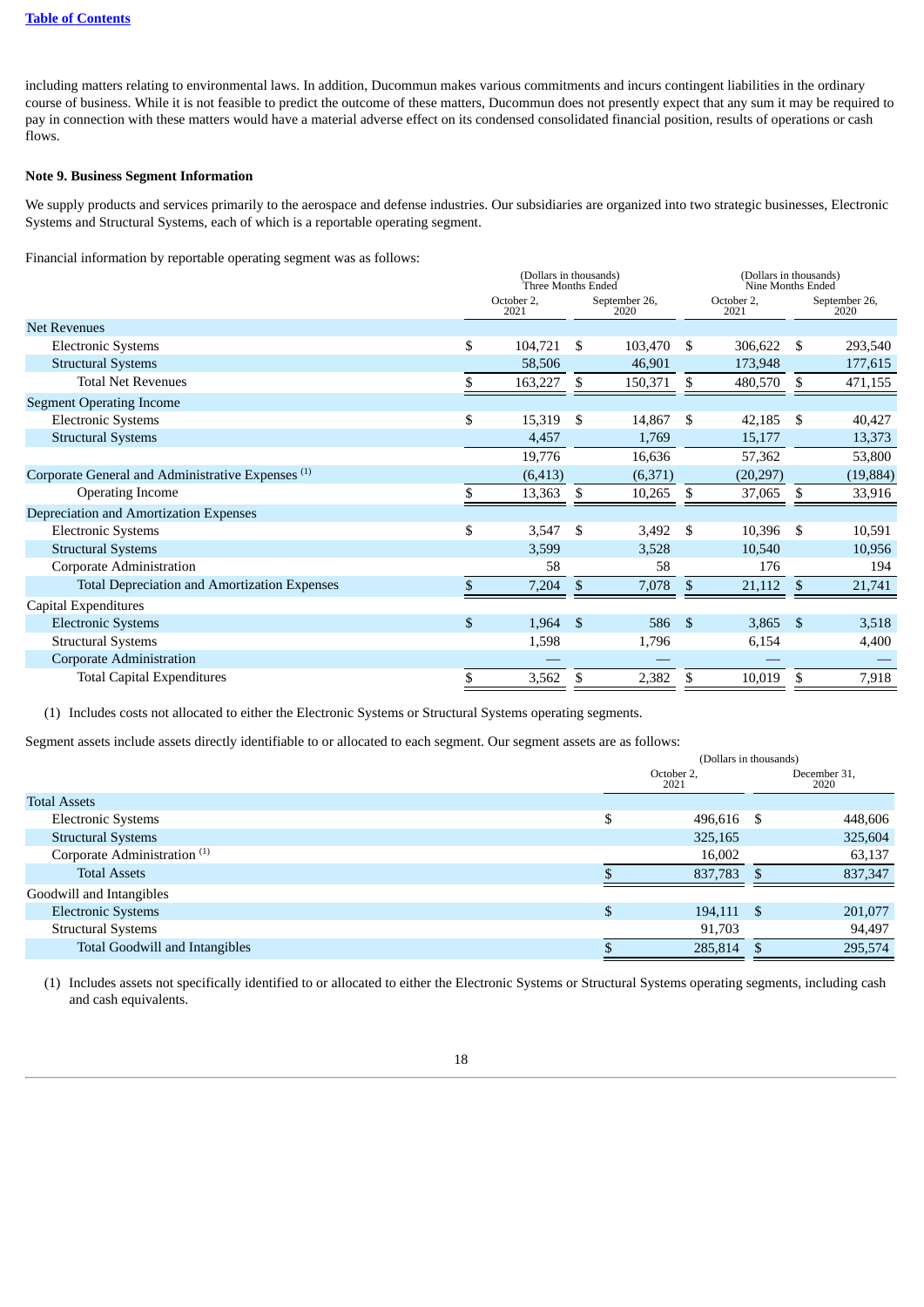including matters relating to environmental laws. In addition, Ducommun makes various commitments and incurs contingent liabilities in the ordinary course of business. While it is not feasible to predict the outcome of these matters, Ducommun does not presently expect that any sum it may be required to pay in connection with these matters would have a material adverse effect on its condensed consolidated financial position, results of operations or cash flows.

**Note 9. Business Segment Information**

We supply products and services primarily to the aerospace and defense industries. Our subsidiaries are organized into two strategic businesses, Electronic Systems and Structural Systems, each of which is a reportable operating segment.

Financial information by reportable operating segment was as follows:

| | (Dollars in thousands) Three Months Ended | | (Dollars in thousands) Nine Months Ended | |
|---|---|---|---|---|
| | October 2, 2021 | September 26, 2020 | October 2, 2021 | September 26, 2020 |
| **Net Revenues** | | | | |
| Electronic Systems | $ 104,721 | $ 103,470 | $ 306,622 | $ 293,540 |
| Structural Systems | 58,506 | 46,901 | 173,948 | 177,615 |
| Total Net Revenues | $ 163,227 | $ 150,371 | $ 480,570 | $ 471,155 |
| **Segment Operating Income** | | | | |
| Electronic Systems | $ 15,319 | $ 14,867 | $ 42,185 | $ 40,427 |
| Structural Systems | 4,457 | 1,769 | 15,177 | 13,373 |
| | 19,776 | 16,636 | 57,362 | 53,800 |
| Corporate General and Administrative Expenses [(1)] | (6,413) | (6,371) | (20,297) | (19,884) |
| Operating Income | $ 13,363 | $ 10,265 | $ 37,065 | $ 33,916 |
| **Depreciation and Amortization Expenses** | | | | |
| Electronic Systems | $ 3,547 | $ 3,492 | $ 10,396 | $ 10,591 |
| Structural Systems | 3,599 | 3,528 | 10,540 | 10,956 |
| Corporate Administration | 58 | 58 | 176 | 194 |
| Total Depreciation and Amortization Expenses | $ 7,204 | $ 7,078 | $ 21,112 | $ 21,741 |
| **Capital Expenditures** | | | | |
| Electronic Systems | $ 1,964 | $ 586 | $ 3,865 | $ 3,518 |
| Structural Systems | 1,598 | 1,796 | 6,154 | 4,400 |
| Corporate Administration | — | — | — | — |
| Total Capital Expenditures | $ 3,562 | $ 2,382 | $ 10,019 | $ 7,918 |

(1) Includes costs not allocated to either the Electronic Systems or Structural Systems operating segments.

Segment assets include assets directly identifiable to or allocated to each segment. Our segment assets are as follows:

| | (Dollars in thousands) | |
|---|---|---|
| | October 2, 2021 | December 31, 2020 |
| **Total Assets** | | |
| Electronic Systems | $ 496,616 | $ 448,606 |
| Structural Systems | 325,165 | 325,604 |
| Corporate Administration [(1)] | 16,002 | 63,137 |
| Total Assets | $ 837,783 | $ 837,347 |
| **Goodwill and Intangibles** | | |
| Electronic Systems | $ 194,111 | $ 201,077 |
| Structural Systems | 91,703 | 94,497 |
| Total Goodwill and Intangibles | $ 285,814 | $ 295,574 |

(1) Includes assets not specifically identified to or allocated to either the Electronic Systems or Structural Systems operating segments, including cash and cash equivalents.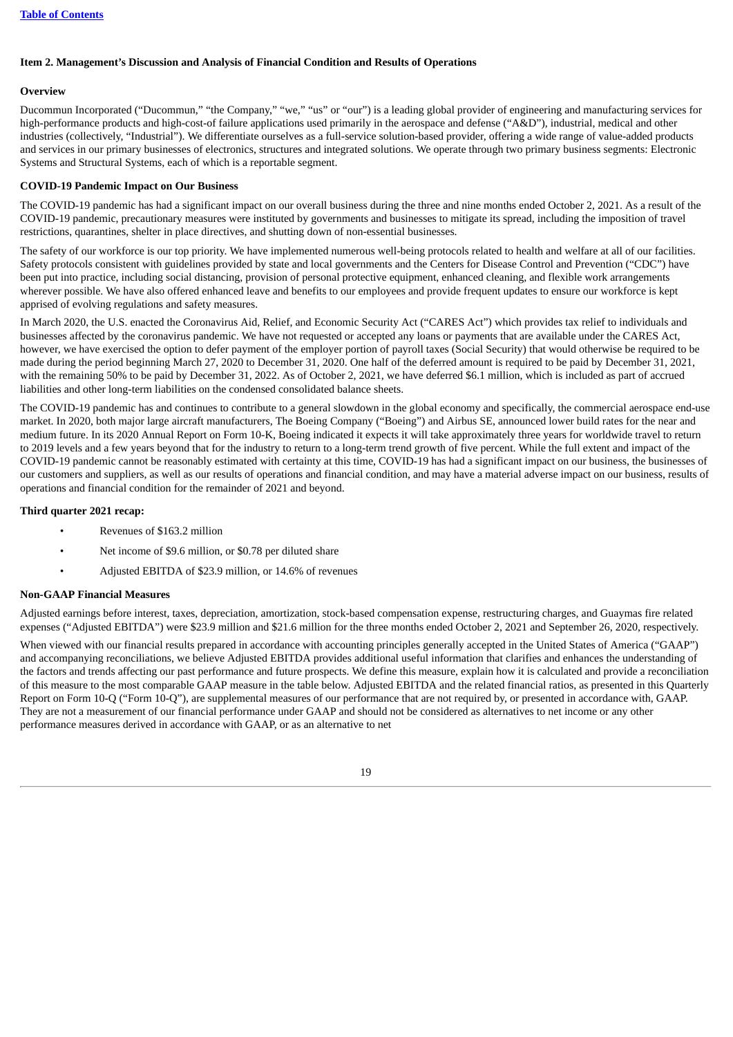[Table of Contents](#)

### Item 2. Management's Discussion and Analysis of Financial Condition and Results of Operations

#### Overview

Ducommun Incorporated ("Ducommun," "the Company," "we," "us" or "our") is a leading global provider of engineering and manufacturing services for high-performance products and high-cost-of failure applications used primarily in the aerospace and defense ("A&D"), industrial, medical and other industries (collectively, "Industrial"). We differentiate ourselves as a full-service solution-based provider, offering a wide range of value-added products and services in our primary businesses of electronics, structures and integrated solutions. We operate through two primary business segments: Electronic Systems and Structural Systems, each of which is a reportable segment.

#### COVID-19 Pandemic Impact on Our Business

The COVID-19 pandemic has had a significant impact on our overall business during the three and nine months ended October 2, 2021. As a result of the COVID-19 pandemic, precautionary measures were instituted by governments and businesses to mitigate its spread, including the imposition of travel restrictions, quarantines, shelter in place directives, and shutting down of non-essential businesses.

The safety of our workforce is our top priority. We have implemented numerous well-being protocols related to health and welfare at all of our facilities. Safety protocols consistent with guidelines provided by state and local governments and the Centers for Disease Control and Prevention ("CDC") have been put into practice, including social distancing, provision of personal protective equipment, enhanced cleaning, and flexible work arrangements wherever possible. We have also offered enhanced leave and benefits to our employees and provide frequent updates to ensure our workforce is kept apprised of evolving regulations and safety measures.

In March 2020, the U.S. enacted the Coronavirus Aid, Relief, and Economic Security Act ("CARES Act") which provides tax relief to individuals and businesses affected by the coronavirus pandemic. We have not requested or accepted any loans or payments that are available under the CARES Act, however, we have exercised the option to defer payment of the employer portion of payroll taxes (Social Security) that would otherwise be required to be made during the period beginning March 27, 2020 to December 31, 2020. One half of the deferred amount is required to be paid by December 31, 2021, with the remaining 50% to be paid by December 31, 2022. As of October 2, 2021, we have deferred $6.1 million, which is included as part of accrued liabilities and other long-term liabilities on the condensed consolidated balance sheets.

The COVID-19 pandemic has and continues to contribute to a general slowdown in the global economy and specifically, the commercial aerospace end-use market. In 2020, both major large aircraft manufacturers, The Boeing Company ("Boeing") and Airbus SE, announced lower build rates for the near and medium future. In its 2020 Annual Report on Form 10-K, Boeing indicated it expects it will take approximately three years for worldwide travel to return to 2019 levels and a few years beyond that for the industry to return to a long-term trend growth of five percent. While the full extent and impact of the COVID-19 pandemic cannot be reasonably estimated with certainty at this time, COVID-19 has had a significant impact on our business, the businesses of our customers and suppliers, as well as our results of operations and financial condition, and may have a material adverse impact on our business, results of operations and financial condition for the remainder of 2021 and beyond.

#### Third quarter 2021 recap:

- Revenues of $163.2 million
- Net income of $9.6 million, or $0.78 per diluted share
- Adjusted EBITDA of $23.9 million, or 14.6% of revenues

#### Non-GAAP Financial Measures

Adjusted earnings before interest, taxes, depreciation, amortization, stock-based compensation expense, restructuring charges, and Guaymas fire related expenses ("Adjusted EBITDA") were $23.9 million and $21.6 million for the three months ended October 2, 2021 and September 26, 2020, respectively.

When viewed with our financial results prepared in accordance with accounting principles generally accepted in the United States of America ("GAAP") and accompanying reconciliations, we believe Adjusted EBITDA provides additional useful information that clarifies and enhances the understanding of the factors and trends affecting our past performance and future prospects. We define this measure, explain how it is calculated and provide a reconciliation of this measure to the most comparable GAAP measure in the table below. Adjusted EBITDA and the related financial ratios, as presented in this Quarterly Report on Form 10-Q ("Form 10-Q"), are supplemental measures of our performance that are not required by, or presented in accordance with, GAAP. They are not a measurement of our financial performance under GAAP and should not be considered as alternatives to net income or any other performance measures derived in accordance with GAAP, or as an alternative to net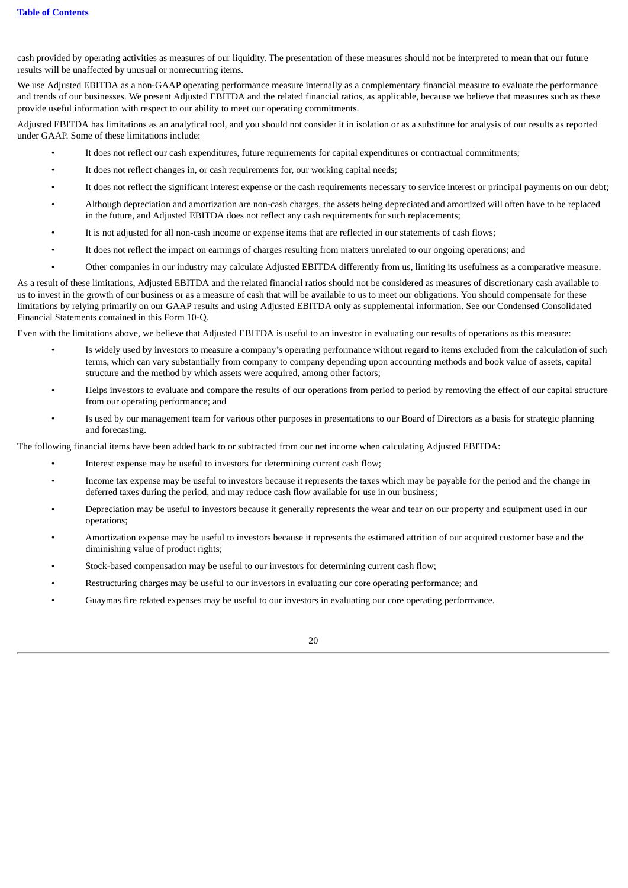cash provided by operating activities as measures of our liquidity. The presentation of these measures should not be interpreted to mean that our future results will be unaffected by unusual or nonrecurring items.

We use Adjusted EBITDA as a non-GAAP operating performance measure internally as a complementary financial measure to evaluate the performance and trends of our businesses. We present Adjusted EBITDA and the related financial ratios, as applicable, because we believe that measures such as these provide useful information with respect to our ability to meet our operating commitments.

Adjusted EBITDA has limitations as an analytical tool, and you should not consider it in isolation or as a substitute for analysis of our results as reported under GAAP. Some of these limitations include:

- It does not reflect our cash expenditures, future requirements for capital expenditures or contractual commitments;
- It does not reflect changes in, or cash requirements for, our working capital needs;
- It does not reflect the significant interest expense or the cash requirements necessary to service interest or principal payments on our debt;
- Although depreciation and amortization are non-cash charges, the assets being depreciated and amortized will often have to be replaced in the future, and Adjusted EBITDA does not reflect any cash requirements for such replacements;
- It is not adjusted for all non-cash income or expense items that are reflected in our statements of cash flows;
- It does not reflect the impact on earnings of charges resulting from matters unrelated to our ongoing operations; and
- Other companies in our industry may calculate Adjusted EBITDA differently from us, limiting its usefulness as a comparative measure.

As a result of these limitations, Adjusted EBITDA and the related financial ratios should not be considered as measures of discretionary cash available to us to invest in the growth of our business or as a measure of cash that will be available to us to meet our obligations. You should compensate for these limitations by relying primarily on our GAAP results and using Adjusted EBITDA only as supplemental information. See our Condensed Consolidated Financial Statements contained in this Form 10-Q.

Even with the limitations above, we believe that Adjusted EBITDA is useful to an investor in evaluating our results of operations as this measure:

- Is widely used by investors to measure a company's operating performance without regard to items excluded from the calculation of such terms, which can vary substantially from company to company depending upon accounting methods and book value of assets, capital structure and the method by which assets were acquired, among other factors;
- Helps investors to evaluate and compare the results of our operations from period to period by removing the effect of our capital structure from our operating performance; and
- Is used by our management team for various other purposes in presentations to our Board of Directors as a basis for strategic planning and forecasting.

The following financial items have been added back to or subtracted from our net income when calculating Adjusted EBITDA:

- Interest expense may be useful to investors for determining current cash flow;
- Income tax expense may be useful to investors because it represents the taxes which may be payable for the period and the change in deferred taxes during the period, and may reduce cash flow available for use in our business;
- Depreciation may be useful to investors because it generally represents the wear and tear on our property and equipment used in our operations;
- Amortization expense may be useful to investors because it represents the estimated attrition of our acquired customer base and the diminishing value of product rights;
- Stock-based compensation may be useful to our investors for determining current cash flow;
- Restructuring charges may be useful to our investors in evaluating our core operating performance; and
- Guaymas fire related expenses may be useful to our investors in evaluating our core operating performance.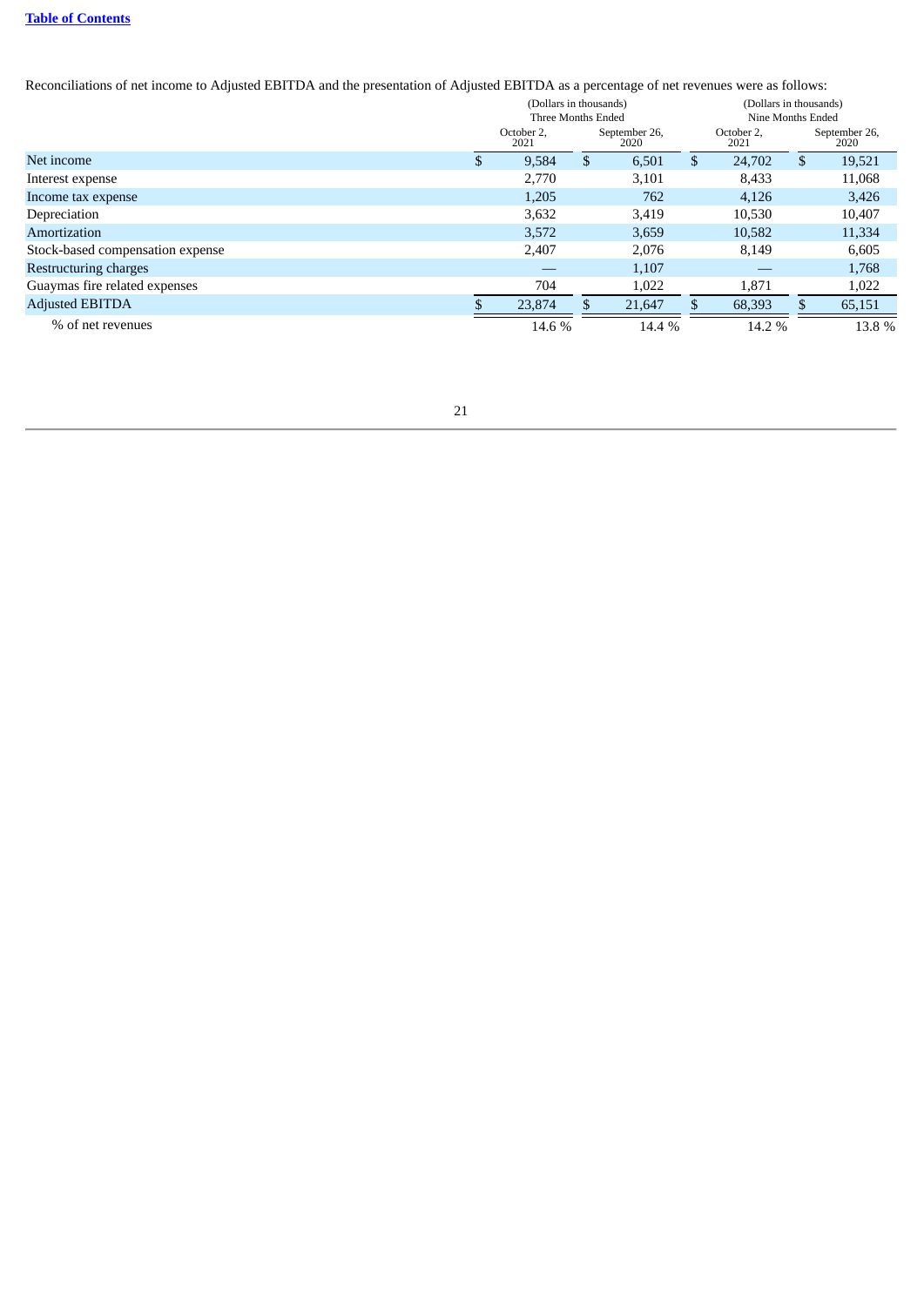Reconciliations of net income to Adjusted EBITDA and the presentation of Adjusted EBITDA as a percentage of net revenues were as follows:

| | (Dollars in thousands) Three Months Ended | | (Dollars in thousands) Nine Months Ended | |
|---|---|---|---|---|
| | October 2, 2021 | September 26, 2020 | October 2, 2021 | September 26, 2020 |
| Net income | $ 9,584 | $ 6,501 | $ 24,702 | $ 19,521 |
| Interest expense | 2,770 | 3,101 | 8,433 | 11,068 |
| Income tax expense | 1,205 | 762 | 4,126 | 3,426 |
| Depreciation | 3,632 | 3,419 | 10,530 | 10,407 |
| Amortization | 3,572 | 3,659 | 10,582 | 11,334 |
| Stock-based compensation expense | 2,407 | 2,076 | 8,149 | 6,605 |
| Restructuring charges | — | 1,107 | — | 1,768 |
| Guaymas fire related expenses | 704 | 1,022 | 1,871 | 1,022 |
| Adjusted EBITDA | $ 23,874 | $ 21,647 | $ 68,393 | $ 65,151 |
| % of net revenues | 14.6 % | 14.4 % | 14.2 % | 13.8 % |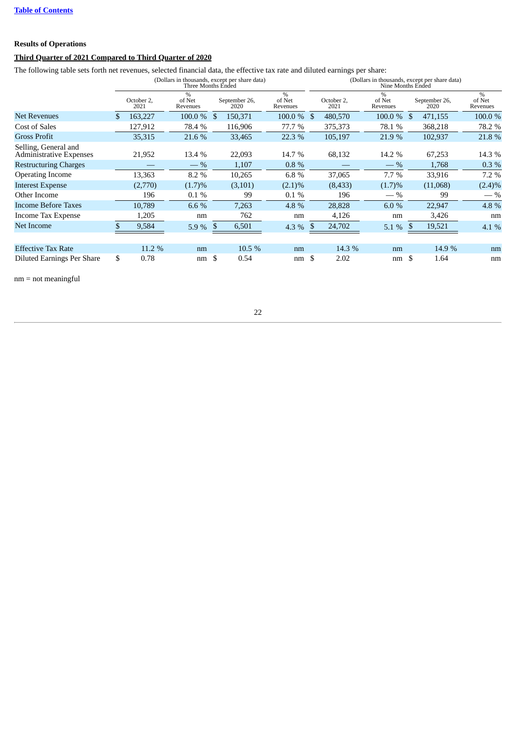[Table of Contents](#)

**Results of Operations**

**Third Quarter of 2021 Compared to Third Quarter of 2020**

The following table sets forth net revenues, selected financial data, the effective tax rate and diluted earnings per share:

| | (Dollars in thousands, except per share data) Three Months Ended | | | | (Dollars in thousands, except per share data) Nine Months Ended | | | |
|---|---|---|---|---|---|---|---|---|
| | October 2, 2021 | % of Net Revenues | September 26, 2020 | % of Net Revenues | October 2, 2021 | % of Net Revenues | September 26, 2020 | % of Net Revenues |
| Net Revenues | $ 163,227 | 100.0 % | $ 150,371 | 100.0 % | $ 480,570 | 100.0 % | $ 471,155 | 100.0 % |
| Cost of Sales | 127,912 | 78.4 % | 116,906 | 77.7 % | 375,373 | 78.1 % | 368,218 | 78.2 % |
| Gross Profit | 35,315 | 21.6 % | 33,465 | 22.3 % | 105,197 | 21.9 % | 102,937 | 21.8 % |
| Selling, General and Administrative Expenses | 21,952 | 13.4 % | 22,093 | 14.7 % | 68,132 | 14.2 % | 67,253 | 14.3 % |
| Restructuring Charges | — | — % | 1,107 | 0.8 % | — | — % | 1,768 | 0.3 % |
| Operating Income | 13,363 | 8.2 % | 10,265 | 6.8 % | 37,065 | 7.7 % | 33,916 | 7.2 % |
| Interest Expense | (2,770) | (1.7)% | (3,101) | (2.1)% | (8,433) | (1.7)% | (11,068) | (2.4)% |
| Other Income | 196 | 0.1 % | 99 | 0.1 % | 196 | — % | 99 | — % |
| Income Before Taxes | 10,789 | 6.6 % | 7,263 | 4.8 % | 28,828 | 6.0 % | 22,947 | 4.8 % |
| Income Tax Expense | 1,205 | nm | 762 | nm | 4,126 | nm | 3,426 | nm |
| Net Income | $ 9,584 | 5.9 % | $ 6,501 | 4.3 % | $ 24,702 | 5.1 % | $ 19,521 | 4.1 % |
| | | | | | | | | |
| Effective Tax Rate | 11.2 % | nm | 10.5 % | nm | 14.3 % | nm | 14.9 % | nm |
| Diluted Earnings Per Share | $ 0.78 | nm | $ 0.54 | nm | $ 2.02 | nm | $ 1.64 | nm |

nm = not meaningful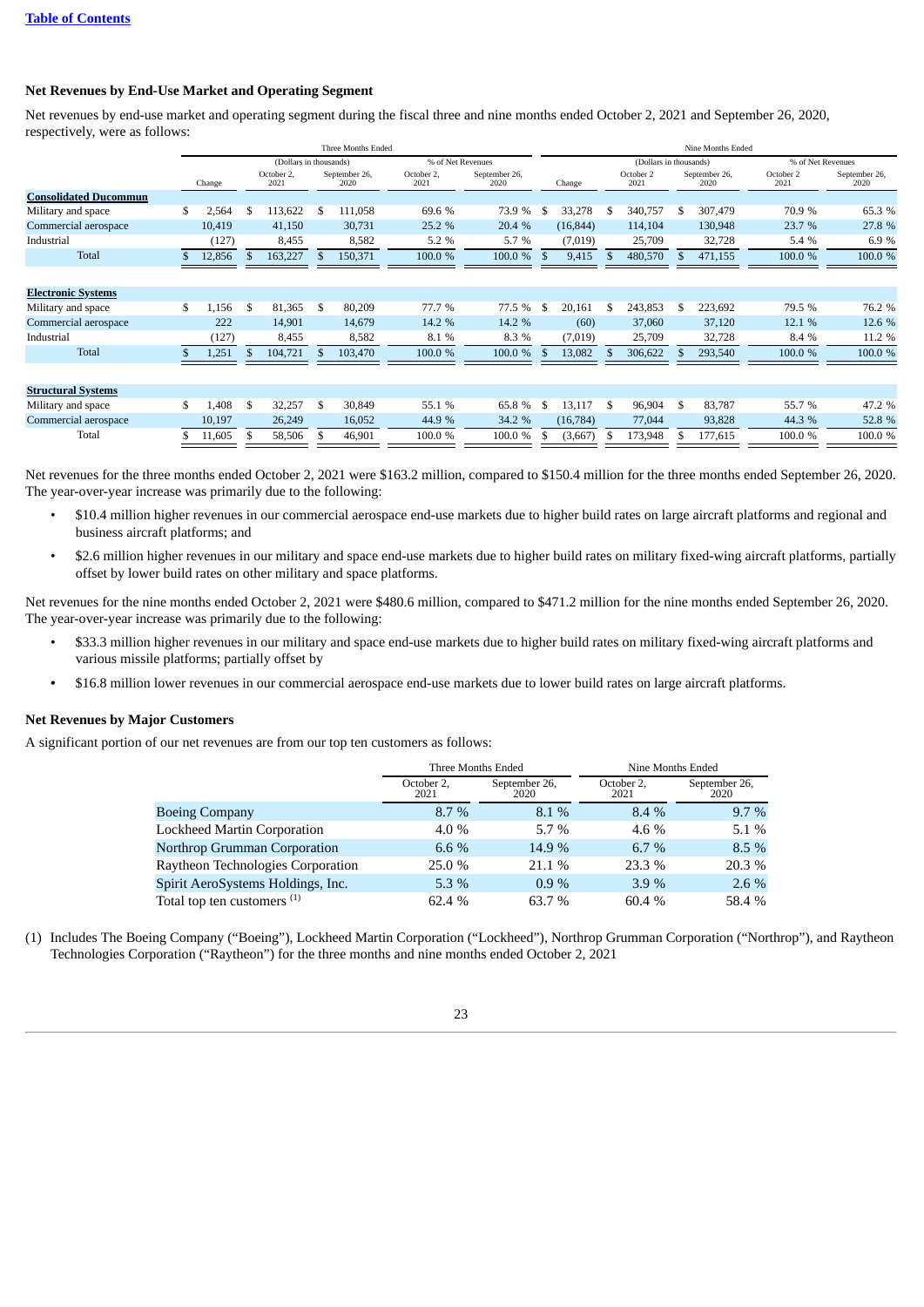### Net Revenues by End-Use Market and Operating Segment

Net revenues by end-use market and operating segment during the fiscal three and nine months ended October 2, 2021 and September 26, 2020, respectively, were as follows:

| | Three Months Ended | | | | | Nine Months Ended | | | | |
|---|---|---|---|---|---|---|---|---|---|---|
| | | (Dollars in thousands) | | % of Net Revenues | | | (Dollars in thousands) | | % of Net Revenues | |
| | Change | October 2, 2021 | September 26, 2020 | October 2, 2021 | September 26, 2020 | Change | October 2 2021 | September 26, 2020 | October 2 2021 | September 26, 2020 |
| **Consolidated Ducommun** | | | | | | | | | | |
| Military and space | $ 2,564 | $ 113,622 | $ 111,058 | 69.6 % | 73.9 % | $ 33,278 | $ 340,757 | $ 307,479 | 70.9 % | 65.3 % |
| Commercial aerospace | 10,419 | 41,150 | 30,731 | 25.2 % | 20.4 % | (16,844) | 114,104 | 130,948 | 23.7 % | 27.8 % |
| Industrial | (127) | 8,455 | 8,582 | 5.2 % | 5.7 % | (7,019) | 25,709 | 32,728 | 5.4 % | 6.9 % |
| Total | $ 12,856 | $ 163,227 | $ 150,371 | 100.0 % | 100.0 % | $ 9,415 | $ 480,570 | $ 471,155 | 100.0 % | 100.0 % |
| **Electronic Systems** | | | | | | | | | | |
| Military and space | $ 1,156 | $ 81,365 | $ 80,209 | 77.7 % | 77.5 % | $ 20,161 | $ 243,853 | $ 223,692 | 79.5 % | 76.2 % |
| Commercial aerospace | 222 | 14,901 | 14,679 | 14.2 % | 14.2 % | (60) | 37,060 | 37,120 | 12.1 % | 12.6 % |
| Industrial | (127) | 8,455 | 8,582 | 8.1 % | 8.3 % | (7,019) | 25,709 | 32,728 | 8.4 % | 11.2 % |
| Total | $ 1,251 | $ 104,721 | $ 103,470 | 100.0 % | 100.0 % | $ 13,082 | $ 306,622 | $ 293,540 | 100.0 % | 100.0 % |
| **Structural Systems** | | | | | | | | | | |
| Military and space | $ 1,408 | $ 32,257 | $ 30,849 | 55.1 % | 65.8 % | $ 13,117 | $ 96,904 | $ 83,787 | 55.7 % | 47.2 % |
| Commercial aerospace | 10,197 | 26,249 | 16,052 | 44.9 % | 34.2 % | (16,784) | 77,044 | 93,828 | 44.3 % | 52.8 % |
| Total | $ 11,605 | $ 58,506 | $ 46,901 | 100.0 % | 100.0 % | $ (3,667) | $ 173,948 | $ 177,615 | 100.0 % | 100.0 % |

Net revenues for the three months ended October 2, 2021 were $163.2 million, compared to $150.4 million for the three months ended September 26, 2020. The year-over-year increase was primarily due to the following:

- $10.4 million higher revenues in our commercial aerospace end-use markets due to higher build rates on large aircraft platforms and regional and business aircraft platforms; and
- $2.6 million higher revenues in our military and space end-use markets due to higher build rates on military fixed-wing aircraft platforms, partially offset by lower build rates on other military and space platforms.

Net revenues for the nine months ended October 2, 2021 were $480.6 million, compared to $471.2 million for the nine months ended September 26, 2020. The year-over-year increase was primarily due to the following:

- $33.3 million higher revenues in our military and space end-use markets due to higher build rates on military fixed-wing aircraft platforms and various missile platforms; partially offset by
- $16.8 million lower revenues in our commercial aerospace end-use markets due to lower build rates on large aircraft platforms.

### Net Revenues by Major Customers

A significant portion of our net revenues are from our top ten customers as follows:

| | Three Months Ended | | Nine Months Ended | |
|---|---|---|---|---|
| | October 2, 2021 | September 26, 2020 | October 2, 2021 | September 26, 2020 |
| Boeing Company | 8.7 % | 8.1 % | 8.4 % | 9.7 % |
| Lockheed Martin Corporation | 4.0 % | 5.7 % | 4.6 % | 5.1 % |
| Northrop Grumman Corporation | 6.6 % | 14.9 % | 6.7 % | 8.5 % |
| Raytheon Technologies Corporation | 25.0 % | 21.1 % | 23.3 % | 20.3 % |
| Spirit AeroSystems Holdings, Inc. | 5.3 % | 0.9 % | 3.9 % | 2.6 % |
| Total top ten customers [(1)] | 62.4 % | 63.7 % | 60.4 % | 58.4 % |

(1) Includes The Boeing Company ("Boeing"), Lockheed Martin Corporation ("Lockheed"), Northrop Grumman Corporation ("Northrop"), and Raytheon Technologies Corporation ("Raytheon") for the three months and nine months ended October 2, 2021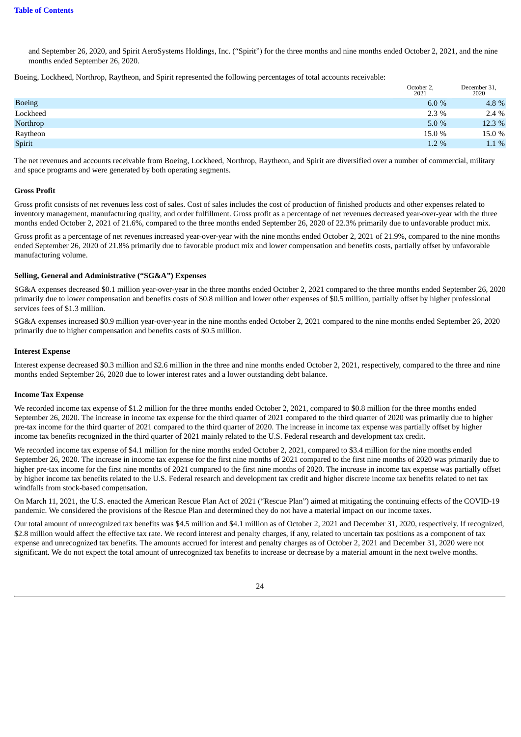and September 26, 2020, and Spirit AeroSystems Holdings, Inc. ("Spirit") for the three months and nine months ended October 2, 2021, and the nine months ended September 26, 2020.

Boeing, Lockheed, Northrop, Raytheon, and Spirit represented the following percentages of total accounts receivable:

| | October 2, 2021 | December 31, 2020 |
|---|---|---|
| Boeing | 6.0 % | 4.8 % |
| Lockheed | 2.3 % | 2.4 % |
| Northrop | 5.0 % | 12.3 % |
| Raytheon | 15.0 % | 15.0 % |
| Spirit | 1.2 % | 1.1 % |

The net revenues and accounts receivable from Boeing, Lockheed, Northrop, Raytheon, and Spirit are diversified over a number of commercial, military and space programs and were generated by both operating segments.

**Gross Profit**

Gross profit consists of net revenues less cost of sales. Cost of sales includes the cost of production of finished products and other expenses related to inventory management, manufacturing quality, and order fulfillment. Gross profit as a percentage of net revenues decreased year-over-year with the three months ended October 2, 2021 of 21.6%, compared to the three months ended September 26, 2020 of 22.3% primarily due to unfavorable product mix.

Gross profit as a percentage of net revenues increased year-over-year with the nine months ended October 2, 2021 of 21.9%, compared to the nine months ended September 26, 2020 of 21.8% primarily due to favorable product mix and lower compensation and benefits costs, partially offset by unfavorable manufacturing volume.

**Selling, General and Administrative ("SG&A") Expenses**

SG&A expenses decreased $0.1 million year-over-year in the three months ended October 2, 2021 compared to the three months ended September 26, 2020 primarily due to lower compensation and benefits costs of $0.8 million and lower other expenses of $0.5 million, partially offset by higher professional services fees of $1.3 million.

SG&A expenses increased $0.9 million year-over-year in the nine months ended October 2, 2021 compared to the nine months ended September 26, 2020 primarily due to higher compensation and benefits costs of $0.5 million.

**Interest Expense**

Interest expense decreased $0.3 million and $2.6 million in the three and nine months ended October 2, 2021, respectively, compared to the three and nine months ended September 26, 2020 due to lower interest rates and a lower outstanding debt balance.

**Income Tax Expense**

We recorded income tax expense of $1.2 million for the three months ended October 2, 2021, compared to $0.8 million for the three months ended September 26, 2020. The increase in income tax expense for the third quarter of 2021 compared to the third quarter of 2020 was primarily due to higher pre-tax income for the third quarter of 2021 compared to the third quarter of 2020. The increase in income tax expense was partially offset by higher income tax benefits recognized in the third quarter of 2021 mainly related to the U.S. Federal research and development tax credit.

We recorded income tax expense of $4.1 million for the nine months ended October 2, 2021, compared to $3.4 million for the nine months ended September 26, 2020. The increase in income tax expense for the first nine months of 2021 compared to the first nine months of 2020 was primarily due to higher pre-tax income for the first nine months of 2021 compared to the first nine months of 2020. The increase in income tax expense was partially offset by higher income tax benefits related to the U.S. Federal research and development tax credit and higher discrete income tax benefits related to net tax windfalls from stock-based compensation.

On March 11, 2021, the U.S. enacted the American Rescue Plan Act of 2021 ("Rescue Plan") aimed at mitigating the continuing effects of the COVID-19 pandemic. We considered the provisions of the Rescue Plan and determined they do not have a material impact on our income taxes.

Our total amount of unrecognized tax benefits was $4.5 million and $4.1 million as of October 2, 2021 and December 31, 2020, respectively. If recognized, $2.8 million would affect the effective tax rate. We record interest and penalty charges, if any, related to uncertain tax positions as a component of tax expense and unrecognized tax benefits. The amounts accrued for interest and penalty charges as of October 2, 2021 and December 31, 2020 were not significant. We do not expect the total amount of unrecognized tax benefits to increase or decrease by a material amount in the next twelve months.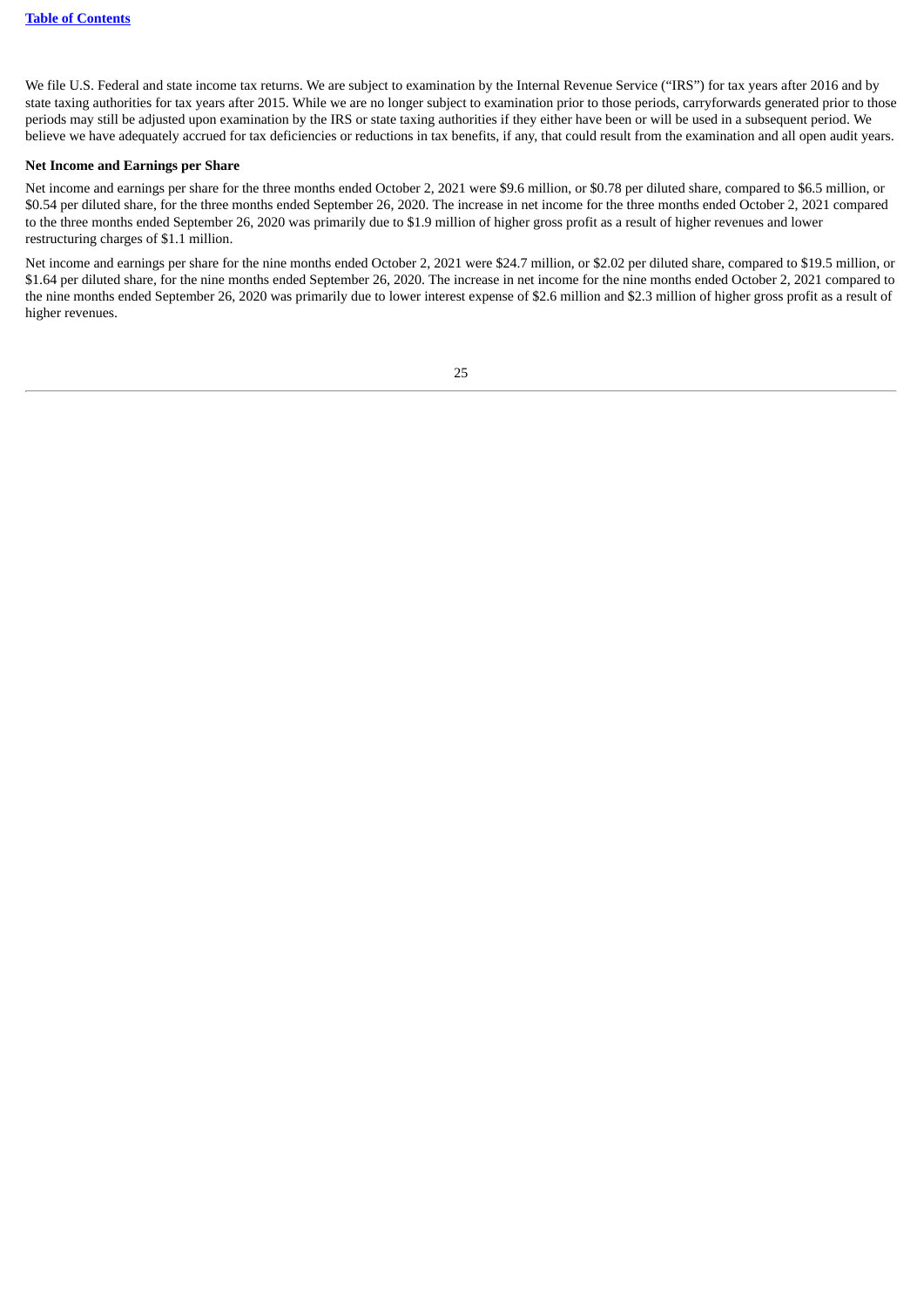We file U.S. Federal and state income tax returns. We are subject to examination by the Internal Revenue Service ("IRS") for tax years after 2016 and by state taxing authorities for tax years after 2015. While we are no longer subject to examination prior to those periods, carryforwards generated prior to those periods may still be adjusted upon examination by the IRS or state taxing authorities if they either have been or will be used in a subsequent period. We believe we have adequately accrued for tax deficiencies or reductions in tax benefits, if any, that could result from the examination and all open audit years.

**Net Income and Earnings per Share**

Net income and earnings per share for the three months ended October 2, 2021 were $9.6 million, or $0.78 per diluted share, compared to $6.5 million, or $0.54 per diluted share, for the three months ended September 26, 2020. The increase in net income for the three months ended October 2, 2021 compared to the three months ended September 26, 2020 was primarily due to $1.9 million of higher gross profit as a result of higher revenues and lower restructuring charges of $1.1 million.

Net income and earnings per share for the nine months ended October 2, 2021 were $24.7 million, or $2.02 per diluted share, compared to $19.5 million, or $1.64 per diluted share, for the nine months ended September 26, 2020. The increase in net income for the nine months ended October 2, 2021 compared to the nine months ended September 26, 2020 was primarily due to lower interest expense of $2.6 million and $2.3 million of higher gross profit as a result of higher revenues.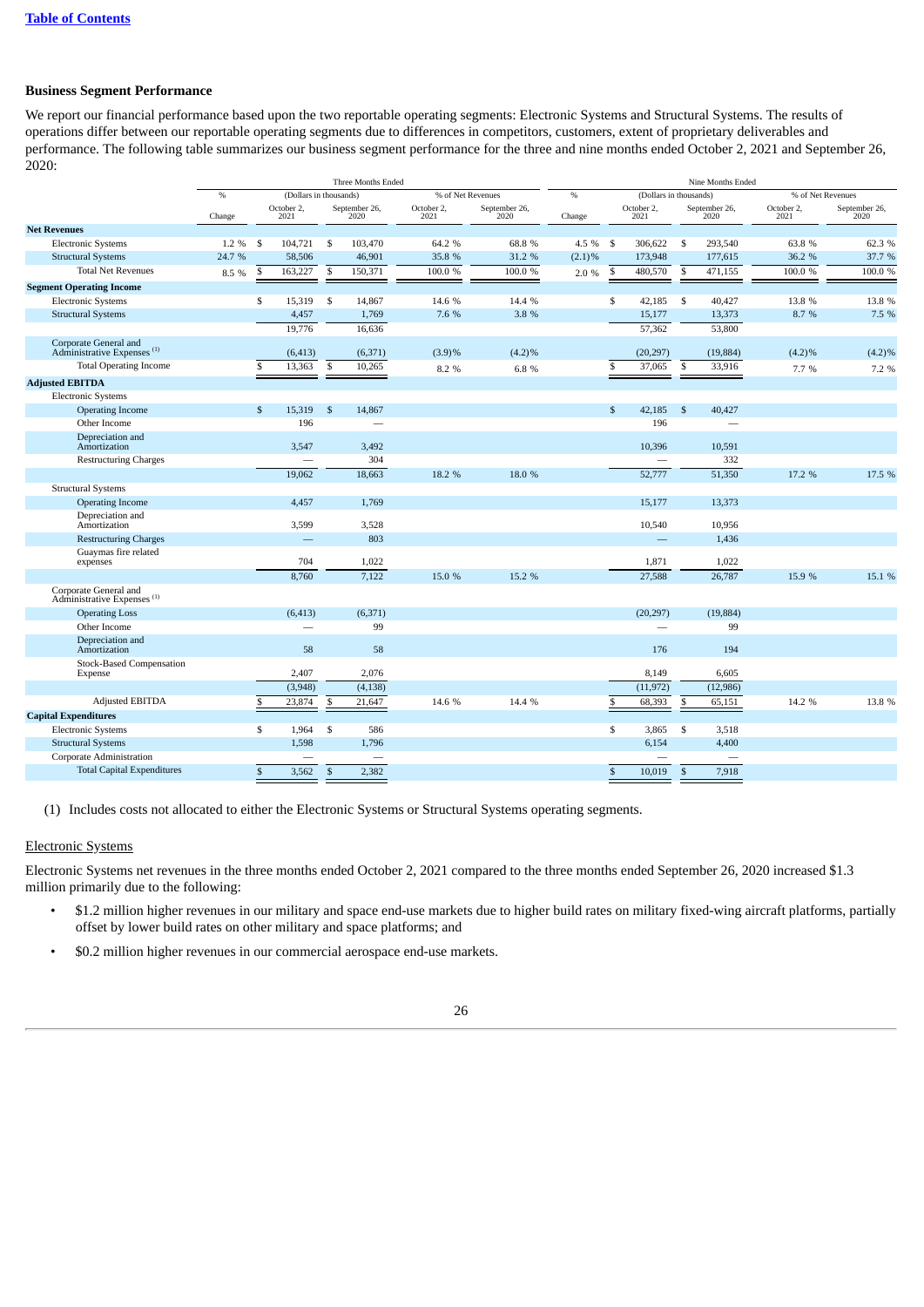[Table of Contents](#)

### Business Segment Performance

We report our financial performance based upon the two reportable operating segments: Electronic Systems and Structural Systems. The results of operations differ between our reportable operating segments due to differences in competitors, customers, extent of proprietary deliverables and performance. The following table summarizes our business segment performance for the three and nine months ended October 2, 2021 and September 26, 2020:

| | Three Months Ended | | | | | Nine Months Ended | | | | |
|---|---|---|---|---|---|---|---|---|---|---|
| | % | (Dollars in thousands) | | % of Net Revenues | | % | (Dollars in thousands) | | % of Net Revenues | |
| | Change | October 2, 2021 | September 26, 2020 | October 2, 2021 | September 26, 2020 | Change | October 2, 2021 | September 26, 2020 | October 2, 2021 | September 26, 2020 |
| **Net Revenues** | | | | | | | | | | |
| Electronic Systems | 1.2 % | $ 104,721 | $ 103,470 | 64.2 % | 68.8 % | 4.5 % | $ 306,622 | $ 293,540 | 63.8 % | 62.3 % |
| Structural Systems | 24.7 % | 58,506 | 46,901 | 35.8 % | 31.2 % | (2.1)% | 173,948 | 177,615 | 36.2 % | 37.7 % |
| Total Net Revenues | 8.5 % | $ 163,227 | $ 150,371 | 100.0 % | 100.0 % | 2.0 % | $ 480,570 | $ 471,155 | 100.0 % | 100.0 % |
| **Segment Operating Income** | | | | | | | | | | |
| Electronic Systems | | $ 15,319 | $ 14,867 | 14.6 % | 14.4 % | | $ 42,185 | $ 40,427 | 13.8 % | 13.8 % |
| Structural Systems | | 4,457 | 1,769 | 7.6 % | 3.8 % | | 15,177 | 13,373 | 8.7 % | 7.5 % |
| | | 19,776 | 16,636 | | | | 57,362 | 53,800 | | |
| Corporate General and Administrative Expenses (1) | | (6,413) | (6,371) | (3.9)% | (4.2)% | | (20,297) | (19,884) | (4.2)% | (4.2)% |
| Total Operating Income | | $ 13,363 | $ 10,265 | 8.2 % | 6.8 % | | $ 37,065 | $ 33,916 | 7.7 % | 7.2 % |
| **Adjusted EBITDA** | | | | | | | | | | |
| Electronic Systems | | | | | | | | | | |
| Operating Income | | $ 15,319 | $ 14,867 | | | | $ 42,185 | $ 40,427 | | |
| Other Income | | 196 | — | | | | 196 | — | | |
| Depreciation and Amortization | | 3,547 | 3,492 | | | | 10,396 | 10,591 | | |
| Restructuring Charges | | — | 304 | | | | — | 332 | | |
| | | 19,062 | 18,663 | 18.2 % | 18.0 % | | 52,777 | 51,350 | 17.2 % | 17.5 % |
| Structural Systems | | | | | | | | | | |
| Operating Income | | 4,457 | 1,769 | | | | 15,177 | 13,373 | | |
| Depreciation and Amortization | | 3,599 | 3,528 | | | | 10,540 | 10,956 | | |
| Restructuring Charges | | — | 803 | | | | — | 1,436 | | |
| Guaymas fire related expenses | | 704 | 1,022 | | | | 1,871 | 1,022 | | |
| | | 8,760 | 7,122 | 15.0 % | 15.2 % | | 27,588 | 26,787 | 15.9 % | 15.1 % |
| Corporate General and Administrative Expenses (1) | | | | | | | | | | |
| Operating Loss | | (6,413) | (6,371) | | | | (20,297) | (19,884) | | |
| Other Income | | — | 99 | | | | — | 99 | | |
| Depreciation and Amortization | | 58 | 58 | | | | 176 | 194 | | |
| Stock-Based Compensation Expense | | 2,407 | 2,076 | | | | 8,149 | 6,605 | | |
| | | (3,948) | (4,138) | | | | (11,972) | (12,986) | | |
| Adjusted EBITDA | | $ 23,874 | $ 21,647 | 14.6 % | 14.4 % | | $ 68,393 | $ 65,151 | 14.2 % | 13.8 % |
| **Capital Expenditures** | | | | | | | | | | |
| Electronic Systems | | $ 1,964 | $ 586 | | | | $ 3,865 | $ 3,518 | | |
| Structural Systems | | 1,598 | 1,796 | | | | 6,154 | 4,400 | | |
| Corporate Administration | | — | — | | | | — | — | | |
| Total Capital Expenditures | | $ 3,562 | $ 2,382 | | | | $ 10,019 | $ 7,918 | | |

(1) Includes costs not allocated to either the Electronic Systems or Structural Systems operating segments.

Electronic Systems

Electronic Systems net revenues in the three months ended October 2, 2021 compared to the three months ended September 26, 2020 increased $1.3 million primarily due to the following:

- $1.2 million higher revenues in our military and space end-use markets due to higher build rates on military fixed-wing aircraft platforms, partially offset by lower build rates on other military and space platforms; and
- $0.2 million higher revenues in our commercial aerospace end-use markets.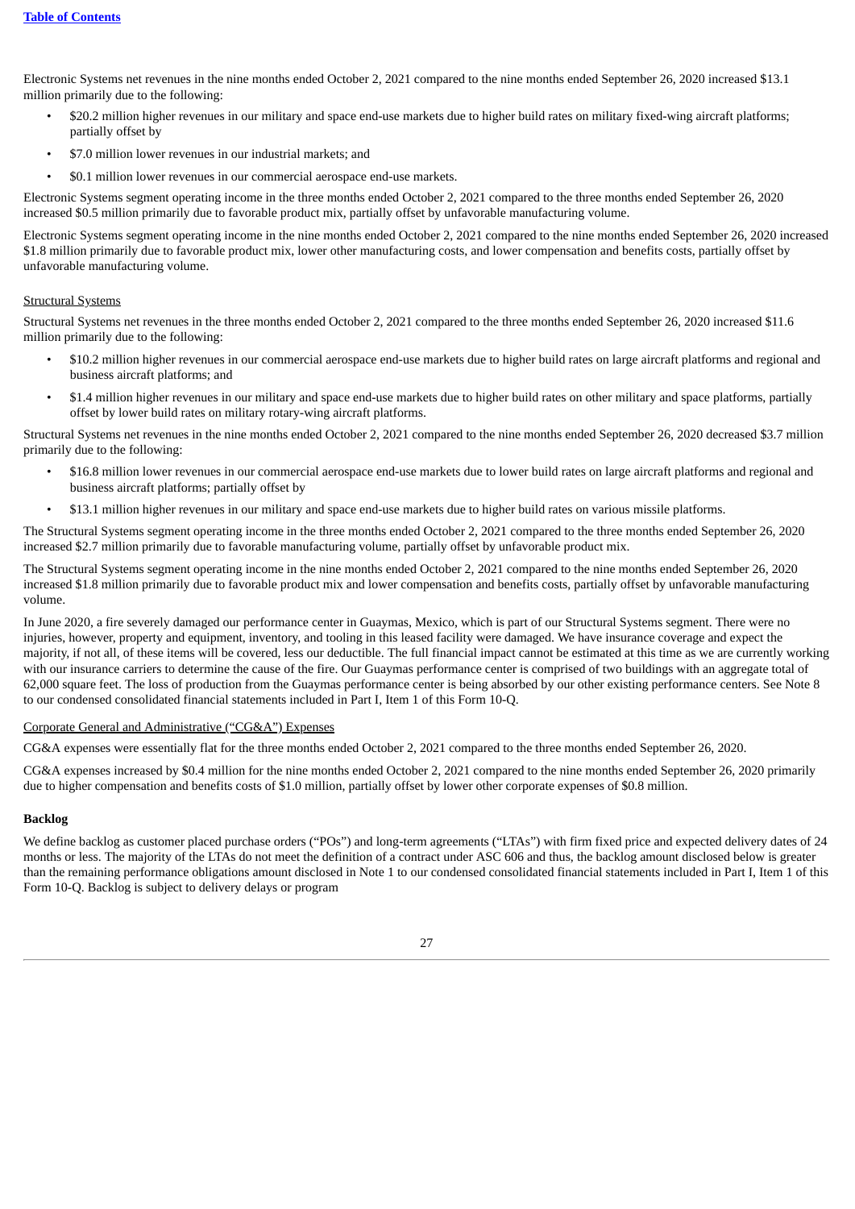Electronic Systems net revenues in the nine months ended October 2, 2021 compared to the nine months ended September 26, 2020 increased $13.1 million primarily due to the following:

- $20.2 million higher revenues in our military and space end-use markets due to higher build rates on military fixed-wing aircraft platforms; partially offset by
- $7.0 million lower revenues in our industrial markets; and
- $0.1 million lower revenues in our commercial aerospace end-use markets.

Electronic Systems segment operating income in the three months ended October 2, 2021 compared to the three months ended September 26, 2020 increased $0.5 million primarily due to favorable product mix, partially offset by unfavorable manufacturing volume.

Electronic Systems segment operating income in the nine months ended October 2, 2021 compared to the nine months ended September 26, 2020 increased $1.8 million primarily due to favorable product mix, lower other manufacturing costs, and lower compensation and benefits costs, partially offset by unfavorable manufacturing volume.

Structural Systems

Structural Systems net revenues in the three months ended October 2, 2021 compared to the three months ended September 26, 2020 increased $11.6 million primarily due to the following:

- $10.2 million higher revenues in our commercial aerospace end-use markets due to higher build rates on large aircraft platforms and regional and business aircraft platforms; and
- $1.4 million higher revenues in our military and space end-use markets due to higher build rates on other military and space platforms, partially offset by lower build rates on military rotary-wing aircraft platforms.

Structural Systems net revenues in the nine months ended October 2, 2021 compared to the nine months ended September 26, 2020 decreased $3.7 million primarily due to the following:

- $16.8 million lower revenues in our commercial aerospace end-use markets due to lower build rates on large aircraft platforms and regional and business aircraft platforms; partially offset by
- $13.1 million higher revenues in our military and space end-use markets due to higher build rates on various missile platforms.

The Structural Systems segment operating income in the three months ended October 2, 2021 compared to the three months ended September 26, 2020 increased $2.7 million primarily due to favorable manufacturing volume, partially offset by unfavorable product mix.

The Structural Systems segment operating income in the nine months ended October 2, 2021 compared to the nine months ended September 26, 2020 increased $1.8 million primarily due to favorable product mix and lower compensation and benefits costs, partially offset by unfavorable manufacturing volume.

In June 2020, a fire severely damaged our performance center in Guaymas, Mexico, which is part of our Structural Systems segment. There were no injuries, however, property and equipment, inventory, and tooling in this leased facility were damaged. We have insurance coverage and expect the majority, if not all, of these items will be covered, less our deductible. The full financial impact cannot be estimated at this time as we are currently working with our insurance carriers to determine the cause of the fire. Our Guaymas performance center is comprised of two buildings with an aggregate total of 62,000 square feet. The loss of production from the Guaymas performance center is being absorbed by our other existing performance centers. See Note 8 to our condensed consolidated financial statements included in Part I, Item 1 of this Form 10-Q.

Corporate General and Administrative ("CG&A") Expenses

CG&A expenses were essentially flat for the three months ended October 2, 2021 compared to the three months ended September 26, 2020.

CG&A expenses increased by $0.4 million for the nine months ended October 2, 2021 compared to the nine months ended September 26, 2020 primarily due to higher compensation and benefits costs of $1.0 million, partially offset by lower other corporate expenses of $0.8 million.

**Backlog**

We define backlog as customer placed purchase orders ("POs") and long-term agreements ("LTAs") with firm fixed price and expected delivery dates of 24 months or less. The majority of the LTAs do not meet the definition of a contract under ASC 606 and thus, the backlog amount disclosed below is greater than the remaining performance obligations amount disclosed in Note 1 to our condensed consolidated financial statements included in Part I, Item 1 of this Form 10-Q. Backlog is subject to delivery delays or program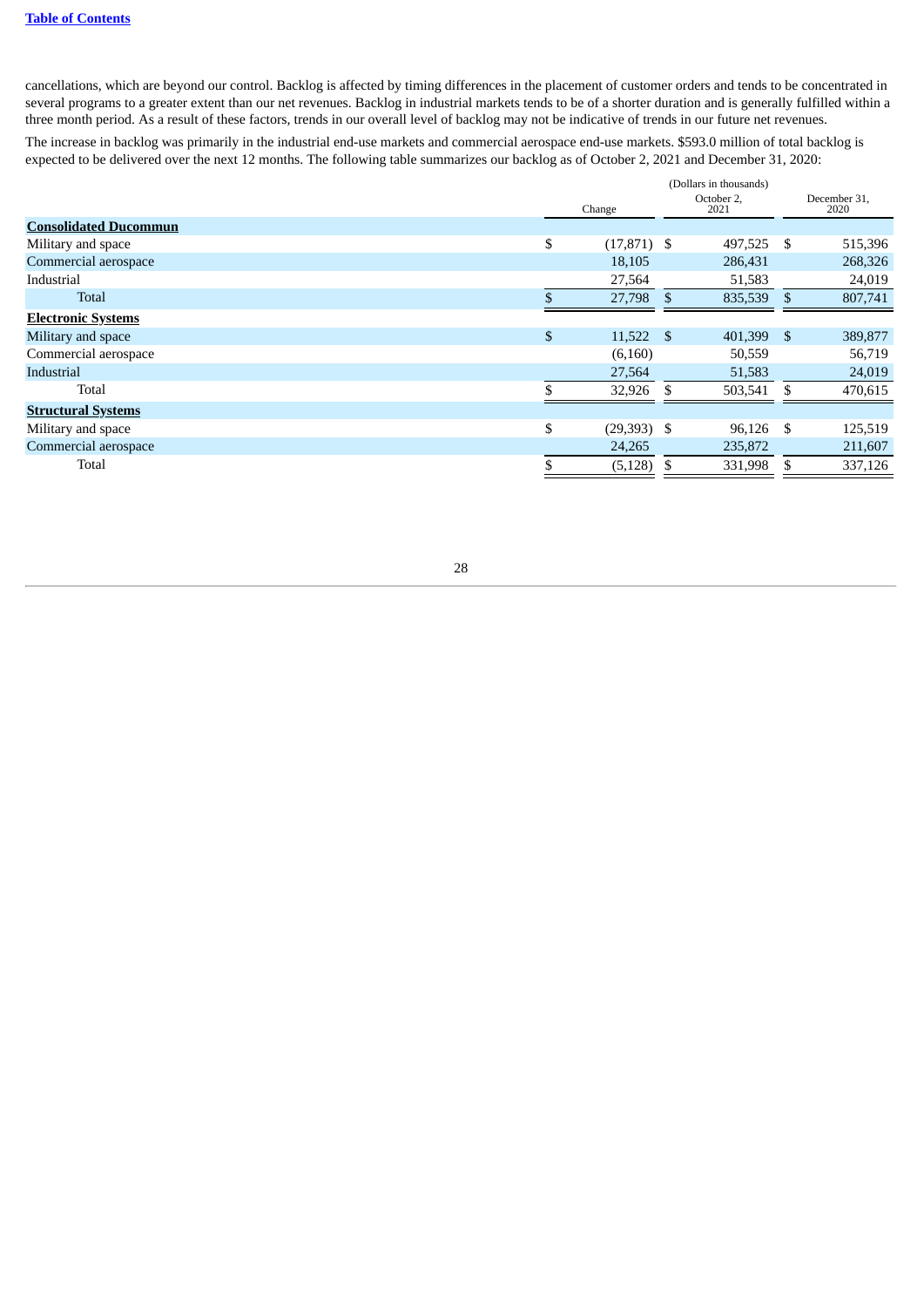cancellations, which are beyond our control. Backlog is affected by timing differences in the placement of customer orders and tends to be concentrated in several programs to a greater extent than our net revenues. Backlog in industrial markets tends to be of a shorter duration and is generally fulfilled within a three month period. As a result of these factors, trends in our overall level of backlog may not be indicative of trends in our future net revenues.

The increase in backlog was primarily in the industrial end-use markets and commercial aerospace end-use markets. $593.0 million of total backlog is expected to be delivered over the next 12 months. The following table summarizes our backlog as of October 2, 2021 and December 31, 2020:

| | (Dollars in thousands) | | |
|---|---|---|---|
| | Change | October 2, 2021 | December 31, 2020 |
| **Consolidated Ducommun** | | | |
| Military and space | $ (17,871) | $ 497,525 | $ 515,396 |
| Commercial aerospace | 18,105 | 286,431 | 268,326 |
| Industrial | 27,564 | 51,583 | 24,019 |
| Total | $ 27,798 | $ 835,539 | $ 807,741 |
| **Electronic Systems** | | | |
| Military and space | $ 11,522 | $ 401,399 | $ 389,877 |
| Commercial aerospace | (6,160) | 50,559 | 56,719 |
| Industrial | 27,564 | 51,583 | 24,019 |
| Total | $ 32,926 | $ 503,541 | $ 470,615 |
| **Structural Systems** | | | |
| Military and space | $ (29,393) | $ 96,126 | $ 125,519 |
| Commercial aerospace | 24,265 | 235,872 | 211,607 |
| Total | $ (5,128) | $ 331,998 | $ 337,126 |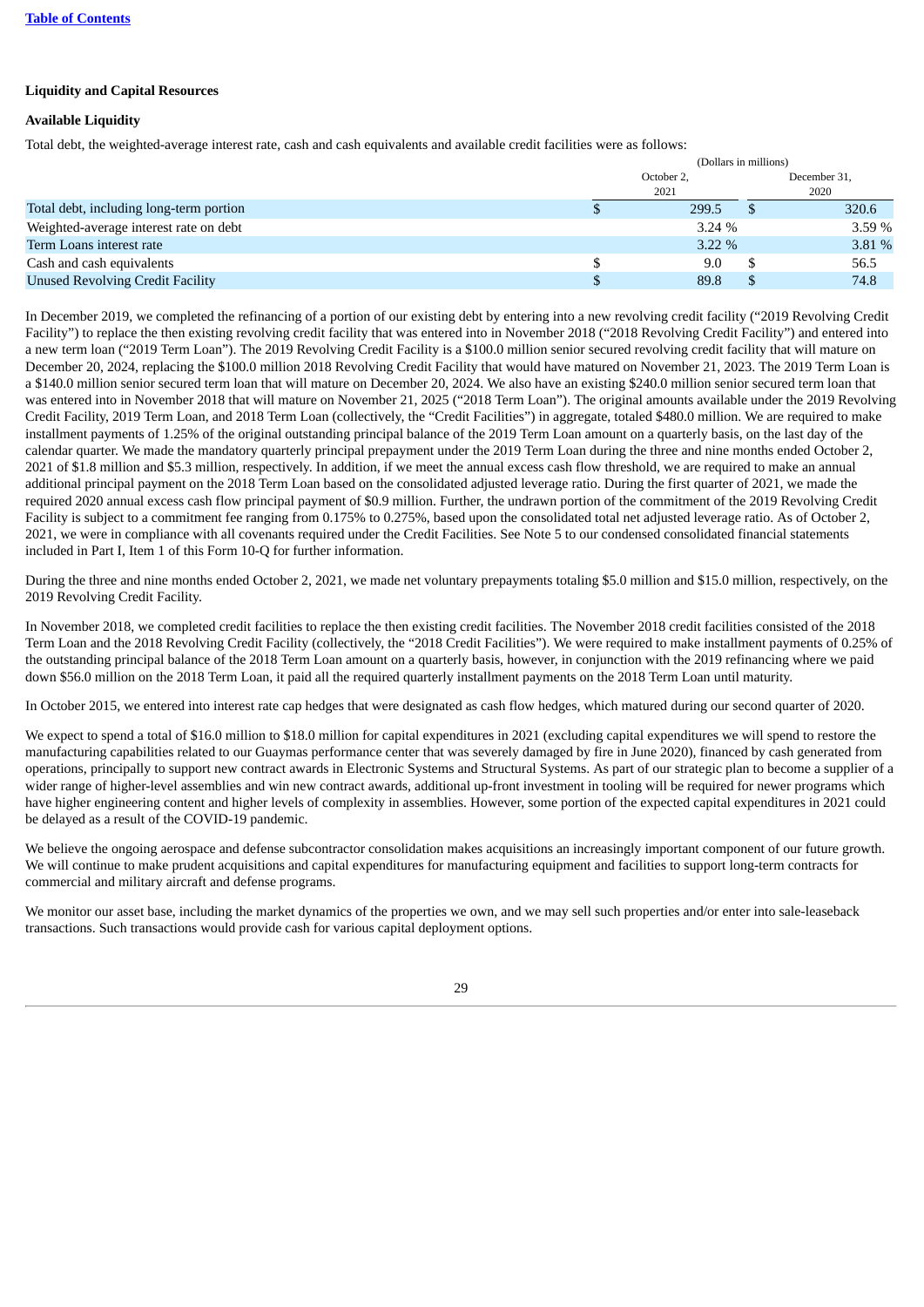**Table of Contents**

## Liquidity and Capital Resources

### Available Liquidity

Total debt, the weighted-average interest rate, cash and cash equivalents and available credit facilities were as follows:

| | (Dollars in millions) | |
|---|---|---|
| | October 2, 2021 | December 31, 2020 |
| Total debt, including long-term portion | $ 299.5 | $ 320.6 |
| Weighted-average interest rate on debt | 3.24 % | 3.59 % |
| Term Loans interest rate | 3.22 % | 3.81 % |
| Cash and cash equivalents | $ 9.0 | $ 56.5 |
| Unused Revolving Credit Facility | $ 89.8 | $ 74.8 |

In December 2019, we completed the refinancing of a portion of our existing debt by entering into a new revolving credit facility ("2019 Revolving Credit Facility") to replace the then existing revolving credit facility that was entered into in November 2018 ("2018 Revolving Credit Facility") and entered into a new term loan ("2019 Term Loan"). The 2019 Revolving Credit Facility is a $100.0 million senior secured revolving credit facility that will mature on December 20, 2024, replacing the $100.0 million 2018 Revolving Credit Facility that would have matured on November 21, 2023. The 2019 Term Loan is a $140.0 million senior secured term loan that will mature on December 20, 2024. We also have an existing $240.0 million senior secured term loan that was entered into in November 2018 that will mature on November 21, 2025 ("2018 Term Loan"). The original amounts available under the 2019 Revolving Credit Facility, 2019 Term Loan, and 2018 Term Loan (collectively, the "Credit Facilities") in aggregate, totaled $480.0 million. We are required to make installment payments of 1.25% of the original outstanding principal balance of the 2019 Term Loan amount on a quarterly basis, on the last day of the calendar quarter. We made the mandatory quarterly principal prepayment under the 2019 Term Loan during the three and nine months ended October 2, 2021 of $1.8 million and $5.3 million, respectively. In addition, if we meet the annual excess cash flow threshold, we are required to make an annual additional principal payment on the 2018 Term Loan based on the consolidated adjusted leverage ratio. During the first quarter of 2021, we made the required 2020 annual excess cash flow principal payment of $0.9 million. Further, the undrawn portion of the commitment of the 2019 Revolving Credit Facility is subject to a commitment fee ranging from 0.175% to 0.275%, based upon the consolidated total net adjusted leverage ratio. As of October 2, 2021, we were in compliance with all covenants required under the Credit Facilities. See Note 5 to our condensed consolidated financial statements included in Part I, Item 1 of this Form 10-Q for further information.

During the three and nine months ended October 2, 2021, we made net voluntary prepayments totaling $5.0 million and $15.0 million, respectively, on the 2019 Revolving Credit Facility.

In November 2018, we completed credit facilities to replace the then existing credit facilities. The November 2018 credit facilities consisted of the 2018 Term Loan and the 2018 Revolving Credit Facility (collectively, the "2018 Credit Facilities"). We were required to make installment payments of 0.25% of the outstanding principal balance of the 2018 Term Loan amount on a quarterly basis, however, in conjunction with the 2019 refinancing where we paid down $56.0 million on the 2018 Term Loan, it paid all the required quarterly installment payments on the 2018 Term Loan until maturity.

In October 2015, we entered into interest rate cap hedges that were designated as cash flow hedges, which matured during our second quarter of 2020.

We expect to spend a total of $16.0 million to $18.0 million for capital expenditures in 2021 (excluding capital expenditures we will spend to restore the manufacturing capabilities related to our Guaymas performance center that was severely damaged by fire in June 2020), financed by cash generated from operations, principally to support new contract awards in Electronic Systems and Structural Systems. As part of our strategic plan to become a supplier of a wider range of higher-level assemblies and win new contract awards, additional up-front investment in tooling will be required for newer programs which have higher engineering content and higher levels of complexity in assemblies. However, some portion of the expected capital expenditures in 2021 could be delayed as a result of the COVID-19 pandemic.

We believe the ongoing aerospace and defense subcontractor consolidation makes acquisitions an increasingly important component of our future growth. We will continue to make prudent acquisitions and capital expenditures for manufacturing equipment and facilities to support long-term contracts for commercial and military aircraft and defense programs.

We monitor our asset base, including the market dynamics of the properties we own, and we may sell such properties and/or enter into sale-leaseback transactions. Such transactions would provide cash for various capital deployment options.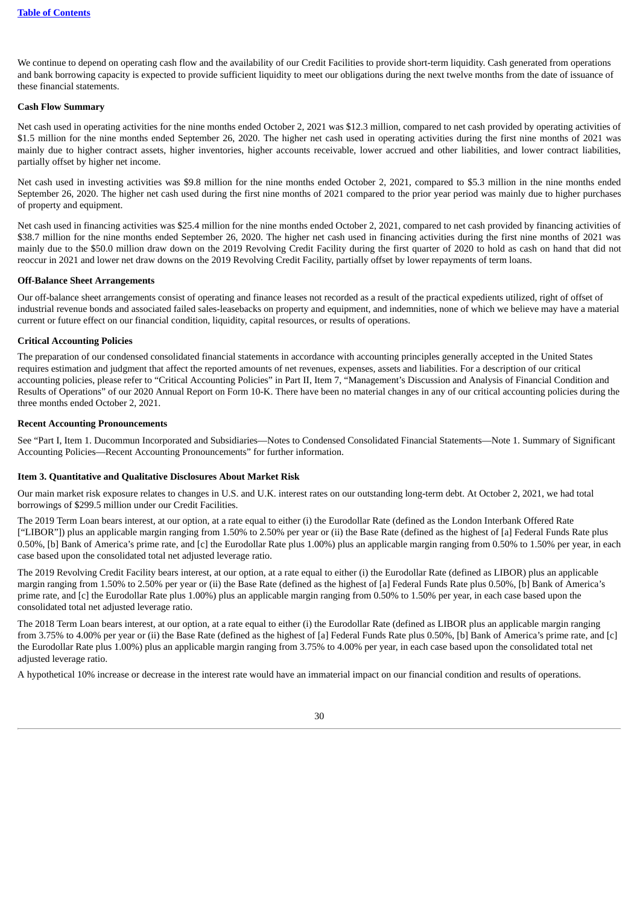We continue to depend on operating cash flow and the availability of our Credit Facilities to provide short-term liquidity. Cash generated from operations and bank borrowing capacity is expected to provide sufficient liquidity to meet our obligations during the next twelve months from the date of issuance of these financial statements.

**Cash Flow Summary**

Net cash used in operating activities for the nine months ended October 2, 2021 was $12.3 million, compared to net cash provided by operating activities of $1.5 million for the nine months ended September 26, 2020. The higher net cash used in operating activities during the first nine months of 2021 was mainly due to higher contract assets, higher inventories, higher accounts receivable, lower accrued and other liabilities, and lower contract liabilities, partially offset by higher net income.

Net cash used in investing activities was $9.8 million for the nine months ended October 2, 2021, compared to $5.3 million in the nine months ended September 26, 2020. The higher net cash used during the first nine months of 2021 compared to the prior year period was mainly due to higher purchases of property and equipment.

Net cash used in financing activities was $25.4 million for the nine months ended October 2, 2021, compared to net cash provided by financing activities of $38.7 million for the nine months ended September 26, 2020. The higher net cash used in financing activities during the first nine months of 2021 was mainly due to the $50.0 million draw down on the 2019 Revolving Credit Facility during the first quarter of 2020 to hold as cash on hand that did not reoccur in 2021 and lower net draw downs on the 2019 Revolving Credit Facility, partially offset by lower repayments of term loans.

**Off-Balance Sheet Arrangements**

Our off-balance sheet arrangements consist of operating and finance leases not recorded as a result of the practical expedients utilized, right of offset of industrial revenue bonds and associated failed sales-leasebacks on property and equipment, and indemnities, none of which we believe may have a material current or future effect on our financial condition, liquidity, capital resources, or results of operations.

**Critical Accounting Policies**

The preparation of our condensed consolidated financial statements in accordance with accounting principles generally accepted in the United States requires estimation and judgment that affect the reported amounts of net revenues, expenses, assets and liabilities. For a description of our critical accounting policies, please refer to "Critical Accounting Policies" in Part II, Item 7, "Management's Discussion and Analysis of Financial Condition and Results of Operations" of our 2020 Annual Report on Form 10-K. There have been no material changes in any of our critical accounting policies during the three months ended October 2, 2021.

**Recent Accounting Pronouncements**

See "Part I, Item 1. Ducommun Incorporated and Subsidiaries—Notes to Condensed Consolidated Financial Statements—Note 1. Summary of Significant Accounting Policies—Recent Accounting Pronouncements" for further information.

**Item 3. Quantitative and Qualitative Disclosures About Market Risk**

Our main market risk exposure relates to changes in U.S. and U.K. interest rates on our outstanding long-term debt. At October 2, 2021, we had total borrowings of $299.5 million under our Credit Facilities.

The 2019 Term Loan bears interest, at our option, at a rate equal to either (i) the Eurodollar Rate (defined as the London Interbank Offered Rate ["LIBOR"]) plus an applicable margin ranging from 1.50% to 2.50% per year or (ii) the Base Rate (defined as the highest of [a] Federal Funds Rate plus 0.50%, [b] Bank of America's prime rate, and [c] the Eurodollar Rate plus 1.00%) plus an applicable margin ranging from 0.50% to 1.50% per year, in each case based upon the consolidated total net adjusted leverage ratio.

The 2019 Revolving Credit Facility bears interest, at our option, at a rate equal to either (i) the Eurodollar Rate (defined as LIBOR) plus an applicable margin ranging from 1.50% to 2.50% per year or (ii) the Base Rate (defined as the highest of [a] Federal Funds Rate plus 0.50%, [b] Bank of America's prime rate, and [c] the Eurodollar Rate plus 1.00%) plus an applicable margin ranging from 0.50% to 1.50% per year, in each case based upon the consolidated total net adjusted leverage ratio.

The 2018 Term Loan bears interest, at our option, at a rate equal to either (i) the Eurodollar Rate (defined as LIBOR plus an applicable margin ranging from 3.75% to 4.00% per year or (ii) the Base Rate (defined as the highest of [a] Federal Funds Rate plus 0.50%, [b] Bank of America's prime rate, and [c] the Eurodollar Rate plus 1.00%) plus an applicable margin ranging from 3.75% to 4.00% per year, in each case based upon the consolidated total net adjusted leverage ratio.

A hypothetical 10% increase or decrease in the interest rate would have an immaterial impact on our financial condition and results of operations.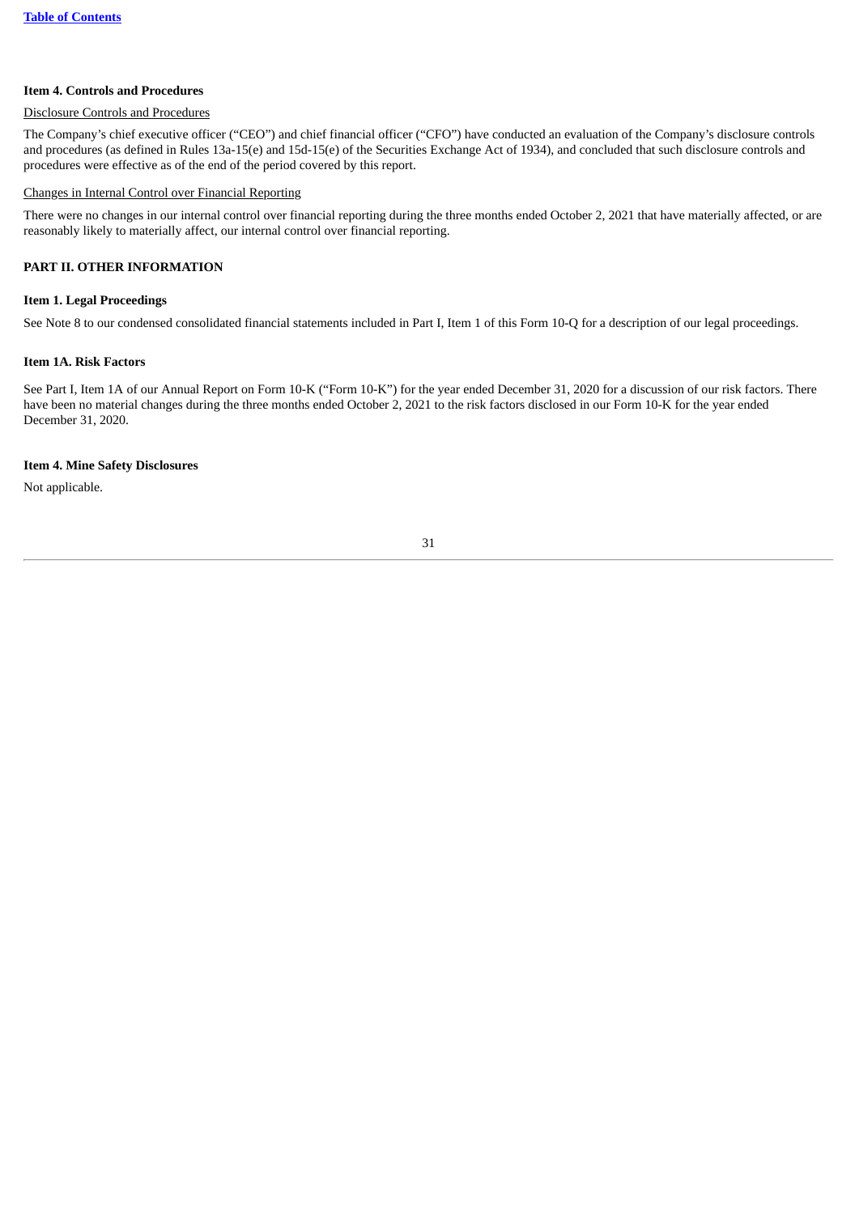### Item 4. Controls and Procedures

Disclosure Controls and Procedures

The Company's chief executive officer ("CEO") and chief financial officer ("CFO") have conducted an evaluation of the Company's disclosure controls and procedures (as defined in Rules 13a-15(e) and 15d-15(e) of the Securities Exchange Act of 1934), and concluded that such disclosure controls and procedures were effective as of the end of the period covered by this report.

Changes in Internal Control over Financial Reporting

There were no changes in our internal control over financial reporting during the three months ended October 2, 2021 that have materially affected, or are reasonably likely to materially affect, our internal control over financial reporting.

## PART II. OTHER INFORMATION

### Item 1. Legal Proceedings

See Note 8 to our condensed consolidated financial statements included in Part I, Item 1 of this Form 10-Q for a description of our legal proceedings.

### Item 1A. Risk Factors

See Part I, Item 1A of our Annual Report on Form 10-K ("Form 10-K") for the year ended December 31, 2020 for a discussion of our risk factors. There have been no material changes during the three months ended October 2, 2021 to the risk factors disclosed in our Form 10-K for the year ended December 31, 2020.

### Item 4. Mine Safety Disclosures

Not applicable.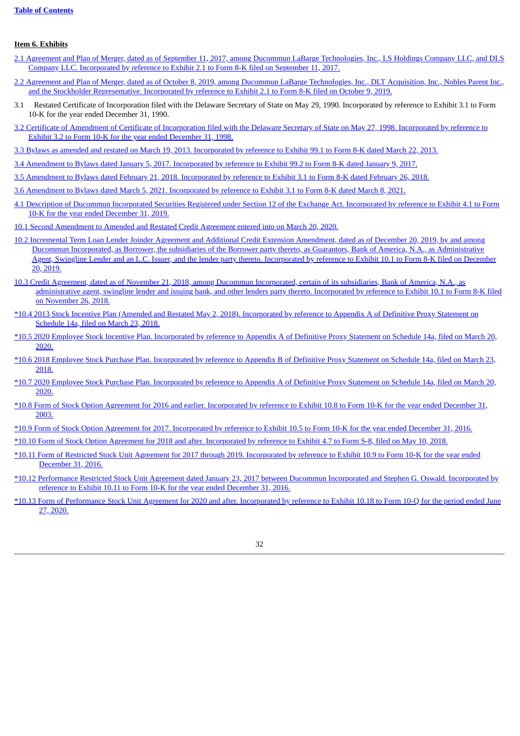Table of Contents

**Item 6. Exhibits**

2.1 Agreement and Plan of Merger, dated as of September 11, 2017, among Ducommun LaBarge Technologies, Inc., LS Holdings Company LLC, and DLS Company LLC. Incorporated by reference to Exhibit 2.1 to Form 8-K filed on September 11, 2017.

2.2 Agreement and Plan of Merger, dated as of October 8, 2019, among Ducommun LaBarge Technologies, Inc., DLT Acquisition, Inc., Nobles Parent Inc., and the Stockholder Representative. Incorporated by reference to Exhibit 2.1 to Form 8-K filed on October 9, 2019.

3.1 Restated Certificate of Incorporation filed with the Delaware Secretary of State on May 29, 1990. Incorporated by reference to Exhibit 3.1 to Form 10-K for the year ended December 31, 1990.

3.2 Certificate of Amendment of Certificate of Incorporation filed with the Delaware Secretary of State on May 27, 1998. Incorporated by reference to Exhibit 3.2 to Form 10-K for the year ended December 31, 1998.

3.3 Bylaws as amended and restated on March 19, 2013. Incorporated by reference to Exhibit 99.1 to Form 8-K dated March 22, 2013.

3.4 Amendment to Bylaws dated January 5, 2017. Incorporated by reference to Exhibit 99.2 to Form 8-K dated January 9, 2017.

3.5 Amendment to Bylaws dated February 21, 2018. Incorporated by reference to Exhibit 3.1 to Form 8-K dated February 26, 2018.

3.6 Amendment to Bylaws dated March 5, 2021. Incorporated by reference to Exhibit 3.1 to Form 8-K dated March 8, 2021.

4.1 Description of Ducommun Incorporated Securities Registered under Section 12 of the Exchange Act. Incorporated by reference to Exhibit 4.1 to Form 10-K for the year ended December 31, 2019.

10.1 Second Amendment to Amended and Restated Credit Agreement entered into on March 20, 2020.

10.2 Incremental Term Loan Lender Joinder Agreement and Additional Credit Extension Amendment, dated as of December 20, 2019, by and among Ducommun Incorporated, as Borrower, the subsidiaries of the Borrower party thereto, as Guarantors, Bank of America, N.A., as Administrative Agent, Swingline Lender and an L.C. Issuer, and the lender party thereto. Incorporated by reference to Exhibit 10.1 to Form 8-K filed on December 20, 2019.

10.3 Credit Agreement, dated as of November 21, 2018, among Ducommun Incorporated, certain of its subsidiaries, Bank of America, N.A., as administrative agent, swingline lender and issuing bank, and other lenders party thereto. Incorporated by reference to Exhibit 10.1 to Form 8-K filed on November 26, 2018.

*10.4 2013 Stock Incentive Plan (Amended and Restated May 2, 2018). Incorporated by reference to Appendix A of Definitive Proxy Statement on Schedule 14a, filed on March 23, 2018.

*10.5 2020 Employee Stock Incentive Plan. Incorporated by reference to Appendix A of Definitive Proxy Statement on Schedule 14a, filed on March 20, 2020.

*10.6 2018 Employee Stock Purchase Plan. Incorporated by reference to Appendix B of Definitive Proxy Statement on Schedule 14a, filed on March 23, 2018.

*10.7 2020 Employee Stock Purchase Plan. Incorporated by reference to Appendix A of Definitive Proxy Statement on Schedule 14a, filed on March 20, 2020.

*10.8 Form of Stock Option Agreement for 2016 and earlier. Incorporated by reference to Exhibit 10.8 to Form 10-K for the year ended December 31, 2003.

*10.9 Form of Stock Option Agreement for 2017. Incorporated by reference to Exhibit 10.5 to Form 10-K for the year ended December 31, 2016.

*10.10 Form of Stock Option Agreement for 2018 and after. Incorporated by reference to Exhibit 4.7 to Form S-8, filed on May 10, 2018.

*10.11 Form of Restricted Stock Unit Agreement for 2017 through 2019. Incorporated by reference to Exhibit 10.9 to Form 10-K for the year ended December 31, 2016.

*10.12 Performance Restricted Stock Unit Agreement dated January 23, 2017 between Ducommun Incorporated and Stephen G. Oswald. Incorporated by reference to Exhibit 10.11 to Form 10-K for the year ended December 31, 2016.

*10.13 Form of Performance Stock Unit Agreement for 2020 and after. Incorporated by reference to Exhibit 10.18 to Form 10-Q for the period ended June 27, 2020.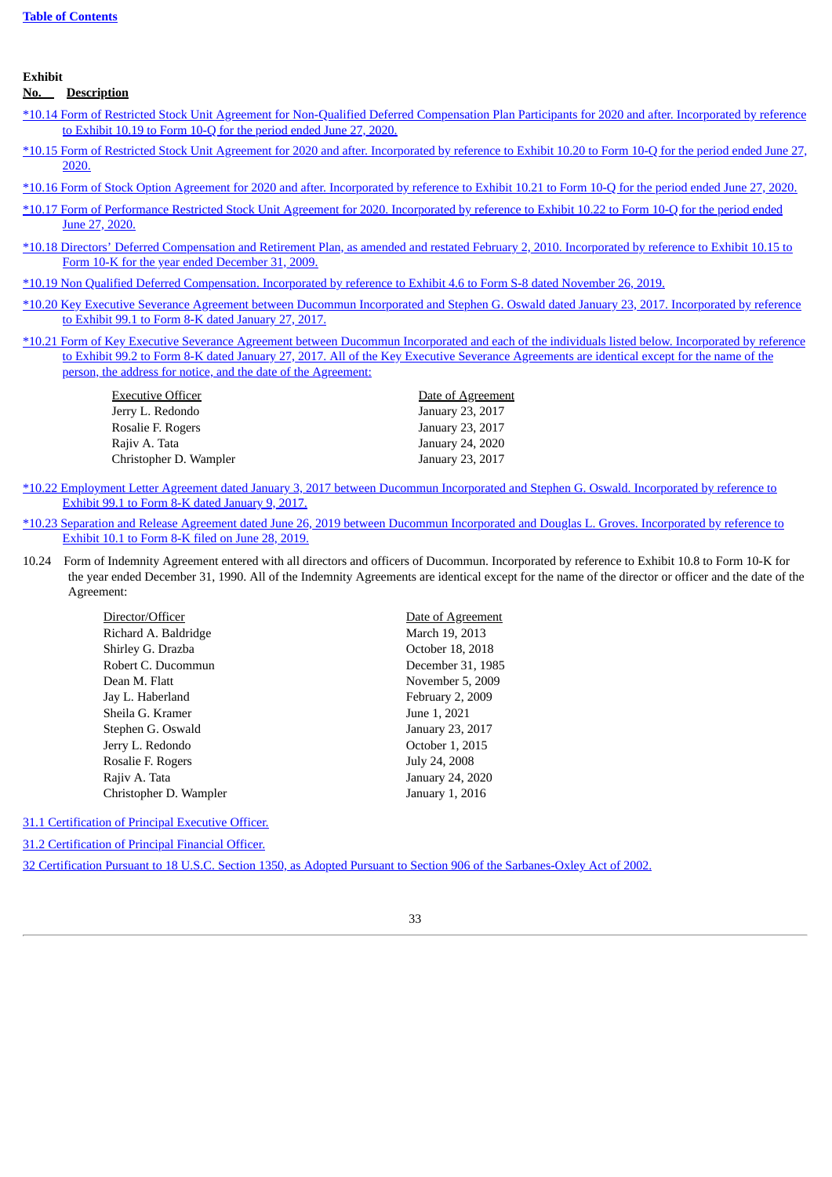| Exhibit No. | Description |
|---|---|
| *10.14 | Form of Restricted Stock Unit Agreement for Non-Qualified Deferred Compensation Plan Participants for 2020 and after. Incorporated by reference to Exhibit 10.19 to Form 10-Q for the period ended June 27, 2020. |
| *10.15 | Form of Restricted Stock Unit Agreement for 2020 and after. Incorporated by reference to Exhibit 10.20 to Form 10-Q for the period ended June 27, 2020. |
| *10.16 | Form of Stock Option Agreement for 2020 and after. Incorporated by reference to Exhibit 10.21 to Form 10-Q for the period ended June 27, 2020. |
| *10.17 | Form of Performance Restricted Stock Unit Agreement for 2020. Incorporated by reference to Exhibit 10.22 to Form 10-Q for the period ended June 27, 2020. |
| *10.18 | Directors' Deferred Compensation and Retirement Plan, as amended and restated February 2, 2010. Incorporated by reference to Exhibit 10.15 to Form 10-K for the year ended December 31, 2009. |
| *10.19 | Non Qualified Deferred Compensation. Incorporated by reference to Exhibit 4.6 to Form S-8 dated November 26, 2019. |
| *10.20 | Key Executive Severance Agreement between Ducommun Incorporated and Stephen G. Oswald dated January 23, 2017. Incorporated by reference to Exhibit 99.1 to Form 8-K dated January 27, 2017. |
| *10.21 | Form of Key Executive Severance Agreement between Ducommun Incorporated and each of the individuals listed below. Incorporated by reference to Exhibit 99.2 to Form 8-K dated January 27, 2017. All of the Key Executive Severance Agreements are identical except for the name of the person, the address for notice, and the date of the Agreement: |

| Executive Officer | Date of Agreement |
|---|---|
| Jerry L. Redondo | January 23, 2017 |
| Rosalie F. Rogers | January 23, 2017 |
| Rajiv A. Tata | January 24, 2020 |
| Christopher D. Wampler | January 23, 2017 |

| Exhibit No. | Description |
|---|---|
| *10.22 | Employment Letter Agreement dated January 3, 2017 between Ducommun Incorporated and Stephen G. Oswald. Incorporated by reference to Exhibit 99.1 to Form 8-K dated January 9, 2017. |
| *10.23 | Separation and Release Agreement dated June 26, 2019 between Ducommun Incorporated and Douglas L. Groves. Incorporated by reference to Exhibit 10.1 to Form 8-K filed on June 28, 2019. |
| 10.24 | Form of Indemnity Agreement entered with all directors and officers of Ducommun. Incorporated by reference to Exhibit 10.8 to Form 10-K for the year ended December 31, 1990. All of the Indemnity Agreements are identical except for the name of the director or officer and the date of the Agreement: |

| Director/Officer | Date of Agreement |
|---|---|
| Richard A. Baldridge | March 19, 2013 |
| Shirley G. Drazba | October 18, 2018 |
| Robert C. Ducommun | December 31, 1985 |
| Dean M. Flatt | November 5, 2009 |
| Jay L. Haberland | February 2, 2009 |
| Sheila G. Kramer | June 1, 2021 |
| Stephen G. Oswald | January 23, 2017 |
| Jerry L. Redondo | October 1, 2015 |
| Rosalie F. Rogers | July 24, 2008 |
| Rajiv A. Tata | January 24, 2020 |
| Christopher D. Wampler | January 1, 2016 |

| Exhibit No. | Description |
|---|---|
| 31.1 | Certification of Principal Executive Officer. |
| 31.2 | Certification of Principal Financial Officer. |
| 32 | Certification Pursuant to 18 U.S.C. Section 1350, as Adopted Pursuant to Section 906 of the Sarbanes-Oxley Act of 2002. |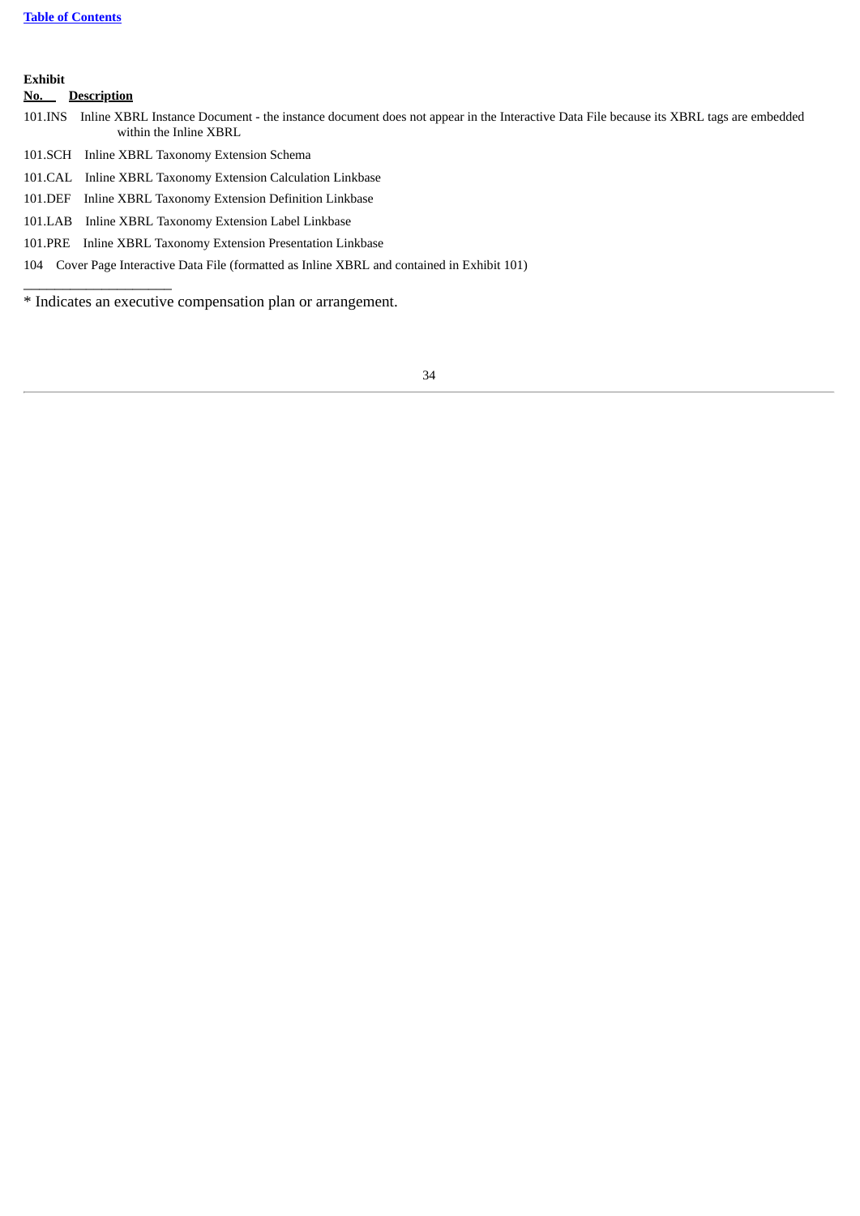| Exhibit No. | Description |
|---|---|
| 101.INS | Inline XBRL Instance Document - the instance document does not appear in the Interactive Data File because its XBRL tags are embedded within the Inline XBRL |
| 101.SCH | Inline XBRL Taxonomy Extension Schema |
| 101.CAL | Inline XBRL Taxonomy Extension Calculation Linkbase |
| 101.DEF | Inline XBRL Taxonomy Extension Definition Linkbase |
| 101.LAB | Inline XBRL Taxonomy Extension Label Linkbase |
| 101.PRE | Inline XBRL Taxonomy Extension Presentation Linkbase |
| 104 | Cover Page Interactive Data File (formatted as Inline XBRL and contained in Exhibit 101) |

---

* Indicates an executive compensation plan or arrangement.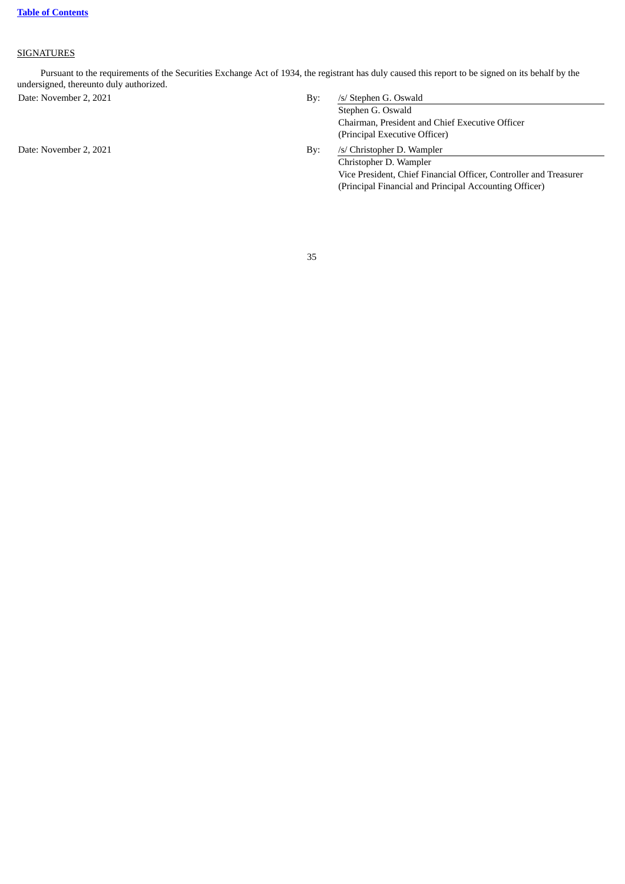[Table of Contents](#)

SIGNATURES

Pursuant to the requirements of the Securities Exchange Act of 1934, the registrant has duly caused this report to be signed on its behalf by the undersigned, thereunto duly authorized.

| | | |
|---|---|---|
| Date: November 2, 2021 | By: | /s/ Stephen G. Oswald |
| | | Stephen G. Oswald<br>Chairman, President and Chief Executive Officer<br>(Principal Executive Officer) |
| Date: November 2, 2021 | By: | /s/ Christopher D. Wampler |
| | | Christopher D. Wampler<br>Vice President, Chief Financial Officer, Controller and Treasurer<br>(Principal Financial and Principal Accounting Officer) |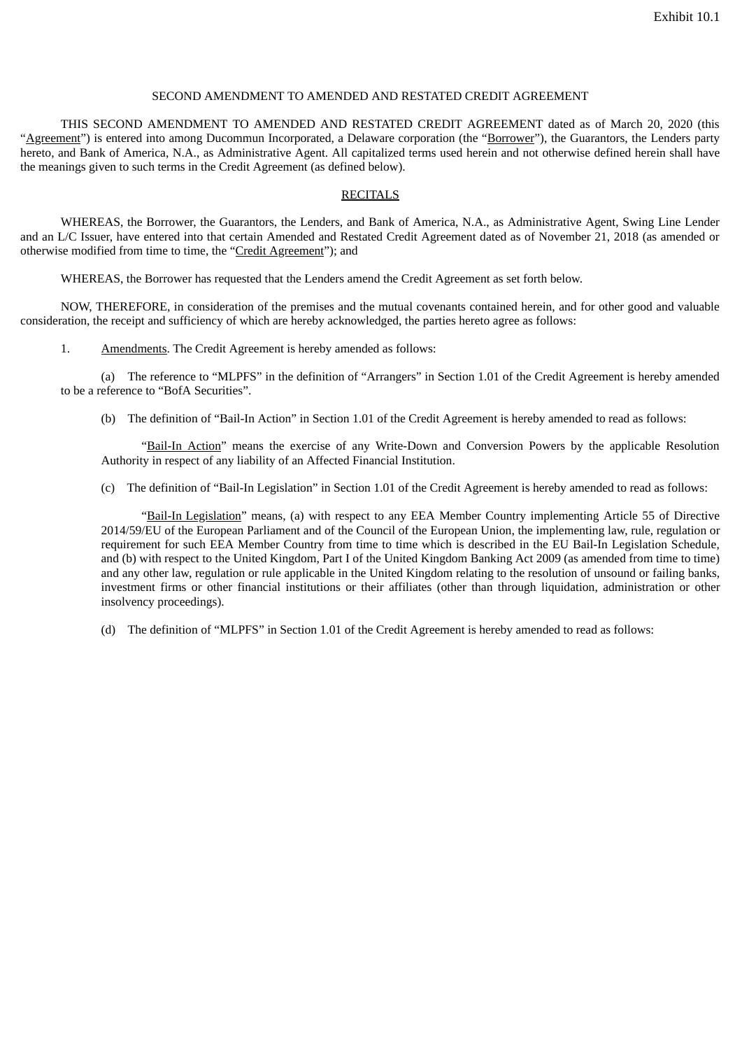Exhibit 10.1

SECOND AMENDMENT TO AMENDED AND RESTATED CREDIT AGREEMENT

THIS SECOND AMENDMENT TO AMENDED AND RESTATED CREDIT AGREEMENT dated as of March 20, 2020 (this "Agreement") is entered into among Ducommun Incorporated, a Delaware corporation (the "Borrower"), the Guarantors, the Lenders party hereto, and Bank of America, N.A., as Administrative Agent. All capitalized terms used herein and not otherwise defined herein shall have the meanings given to such terms in the Credit Agreement (as defined below).

RECITALS

WHEREAS, the Borrower, the Guarantors, the Lenders, and Bank of America, N.A., as Administrative Agent, Swing Line Lender and an L/C Issuer, have entered into that certain Amended and Restated Credit Agreement dated as of November 21, 2018 (as amended or otherwise modified from time to time, the "Credit Agreement"); and

WHEREAS, the Borrower has requested that the Lenders amend the Credit Agreement as set forth below.

NOW, THEREFORE, in consideration of the premises and the mutual covenants contained herein, and for other good and valuable consideration, the receipt and sufficiency of which are hereby acknowledged, the parties hereto agree as follows:

1. Amendments. The Credit Agreement is hereby amended as follows:

(a) The reference to "MLPFS" in the definition of "Arrangers" in Section 1.01 of the Credit Agreement is hereby amended to be a reference to "BofA Securities".

(b) The definition of "Bail-In Action" in Section 1.01 of the Credit Agreement is hereby amended to read as follows:

"Bail-In Action" means the exercise of any Write-Down and Conversion Powers by the applicable Resolution Authority in respect of any liability of an Affected Financial Institution.

(c) The definition of "Bail-In Legislation" in Section 1.01 of the Credit Agreement is hereby amended to read as follows:

"Bail-In Legislation" means, (a) with respect to any EEA Member Country implementing Article 55 of Directive 2014/59/EU of the European Parliament and of the Council of the European Union, the implementing law, rule, regulation or requirement for such EEA Member Country from time to time which is described in the EU Bail-In Legislation Schedule, and (b) with respect to the United Kingdom, Part I of the United Kingdom Banking Act 2009 (as amended from time to time) and any other law, regulation or rule applicable in the United Kingdom relating to the resolution of unsound or failing banks, investment firms or other financial institutions or their affiliates (other than through liquidation, administration or other insolvency proceedings).

(d) The definition of "MLPFS" in Section 1.01 of the Credit Agreement is hereby amended to read as follows: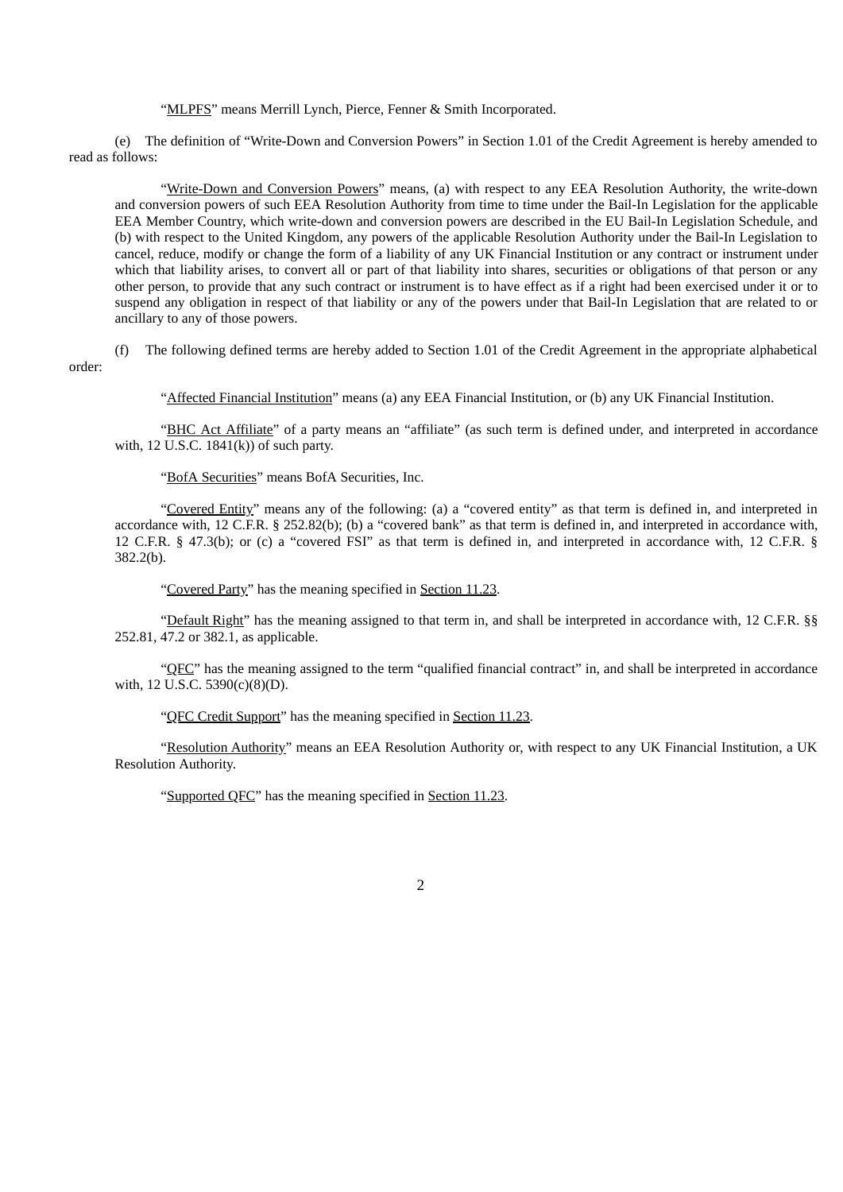"MLPFS" means Merrill Lynch, Pierce, Fenner & Smith Incorporated.

(e) The definition of "Write-Down and Conversion Powers" in Section 1.01 of the Credit Agreement is hereby amended to read as follows:

"Write-Down and Conversion Powers" means, (a) with respect to any EEA Resolution Authority, the write-down and conversion powers of such EEA Resolution Authority from time to time under the Bail-In Legislation for the applicable EEA Member Country, which write-down and conversion powers are described in the EU Bail-In Legislation Schedule, and (b) with respect to the United Kingdom, any powers of the applicable Resolution Authority under the Bail-In Legislation to cancel, reduce, modify or change the form of a liability of any UK Financial Institution or any contract or instrument under which that liability arises, to convert all or part of that liability into shares, securities or obligations of that person or any other person, to provide that any such contract or instrument is to have effect as if a right had been exercised under it or to suspend any obligation in respect of that liability or any of the powers under that Bail-In Legislation that are related to or ancillary to any of those powers.

(f) The following defined terms are hereby added to Section 1.01 of the Credit Agreement in the appropriate alphabetical order:

"Affected Financial Institution" means (a) any EEA Financial Institution, or (b) any UK Financial Institution.

"BHC Act Affiliate" of a party means an "affiliate" (as such term is defined under, and interpreted in accordance with, 12 U.S.C. 1841(k)) of such party.

"BofA Securities" means BofA Securities, Inc.

"Covered Entity" means any of the following: (a) a "covered entity" as that term is defined in, and interpreted in accordance with, 12 C.F.R. § 252.82(b); (b) a "covered bank" as that term is defined in, and interpreted in accordance with, 12 C.F.R. § 47.3(b); or (c) a "covered FSI" as that term is defined in, and interpreted in accordance with, 12 C.F.R. § 382.2(b).

"Covered Party" has the meaning specified in Section 11.23.

"Default Right" has the meaning assigned to that term in, and shall be interpreted in accordance with, 12 C.F.R. §§ 252.81, 47.2 or 382.1, as applicable.

"QFC" has the meaning assigned to the term "qualified financial contract" in, and shall be interpreted in accordance with, 12 U.S.C. 5390(c)(8)(D).

"QFC Credit Support" has the meaning specified in Section 11.23.

"Resolution Authority" means an EEA Resolution Authority or, with respect to any UK Financial Institution, a UK Resolution Authority.

"Supported QFC" has the meaning specified in Section 11.23.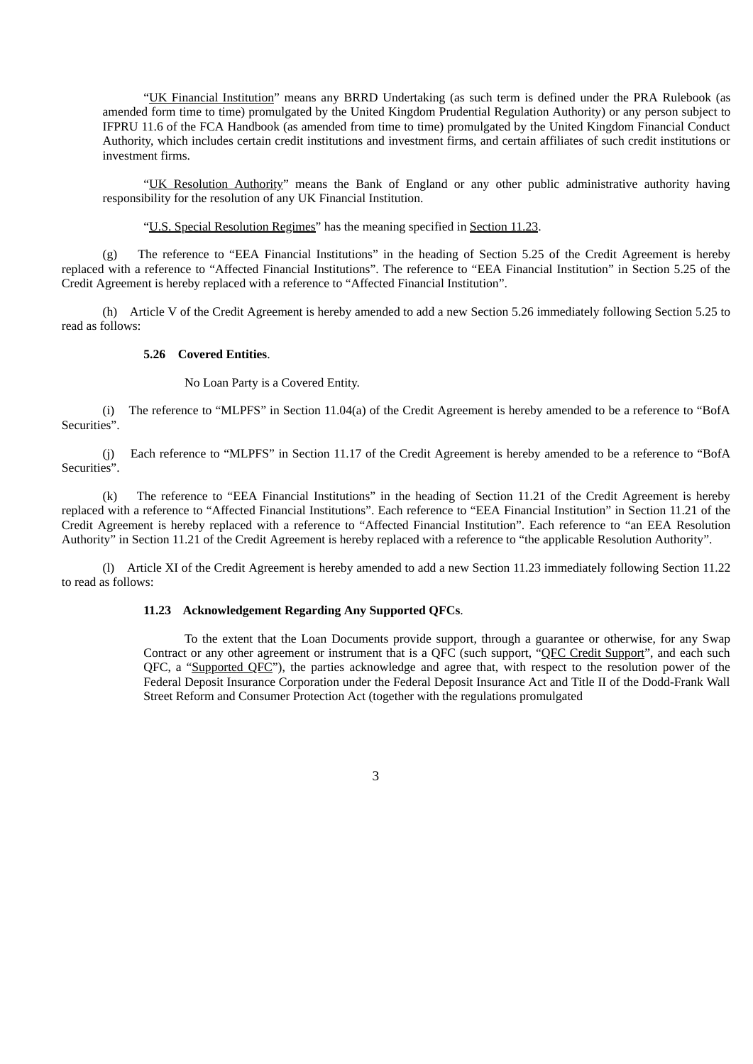"UK Financial Institution" means any BRRD Undertaking (as such term is defined under the PRA Rulebook (as amended form time to time) promulgated by the United Kingdom Prudential Regulation Authority) or any person subject to IFPRU 11.6 of the FCA Handbook (as amended from time to time) promulgated by the United Kingdom Financial Conduct Authority, which includes certain credit institutions and investment firms, and certain affiliates of such credit institutions or investment firms.

"UK Resolution Authority" means the Bank of England or any other public administrative authority having responsibility for the resolution of any UK Financial Institution.

"U.S. Special Resolution Regimes" has the meaning specified in Section 11.23.

(g) The reference to "EEA Financial Institutions" in the heading of Section 5.25 of the Credit Agreement is hereby replaced with a reference to "Affected Financial Institutions". The reference to "EEA Financial Institution" in Section 5.25 of the Credit Agreement is hereby replaced with a reference to "Affected Financial Institution".

(h) Article V of the Credit Agreement is hereby amended to add a new Section 5.26 immediately following Section 5.25 to read as follows:

**5.26 Covered Entities**.

No Loan Party is a Covered Entity.

(i) The reference to "MLPFS" in Section 11.04(a) of the Credit Agreement is hereby amended to be a reference to "BofA Securities".

(j) Each reference to "MLPFS" in Section 11.17 of the Credit Agreement is hereby amended to be a reference to "BofA Securities".

(k) The reference to "EEA Financial Institutions" in the heading of Section 11.21 of the Credit Agreement is hereby replaced with a reference to "Affected Financial Institutions". Each reference to "EEA Financial Institution" in Section 11.21 of the Credit Agreement is hereby replaced with a reference to "Affected Financial Institution". Each reference to "an EEA Resolution Authority" in Section 11.21 of the Credit Agreement is hereby replaced with a reference to "the applicable Resolution Authority".

(l) Article XI of the Credit Agreement is hereby amended to add a new Section 11.23 immediately following Section 11.22 to read as follows:

**11.23 Acknowledgement Regarding Any Supported QFCs**.

To the extent that the Loan Documents provide support, through a guarantee or otherwise, for any Swap Contract or any other agreement or instrument that is a QFC (such support, "QFC Credit Support", and each such QFC, a "Supported QFC"), the parties acknowledge and agree that, with respect to the resolution power of the Federal Deposit Insurance Corporation under the Federal Deposit Insurance Act and Title II of the Dodd-Frank Wall Street Reform and Consumer Protection Act (together with the regulations promulgated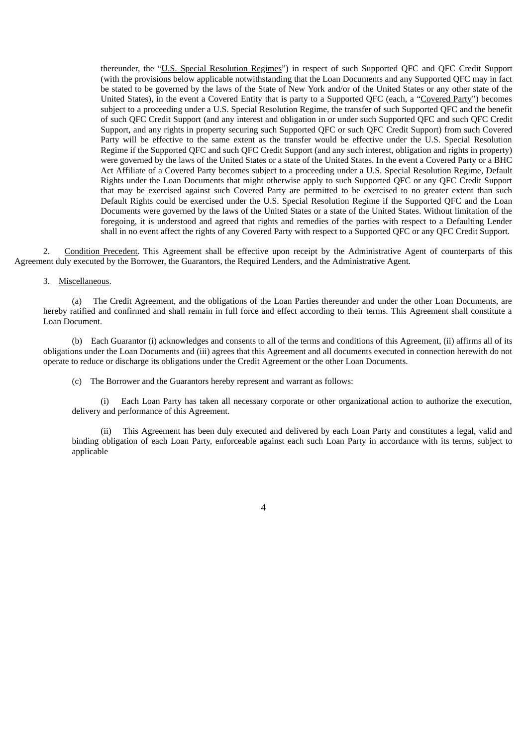thereunder, the "U.S. Special Resolution Regimes") in respect of such Supported QFC and QFC Credit Support (with the provisions below applicable notwithstanding that the Loan Documents and any Supported QFC may in fact be stated to be governed by the laws of the State of New York and/or of the United States or any other state of the United States), in the event a Covered Entity that is party to a Supported QFC (each, a "Covered Party") becomes subject to a proceeding under a U.S. Special Resolution Regime, the transfer of such Supported QFC and the benefit of such QFC Credit Support (and any interest and obligation in or under such Supported QFC and such QFC Credit Support, and any rights in property securing such Supported QFC or such QFC Credit Support) from such Covered Party will be effective to the same extent as the transfer would be effective under the U.S. Special Resolution Regime if the Supported QFC and such QFC Credit Support (and any such interest, obligation and rights in property) were governed by the laws of the United States or a state of the United States. In the event a Covered Party or a BHC Act Affiliate of a Covered Party becomes subject to a proceeding under a U.S. Special Resolution Regime, Default Rights under the Loan Documents that might otherwise apply to such Supported QFC or any QFC Credit Support that may be exercised against such Covered Party are permitted to be exercised to no greater extent than such Default Rights could be exercised under the U.S. Special Resolution Regime if the Supported QFC and the Loan Documents were governed by the laws of the United States or a state of the United States. Without limitation of the foregoing, it is understood and agreed that rights and remedies of the parties with respect to a Defaulting Lender shall in no event affect the rights of any Covered Party with respect to a Supported QFC or any QFC Credit Support.

2. Condition Precedent. This Agreement shall be effective upon receipt by the Administrative Agent of counterparts of this Agreement duly executed by the Borrower, the Guarantors, the Required Lenders, and the Administrative Agent.

3. Miscellaneous.

(a) The Credit Agreement, and the obligations of the Loan Parties thereunder and under the other Loan Documents, are hereby ratified and confirmed and shall remain in full force and effect according to their terms. This Agreement shall constitute a Loan Document.

(b) Each Guarantor (i) acknowledges and consents to all of the terms and conditions of this Agreement, (ii) affirms all of its obligations under the Loan Documents and (iii) agrees that this Agreement and all documents executed in connection herewith do not operate to reduce or discharge its obligations under the Credit Agreement or the other Loan Documents.

(c) The Borrower and the Guarantors hereby represent and warrant as follows:

(i) Each Loan Party has taken all necessary corporate or other organizational action to authorize the execution, delivery and performance of this Agreement.

(ii) This Agreement has been duly executed and delivered by each Loan Party and constitutes a legal, valid and binding obligation of each Loan Party, enforceable against each such Loan Party in accordance with its terms, subject to applicable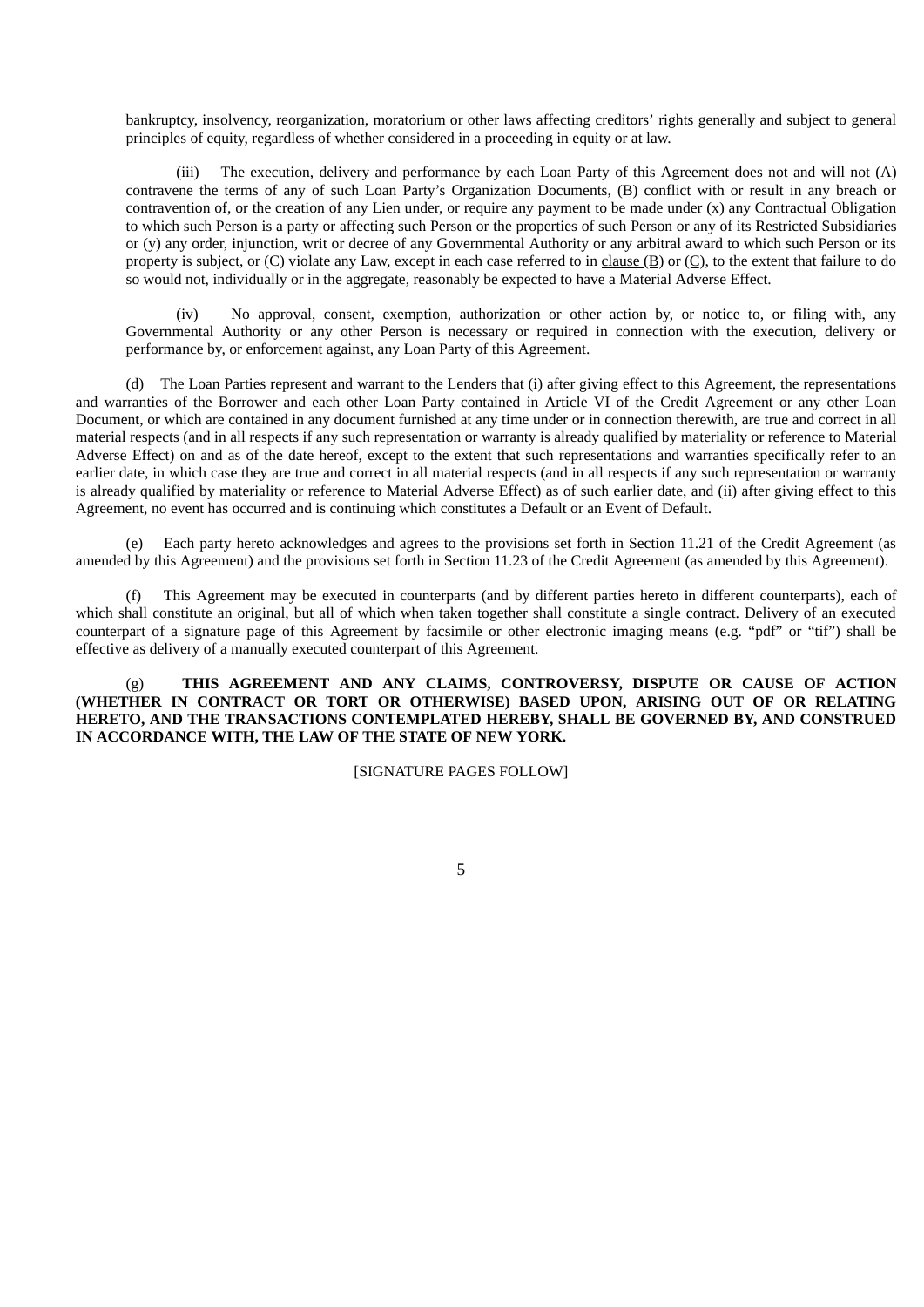bankruptcy, insolvency, reorganization, moratorium or other laws affecting creditors' rights generally and subject to general principles of equity, regardless of whether considered in a proceeding in equity or at law.

(iii) The execution, delivery and performance by each Loan Party of this Agreement does not and will not (A) contravene the terms of any of such Loan Party's Organization Documents, (B) conflict with or result in any breach or contravention of, or the creation of any Lien under, or require any payment to be made under (x) any Contractual Obligation to which such Person is a party or affecting such Person or the properties of such Person or any of its Restricted Subsidiaries or (y) any order, injunction, writ or decree of any Governmental Authority or any arbitral award to which such Person or its property is subject, or (C) violate any Law, except in each case referred to in clause (B) or (C), to the extent that failure to do so would not, individually or in the aggregate, reasonably be expected to have a Material Adverse Effect.

(iv) No approval, consent, exemption, authorization or other action by, or notice to, or filing with, any Governmental Authority or any other Person is necessary or required in connection with the execution, delivery or performance by, or enforcement against, any Loan Party of this Agreement.

(d) The Loan Parties represent and warrant to the Lenders that (i) after giving effect to this Agreement, the representations and warranties of the Borrower and each other Loan Party contained in Article VI of the Credit Agreement or any other Loan Document, or which are contained in any document furnished at any time under or in connection therewith, are true and correct in all material respects (and in all respects if any such representation or warranty is already qualified by materiality or reference to Material Adverse Effect) on and as of the date hereof, except to the extent that such representations and warranties specifically refer to an earlier date, in which case they are true and correct in all material respects (and in all respects if any such representation or warranty is already qualified by materiality or reference to Material Adverse Effect) as of such earlier date, and (ii) after giving effect to this Agreement, no event has occurred and is continuing which constitutes a Default or an Event of Default.

(e) Each party hereto acknowledges and agrees to the provisions set forth in Section 11.21 of the Credit Agreement (as amended by this Agreement) and the provisions set forth in Section 11.23 of the Credit Agreement (as amended by this Agreement).

(f) This Agreement may be executed in counterparts (and by different parties hereto in different counterparts), each of which shall constitute an original, but all of which when taken together shall constitute a single contract. Delivery of an executed counterpart of a signature page of this Agreement by facsimile or other electronic imaging means (e.g. "pdf" or "tif") shall be effective as delivery of a manually executed counterpart of this Agreement.

(g) **THIS AGREEMENT AND ANY CLAIMS, CONTROVERSY, DISPUTE OR CAUSE OF ACTION (WHETHER IN CONTRACT OR TORT OR OTHERWISE) BASED UPON, ARISING OUT OF OR RELATING HERETO, AND THE TRANSACTIONS CONTEMPLATED HEREBY, SHALL BE GOVERNED BY, AND CONSTRUED IN ACCORDANCE WITH, THE LAW OF THE STATE OF NEW YORK.**

[SIGNATURE PAGES FOLLOW]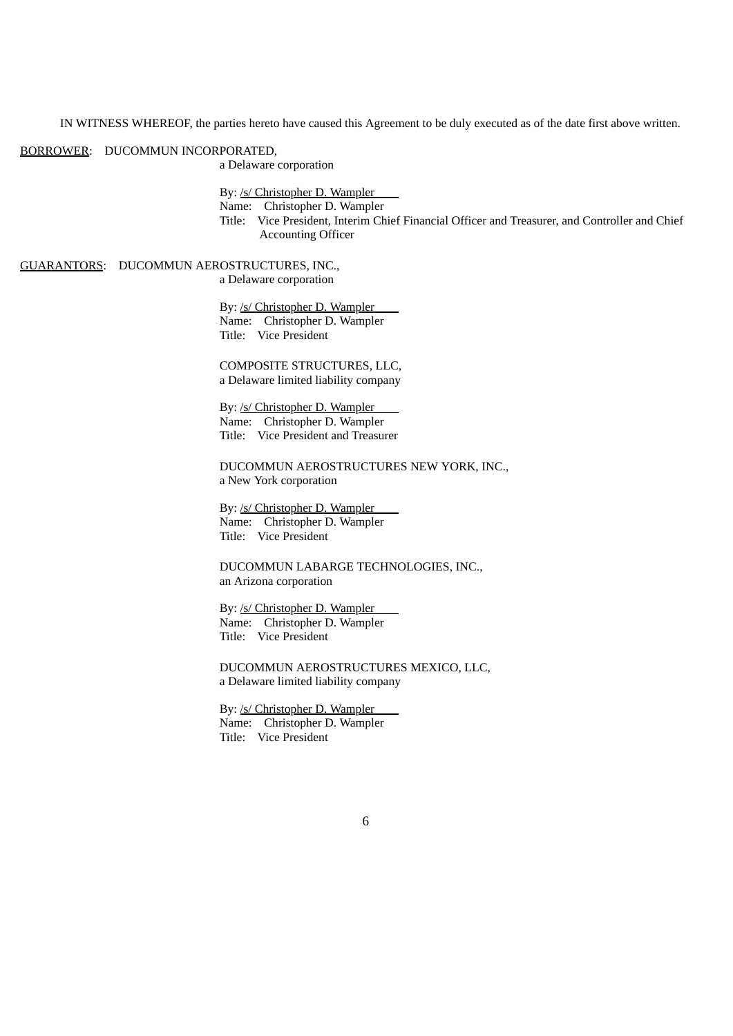IN WITNESS WHEREOF, the parties hereto have caused this Agreement to be duly executed as of the date first above written.

BORROWER: DUCOMMUN INCORPORATED,
a Delaware corporation

By: /s/ Christopher D. Wampler
Name: Christopher D. Wampler
Title: Vice President, Interim Chief Financial Officer and Treasurer, and Controller and Chief Accounting Officer

GUARANTORS: DUCOMMUN AEROSTRUCTURES, INC.,
a Delaware corporation

By: /s/ Christopher D. Wampler
Name: Christopher D. Wampler
Title: Vice President

COMPOSITE STRUCTURES, LLC,
a Delaware limited liability company

By: /s/ Christopher D. Wampler
Name: Christopher D. Wampler
Title: Vice President and Treasurer

DUCOMMUN AEROSTRUCTURES NEW YORK, INC.,
a New York corporation

By: /s/ Christopher D. Wampler
Name: Christopher D. Wampler
Title: Vice President

DUCOMMUN LABARGE TECHNOLOGIES, INC.,
an Arizona corporation

By: /s/ Christopher D. Wampler
Name: Christopher D. Wampler
Title: Vice President

DUCOMMUN AEROSTRUCTURES MEXICO, LLC,
a Delaware limited liability company

By: /s/ Christopher D. Wampler
Name: Christopher D. Wampler
Title: Vice President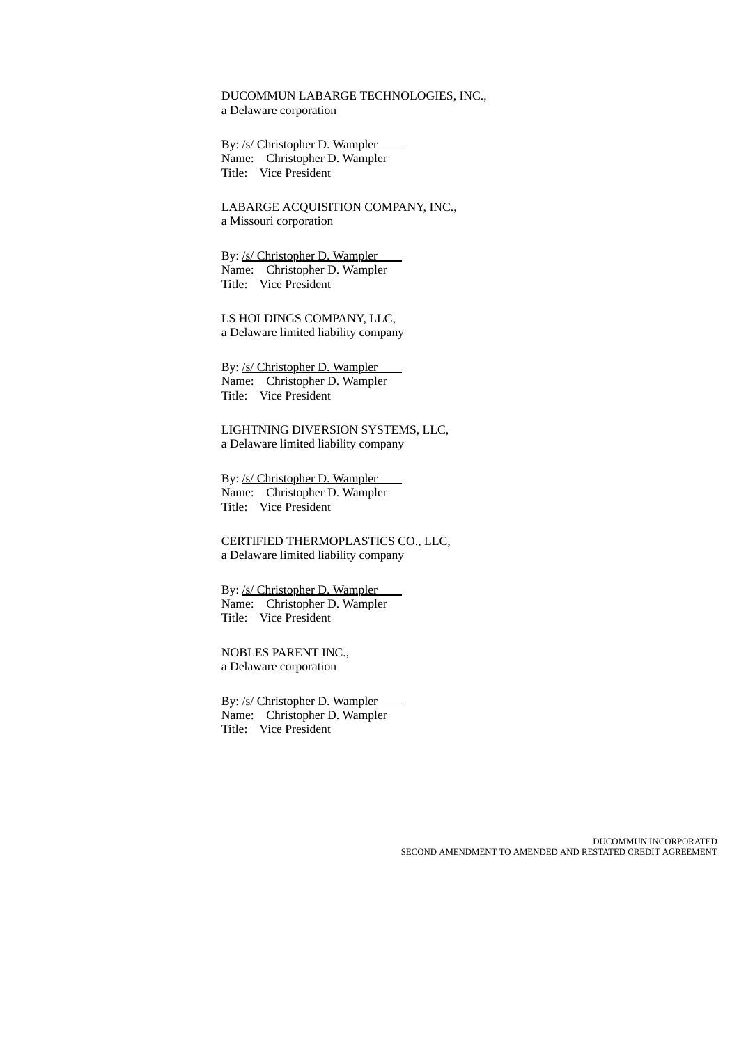DUCOMMUN LABARGE TECHNOLOGIES, INC.,
a Delaware corporation

By: /s/ Christopher D. Wampler
Name: Christopher D. Wampler
Title: Vice President

LABARGE ACQUISITION COMPANY, INC.,
a Missouri corporation

By: /s/ Christopher D. Wampler
Name: Christopher D. Wampler
Title: Vice President

LS HOLDINGS COMPANY, LLC,
a Delaware limited liability company

By: /s/ Christopher D. Wampler
Name: Christopher D. Wampler
Title: Vice President

LIGHTNING DIVERSION SYSTEMS, LLC,
a Delaware limited liability company

By: /s/ Christopher D. Wampler
Name: Christopher D. Wampler
Title: Vice President

CERTIFIED THERMOPLASTICS CO., LLC,
a Delaware limited liability company

By: /s/ Christopher D. Wampler
Name: Christopher D. Wampler
Title: Vice President

NOBLES PARENT INC.,
a Delaware corporation

By: /s/ Christopher D. Wampler
Name: Christopher D. Wampler
Title: Vice President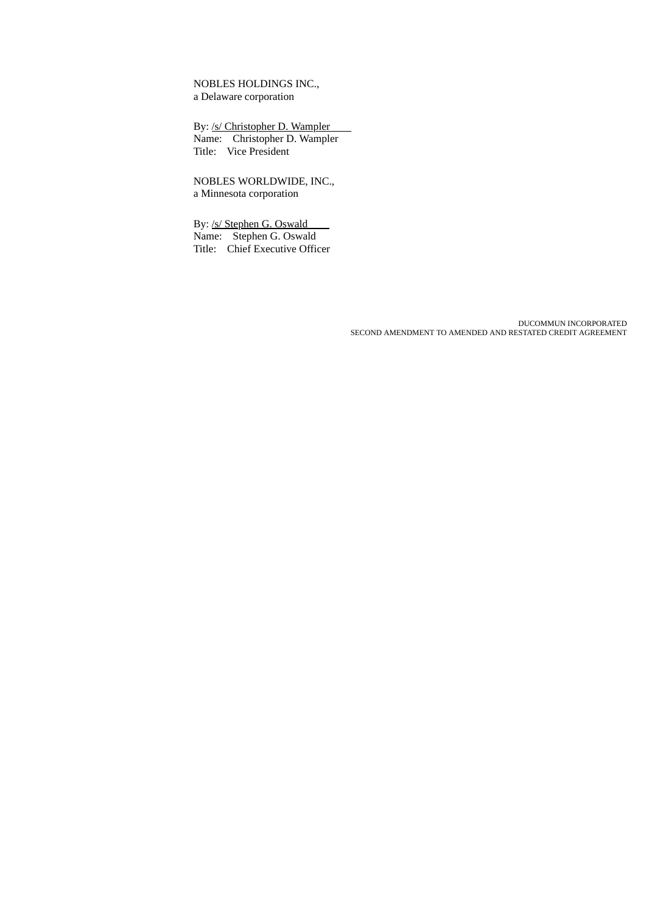NOBLES HOLDINGS INC.,
a Delaware corporation

By: /s/ Christopher D. Wampler
Name: Christopher D. Wampler
Title: Vice President

NOBLES WORLDWIDE, INC.,
a Minnesota corporation

By: /s/ Stephen G. Oswald
Name: Stephen G. Oswald
Title: Chief Executive Officer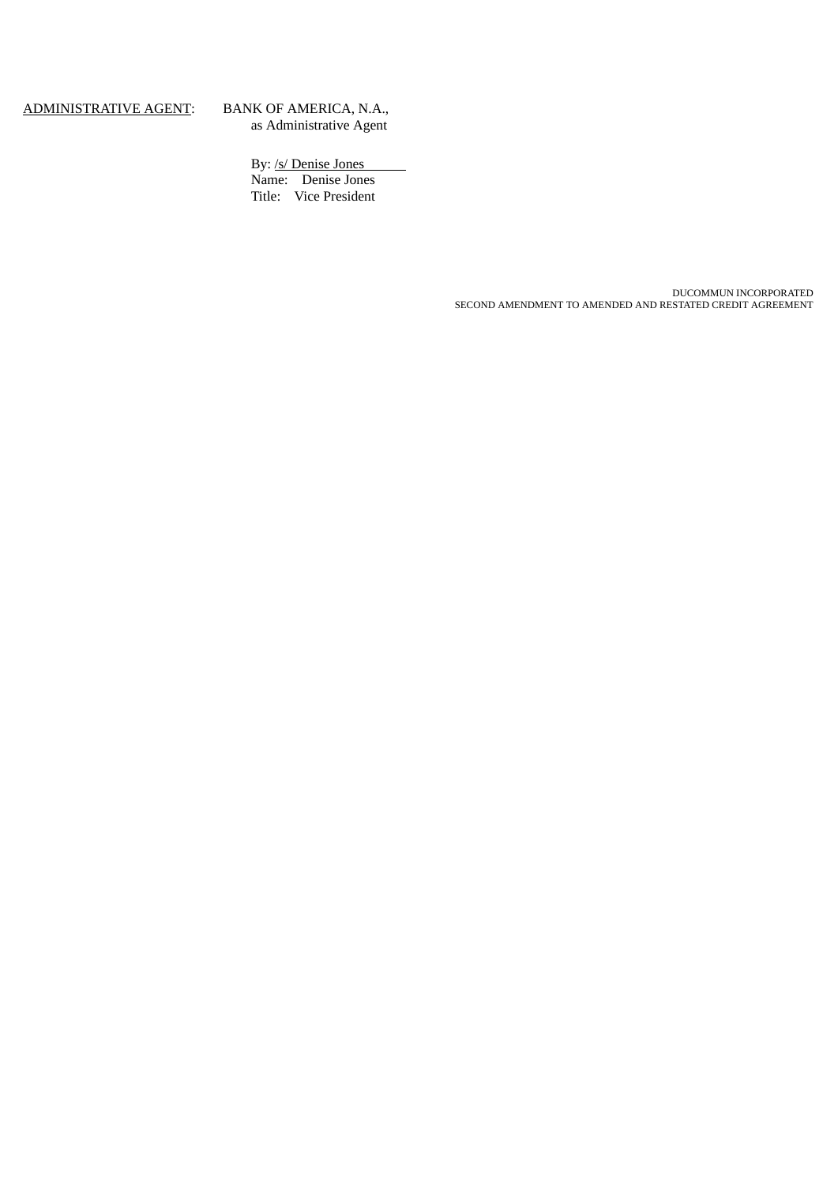ADMINISTRATIVE AGENT: BANK OF AMERICA, N.A.,
as Administrative Agent

By: /s/ Denise Jones
Name: Denise Jones
Title: Vice President

DUCOMMUN INCORPORATED
SECOND AMENDMENT TO AMENDED AND RESTATED CREDIT AGREEMENT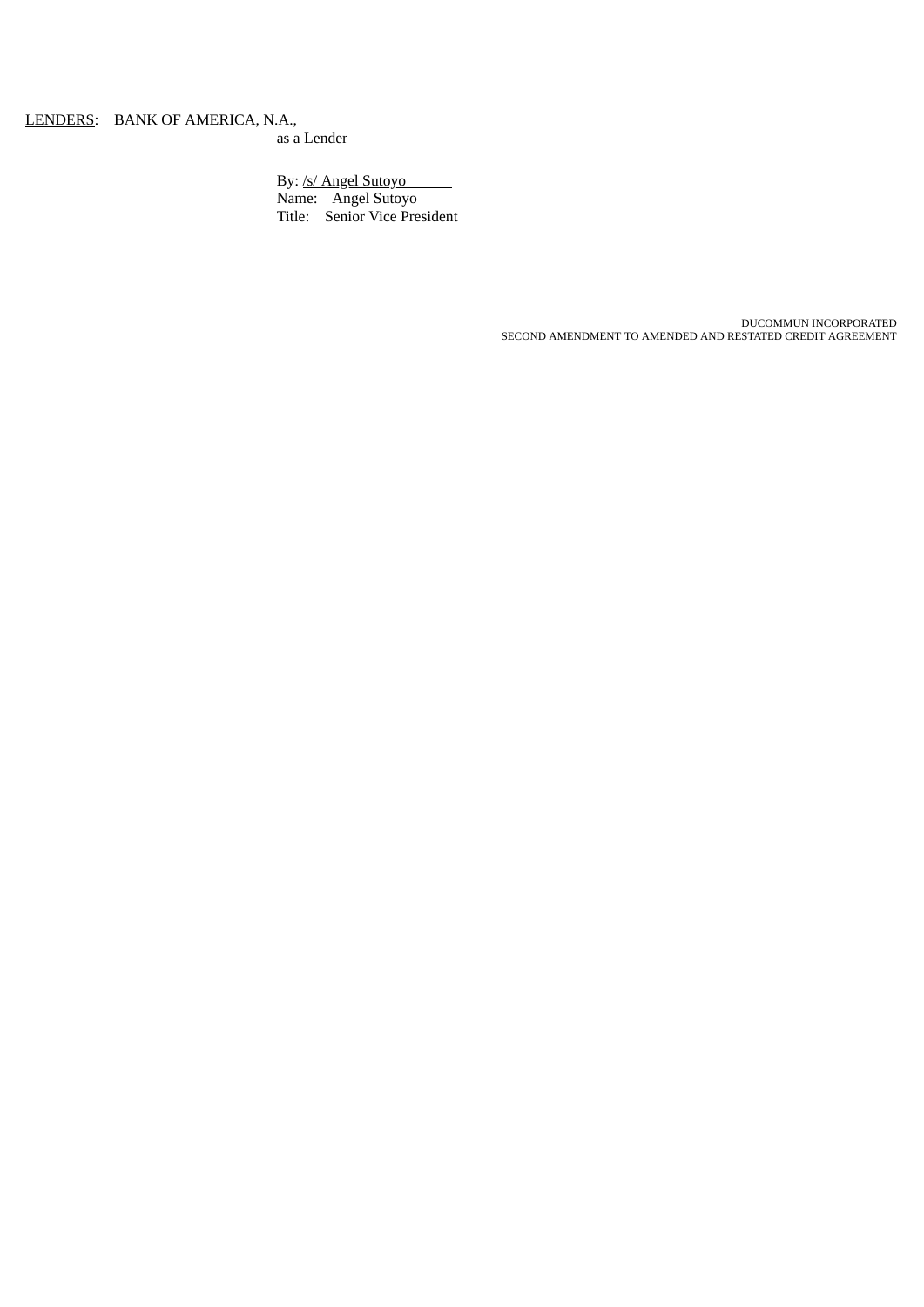LENDERS: BANK OF AMERICA, N.A.,
as a Lender

By: /s/ Angel Sutoyo
Name: Angel Sutoyo
Title: Senior Vice President

DUCOMMUN INCORPORATED
SECOND AMENDMENT TO AMENDED AND RESTATED CREDIT AGREEMENT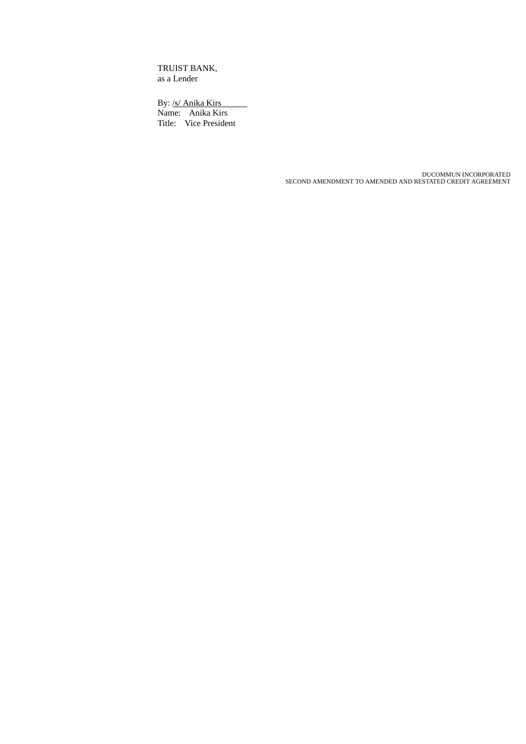TRUIST BANK,
as a Lender

By: /s/ Anika Kirs
Name: Anika Kirs
Title: Vice President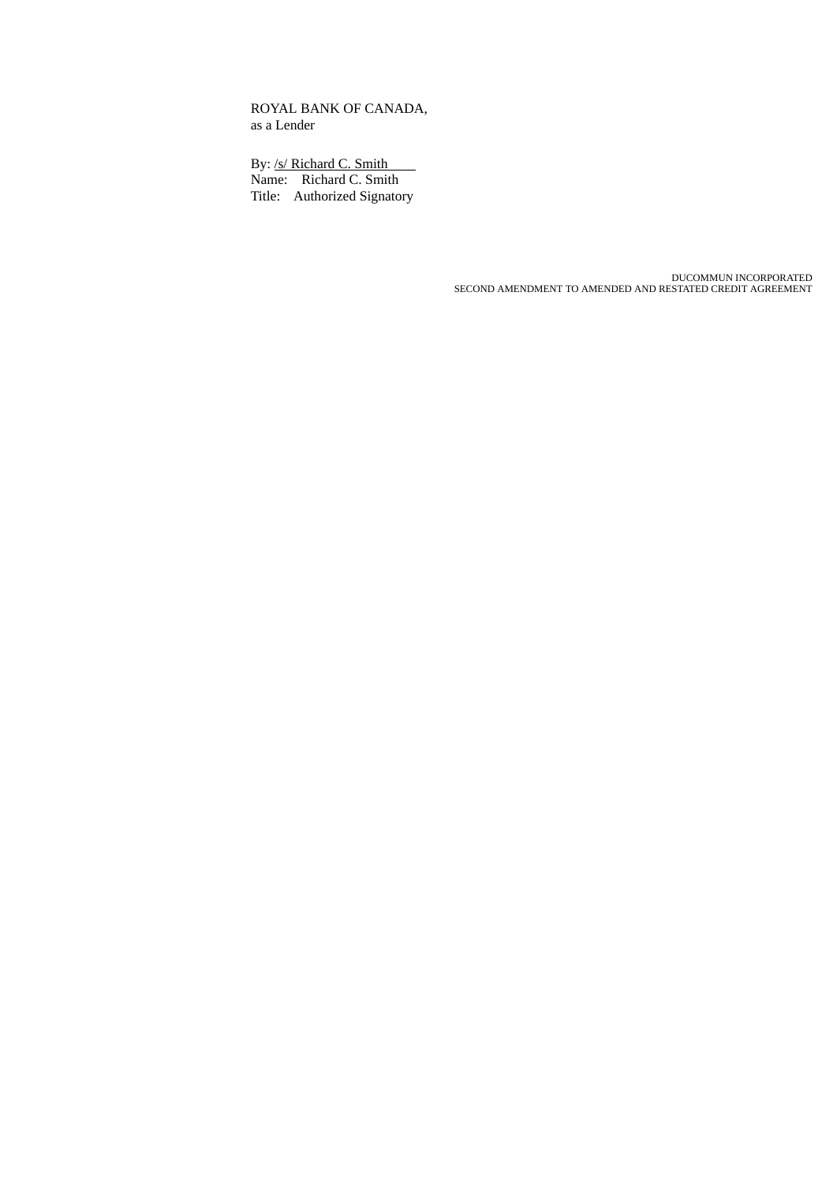ROYAL BANK OF CANADA,
as a Lender

By: /s/ Richard C. Smith
Name: Richard C. Smith
Title: Authorized Signatory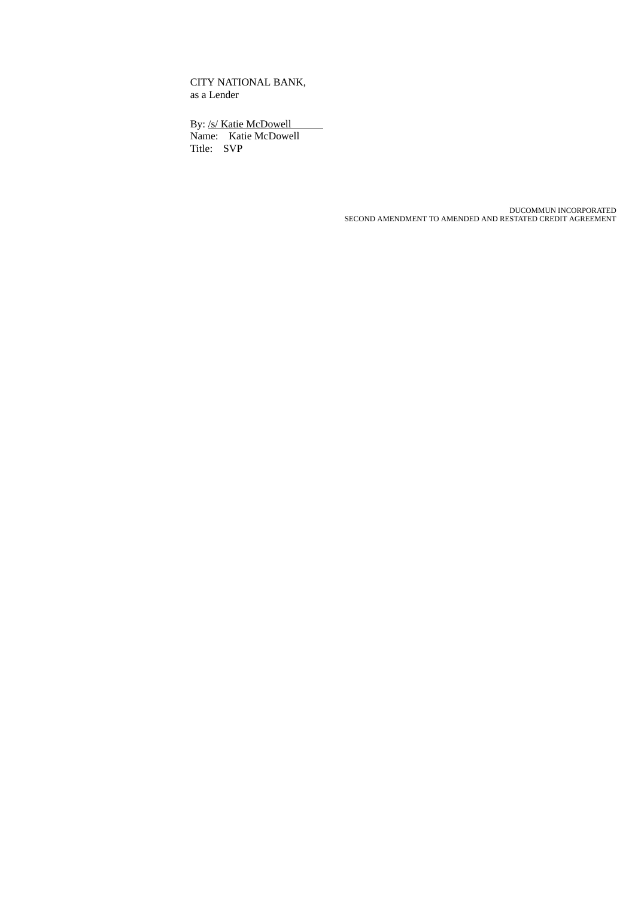CITY NATIONAL BANK,
as a Lender

By: /s/ Katie McDowell
Name: Katie McDowell
Title: SVP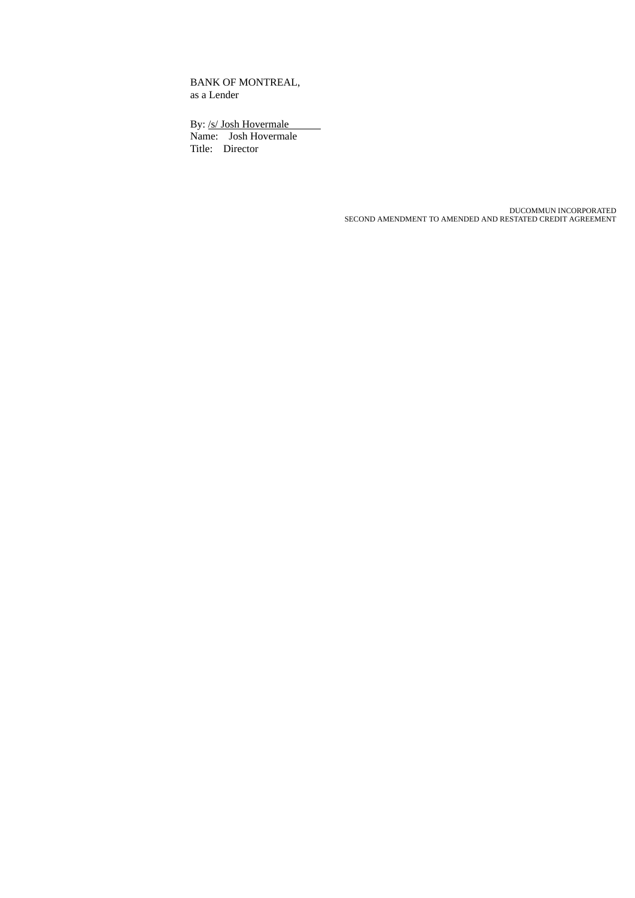BANK OF MONTREAL,
as a Lender

By: /s/ Josh Hovermale
Name: Josh Hovermale
Title: Director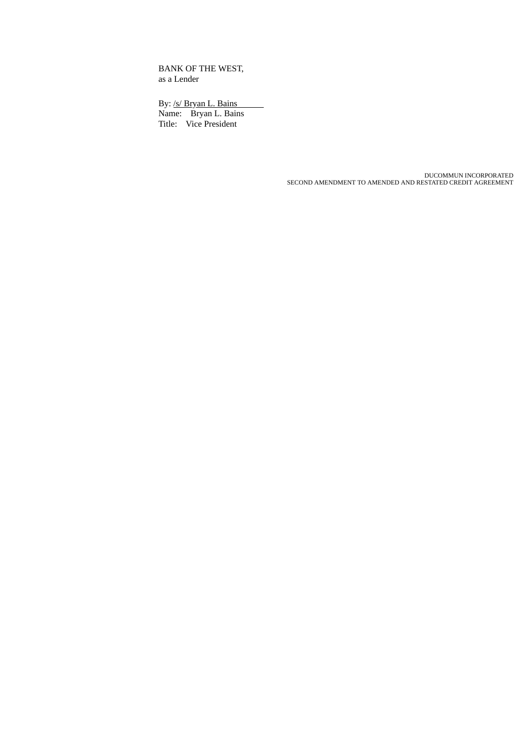BANK OF THE WEST,
as a Lender

By: /s/ Bryan L. Bains
Name: Bryan L. Bains
Title: Vice President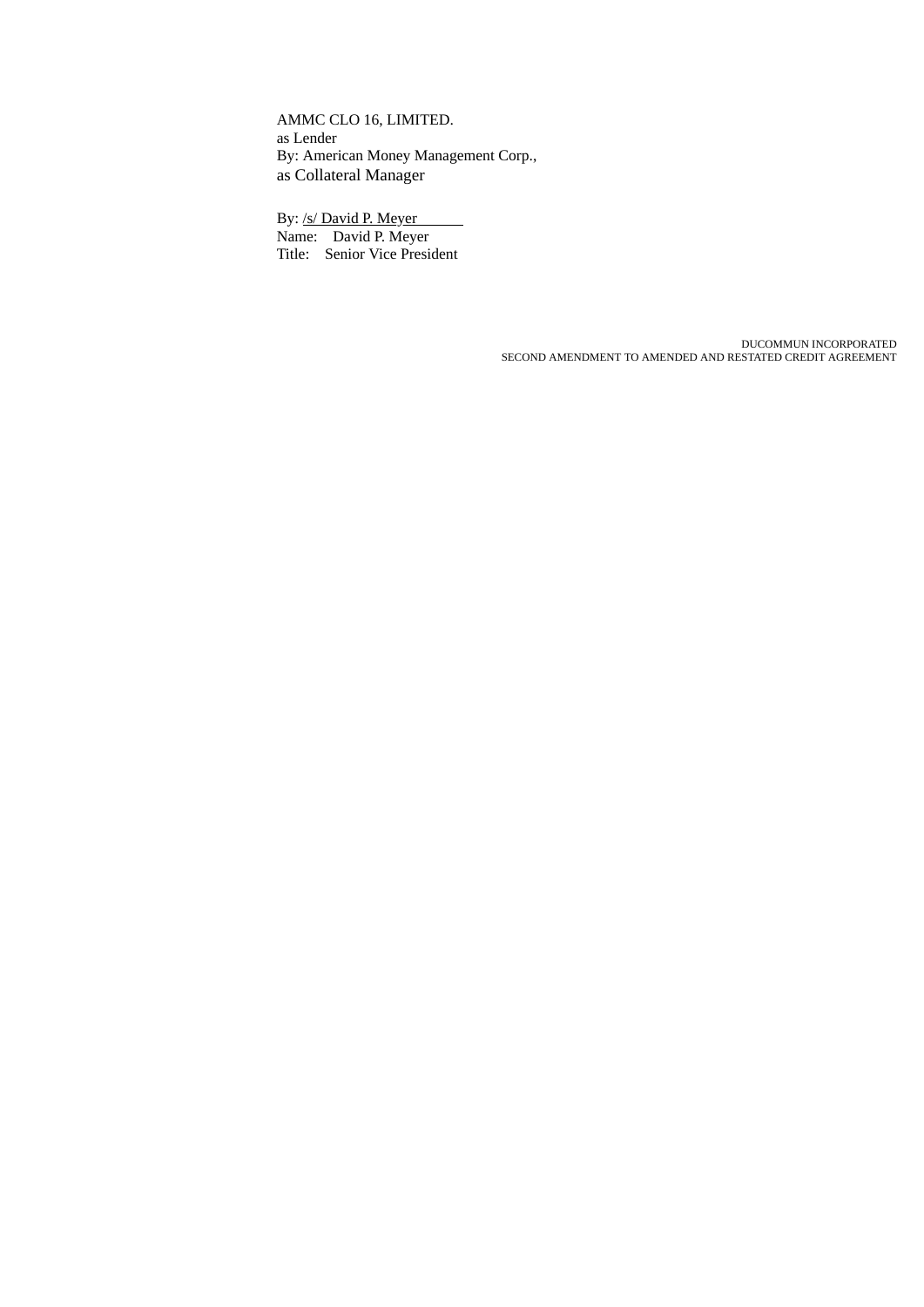AMMC CLO 16, LIMITED.
as Lender
By: American Money Management Corp.,
as Collateral Manager

By: /s/ David P. Meyer
Name: David P. Meyer
Title: Senior Vice President

DUCOMMUN INCORPORATED
SECOND AMENDMENT TO AMENDED AND RESTATED CREDIT AGREEMENT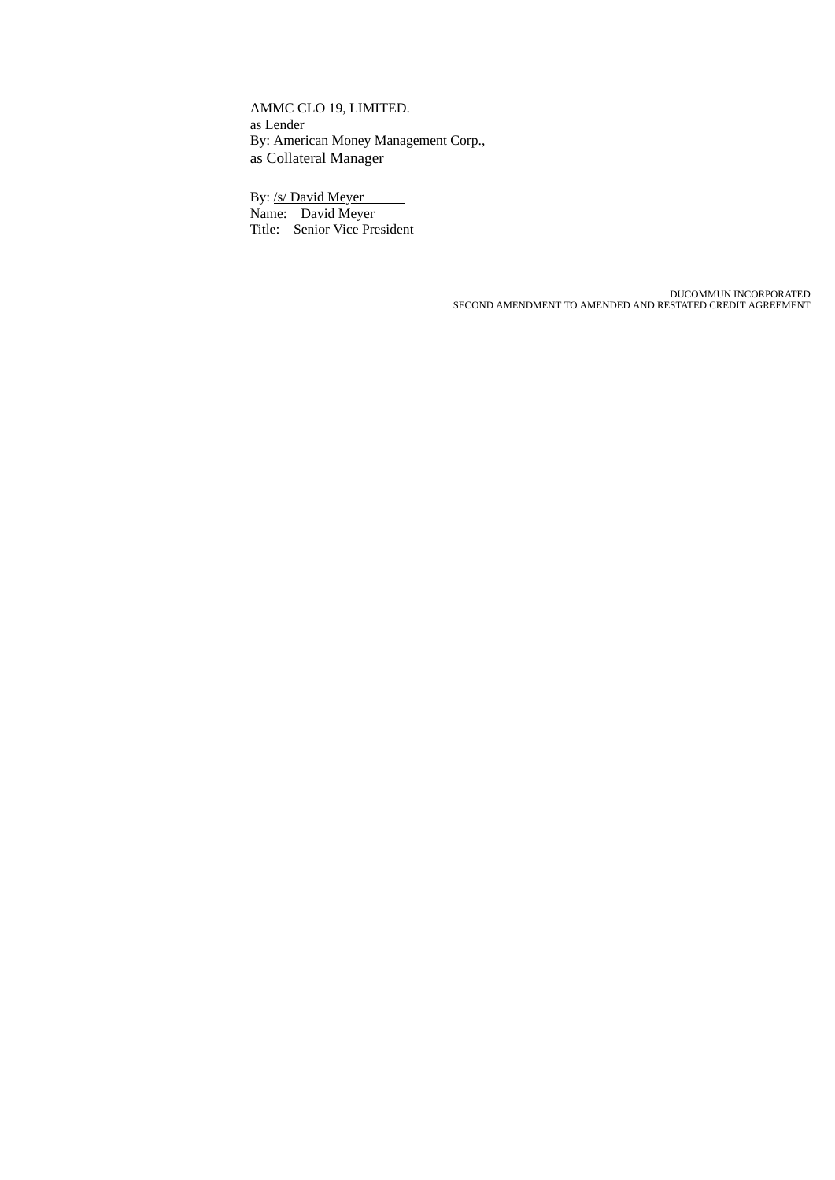AMMC CLO 19, LIMITED.
as Lender
By: American Money Management Corp.,
as Collateral Manager

By: /s/ David Meyer
Name: David Meyer
Title: Senior Vice President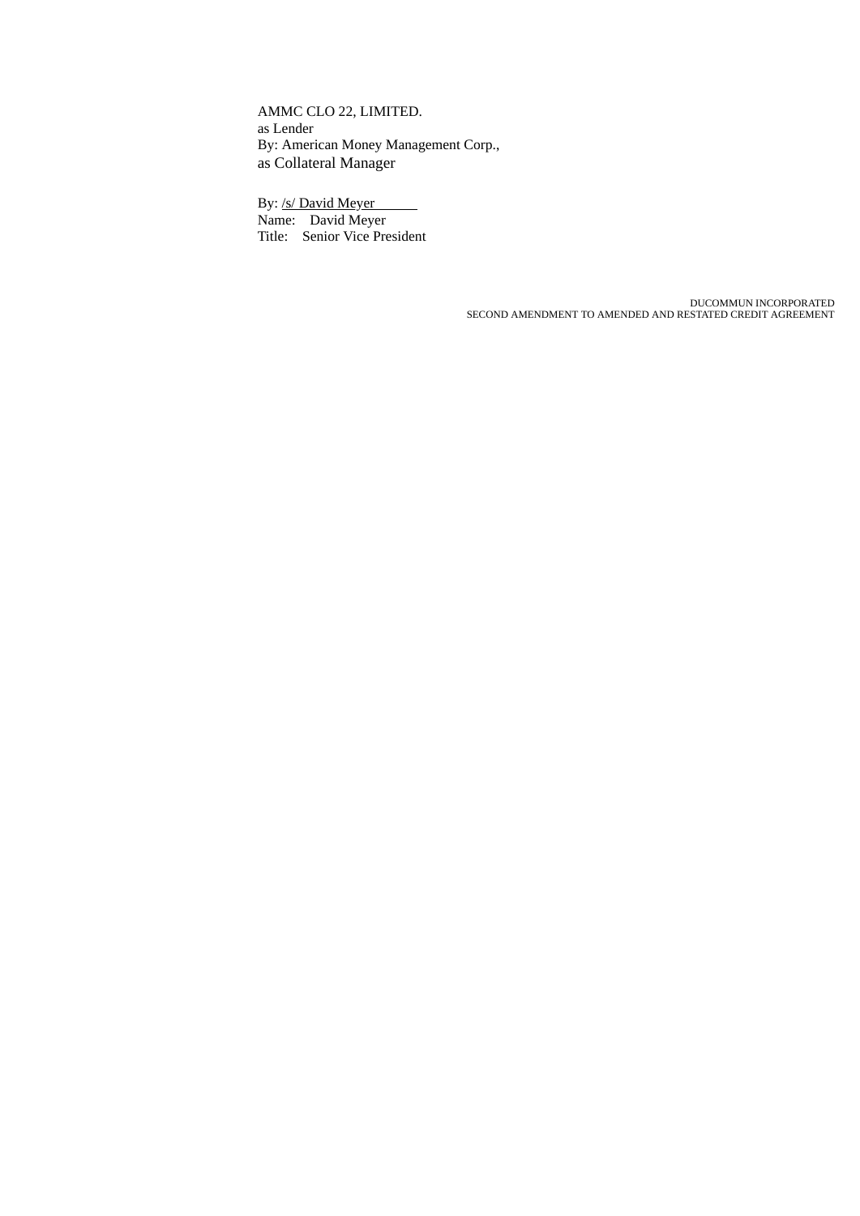AMMC CLO 22, LIMITED.
as Lender
By: American Money Management Corp.,
as Collateral Manager

By: /s/ David Meyer
Name: David Meyer
Title: Senior Vice President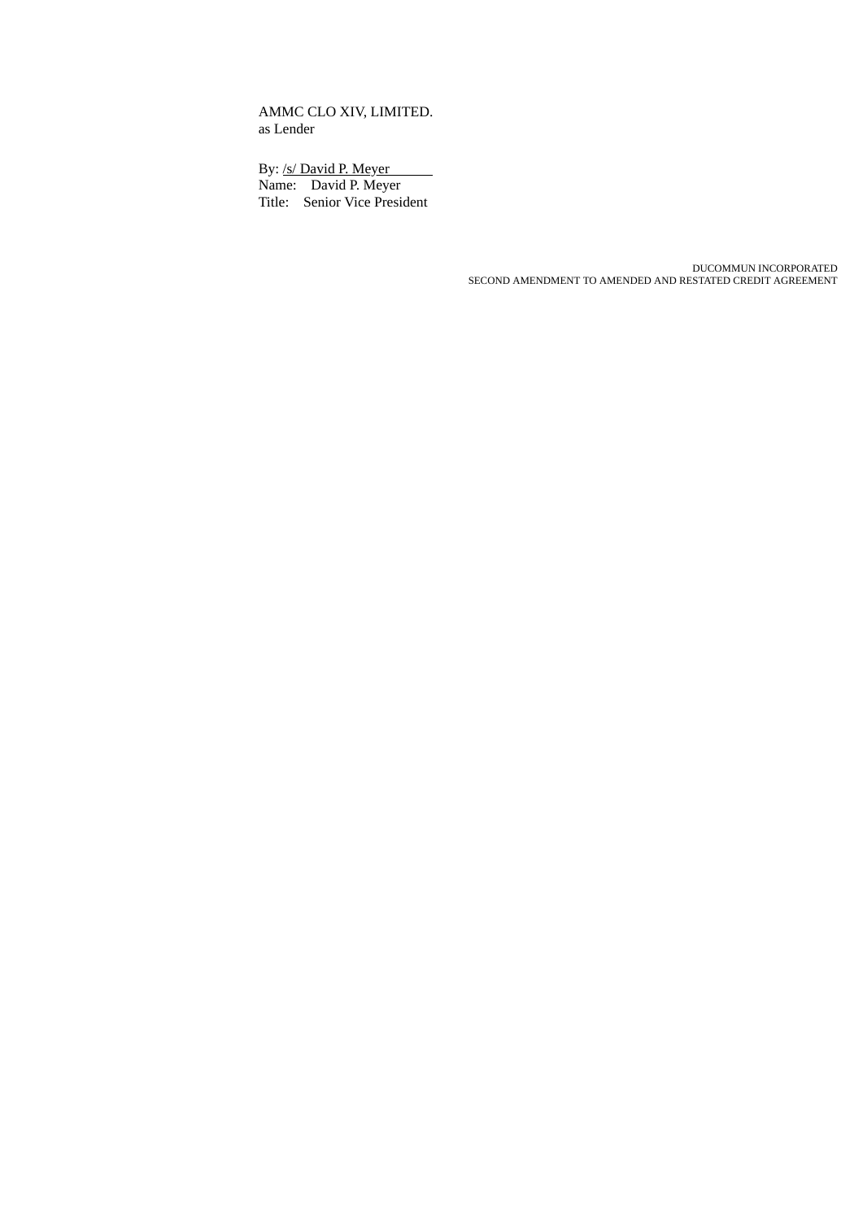AMMC CLO XIV, LIMITED.
as Lender

By: /s/ David P. Meyer
Name: David P. Meyer
Title: Senior Vice President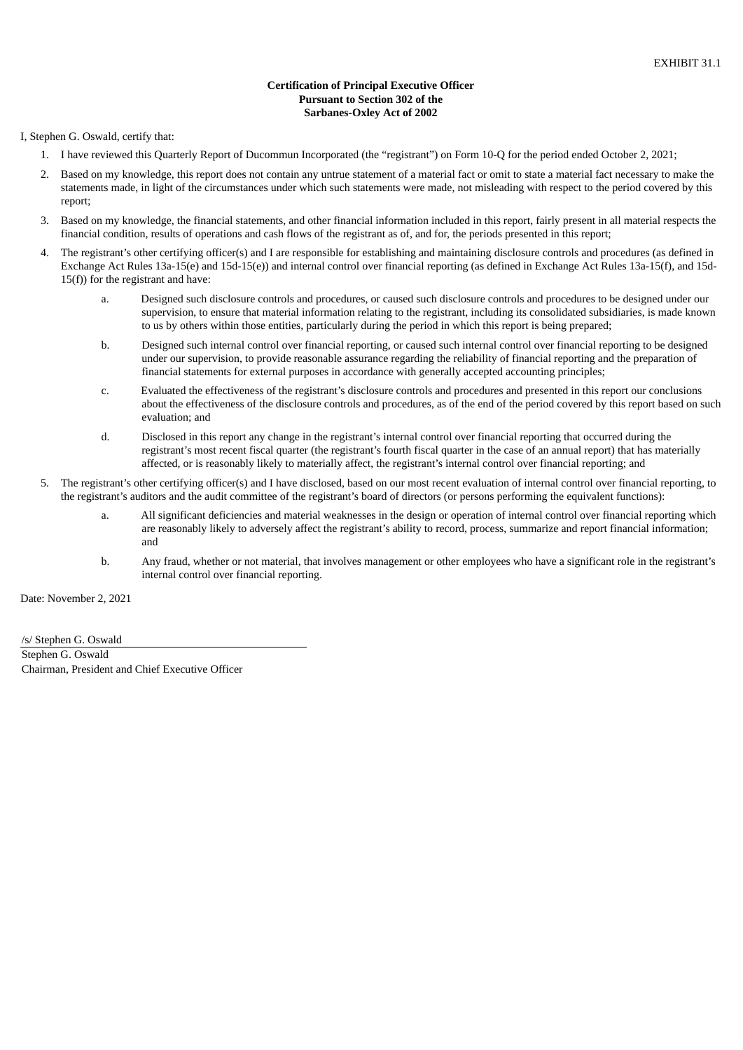EXHIBIT 31.1

**Certification of Principal Executive Officer**
**Pursuant to Section 302 of the**
**Sarbanes-Oxley Act of 2002**

I, Stephen G. Oswald, certify that:

1. I have reviewed this Quarterly Report of Ducommun Incorporated (the "registrant") on Form 10-Q for the period ended October 2, 2021;
2. Based on my knowledge, this report does not contain any untrue statement of a material fact or omit to state a material fact necessary to make the statements made, in light of the circumstances under which such statements were made, not misleading with respect to the period covered by this report;
3. Based on my knowledge, the financial statements, and other financial information included in this report, fairly present in all material respects the financial condition, results of operations and cash flows of the registrant as of, and for, the periods presented in this report;
4. The registrant's other certifying officer(s) and I are responsible for establishing and maintaining disclosure controls and procedures (as defined in Exchange Act Rules 13a-15(e) and 15d-15(e)) and internal control over financial reporting (as defined in Exchange Act Rules 13a-15(f), and 15d-15(f)) for the registrant and have:
    a. Designed such disclosure controls and procedures, or caused such disclosure controls and procedures to be designed under our supervision, to ensure that material information relating to the registrant, including its consolidated subsidiaries, is made known to us by others within those entities, particularly during the period in which this report is being prepared;
    b. Designed such internal control over financial reporting, or caused such internal control over financial reporting to be designed under our supervision, to provide reasonable assurance regarding the reliability of financial reporting and the preparation of financial statements for external purposes in accordance with generally accepted accounting principles;
    c. Evaluated the effectiveness of the registrant's disclosure controls and procedures and presented in this report our conclusions about the effectiveness of the disclosure controls and procedures, as of the end of the period covered by this report based on such evaluation; and
    d. Disclosed in this report any change in the registrant's internal control over financial reporting that occurred during the registrant's most recent fiscal quarter (the registrant's fourth fiscal quarter in the case of an annual report) that has materially affected, or is reasonably likely to materially affect, the registrant's internal control over financial reporting; and
5. The registrant's other certifying officer(s) and I have disclosed, based on our most recent evaluation of internal control over financial reporting, to the registrant's auditors and the audit committee of the registrant's board of directors (or persons performing the equivalent functions):
    a. All significant deficiencies and material weaknesses in the design or operation of internal control over financial reporting which are reasonably likely to adversely affect the registrant's ability to record, process, summarize and report financial information; and
    b. Any fraud, whether or not material, that involves management or other employees who have a significant role in the registrant's internal control over financial reporting.

Date: November 2, 2021

/s/ Stephen G. Oswald
Stephen G. Oswald
Chairman, President and Chief Executive Officer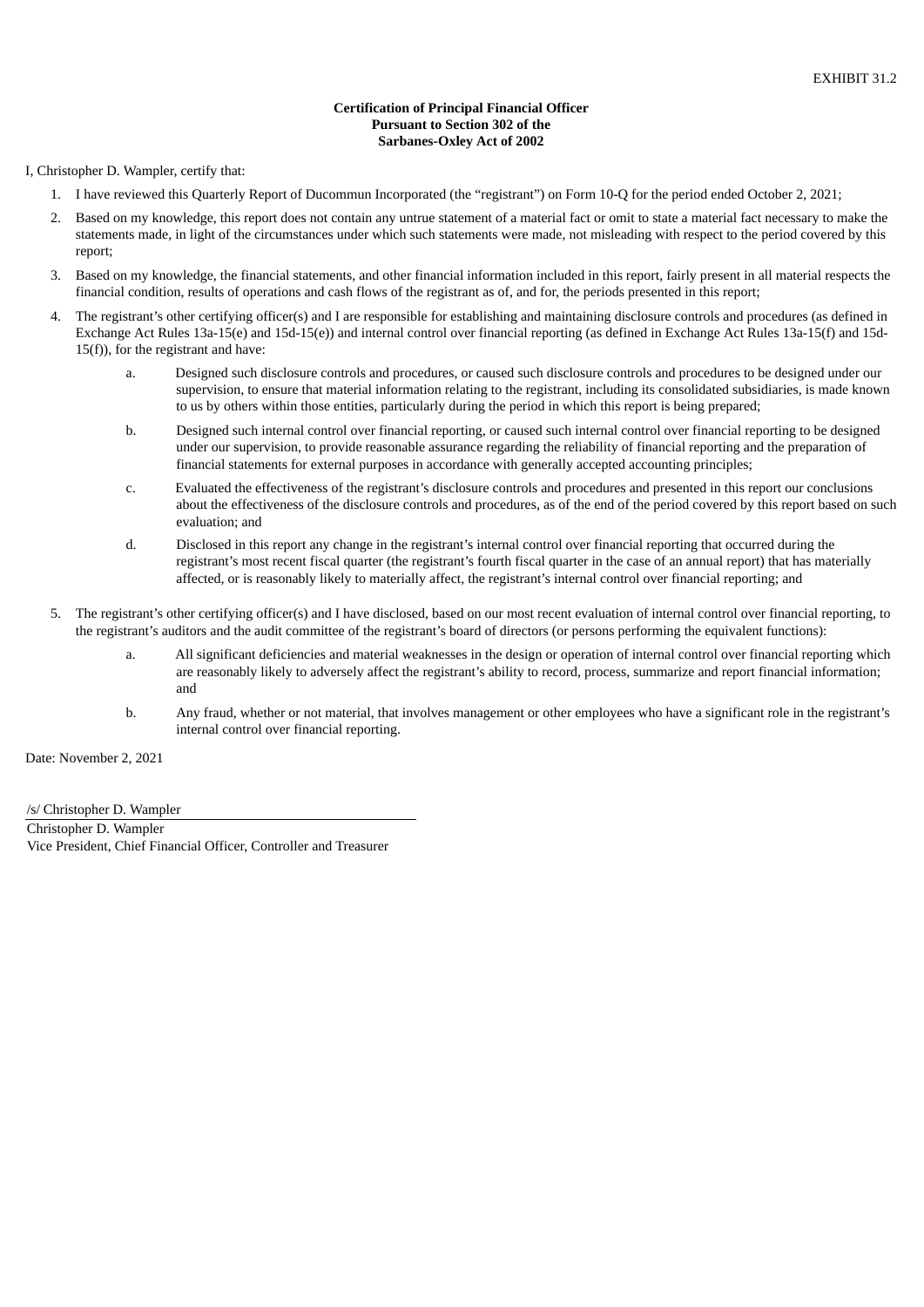EXHIBIT 31.2

**Certification of Principal Financial Officer**
**Pursuant to Section 302 of the**
**Sarbanes-Oxley Act of 2002**

I, Christopher D. Wampler, certify that:

1. I have reviewed this Quarterly Report of Ducommun Incorporated (the "registrant") on Form 10-Q for the period ended October 2, 2021;
2. Based on my knowledge, this report does not contain any untrue statement of a material fact or omit to state a material fact necessary to make the statements made, in light of the circumstances under which such statements were made, not misleading with respect to the period covered by this report;
3. Based on my knowledge, the financial statements, and other financial information included in this report, fairly present in all material respects the financial condition, results of operations and cash flows of the registrant as of, and for, the periods presented in this report;
4. The registrant's other certifying officer(s) and I are responsible for establishing and maintaining disclosure controls and procedures (as defined in Exchange Act Rules 13a-15(e) and 15d-15(e)) and internal control over financial reporting (as defined in Exchange Act Rules 13a-15(f) and 15d-15(f)), for the registrant and have:
   a. Designed such disclosure controls and procedures, or caused such disclosure controls and procedures to be designed under our supervision, to ensure that material information relating to the registrant, including its consolidated subsidiaries, is made known to us by others within those entities, particularly during the period in which this report is being prepared;
   b. Designed such internal control over financial reporting, or caused such internal control over financial reporting to be designed under our supervision, to provide reasonable assurance regarding the reliability of financial reporting and the preparation of financial statements for external purposes in accordance with generally accepted accounting principles;
   c. Evaluated the effectiveness of the registrant's disclosure controls and procedures and presented in this report our conclusions about the effectiveness of the disclosure controls and procedures, as of the end of the period covered by this report based on such evaluation; and
   d. Disclosed in this report any change in the registrant's internal control over financial reporting that occurred during the registrant's most recent fiscal quarter (the registrant's fourth fiscal quarter in the case of an annual report) that has materially affected, or is reasonably likely to materially affect, the registrant's internal control over financial reporting; and
5. The registrant's other certifying officer(s) and I have disclosed, based on our most recent evaluation of internal control over financial reporting, to the registrant's auditors and the audit committee of the registrant's board of directors (or persons performing the equivalent functions):
   a. All significant deficiencies and material weaknesses in the design or operation of internal control over financial reporting which are reasonably likely to adversely affect the registrant's ability to record, process, summarize and report financial information; and
   b. Any fraud, whether or not material, that involves management or other employees who have a significant role in the registrant's internal control over financial reporting.

Date: November 2, 2021

/s/ Christopher D. Wampler

Christopher D. Wampler
Vice President, Chief Financial Officer, Controller and Treasurer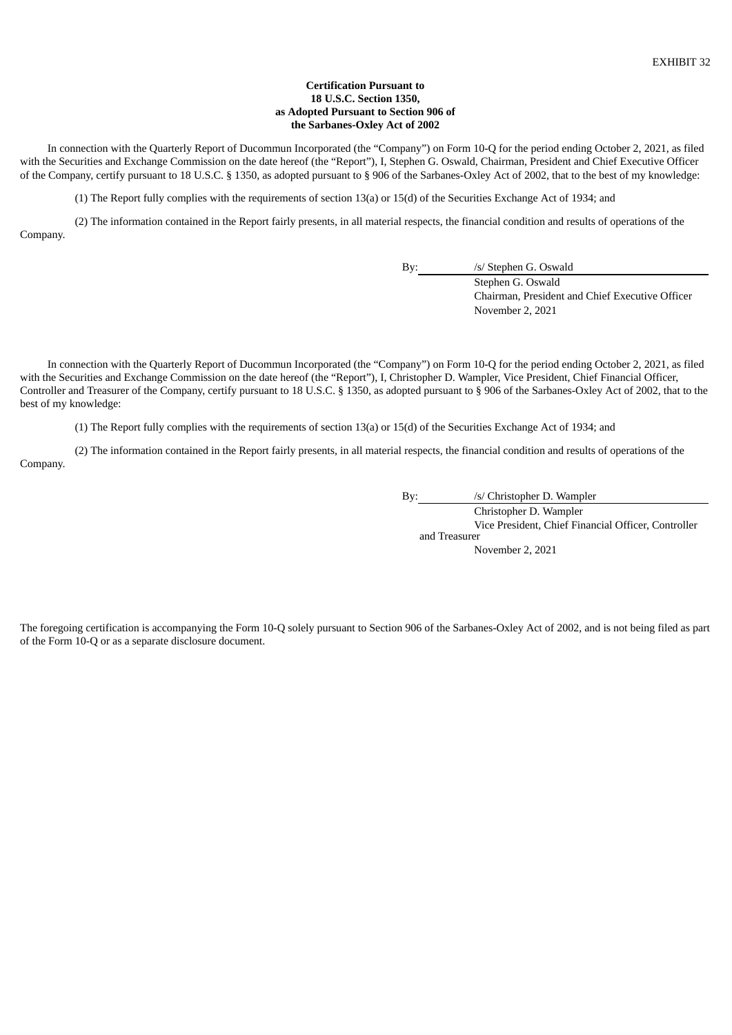EXHIBIT 32

**Certification Pursuant to**
**18 U.S.C. Section 1350,**
**as Adopted Pursuant to Section 906 of**
**the Sarbanes-Oxley Act of 2002**

In connection with the Quarterly Report of Ducommun Incorporated (the "Company") on Form 10-Q for the period ending October 2, 2021, as filed with the Securities and Exchange Commission on the date hereof (the "Report"), I, Stephen G. Oswald, Chairman, President and Chief Executive Officer of the Company, certify pursuant to 18 U.S.C. § 1350, as adopted pursuant to § 906 of the Sarbanes-Oxley Act of 2002, that to the best of my knowledge:

(1) The Report fully complies with the requirements of section 13(a) or 15(d) of the Securities Exchange Act of 1934; and

(2) The information contained in the Report fairly presents, in all material respects, the financial condition and results of operations of the Company.

By: /s/ Stephen G. Oswald
Stephen G. Oswald
Chairman, President and Chief Executive Officer
November 2, 2021

In connection with the Quarterly Report of Ducommun Incorporated (the "Company") on Form 10-Q for the period ending October 2, 2021, as filed with the Securities and Exchange Commission on the date hereof (the "Report"), I, Christopher D. Wampler, Vice President, Chief Financial Officer, Controller and Treasurer of the Company, certify pursuant to 18 U.S.C. § 1350, as adopted pursuant to § 906 of the Sarbanes-Oxley Act of 2002, that to the best of my knowledge:

(1) The Report fully complies with the requirements of section 13(a) or 15(d) of the Securities Exchange Act of 1934; and

(2) The information contained in the Report fairly presents, in all material respects, the financial condition and results of operations of the Company.

By: /s/ Christopher D. Wampler
Christopher D. Wampler
Vice President, Chief Financial Officer, Controller and Treasurer
November 2, 2021

The foregoing certification is accompanying the Form 10-Q solely pursuant to Section 906 of the Sarbanes-Oxley Act of 2002, and is not being filed as part of the Form 10-Q or as a separate disclosure document.